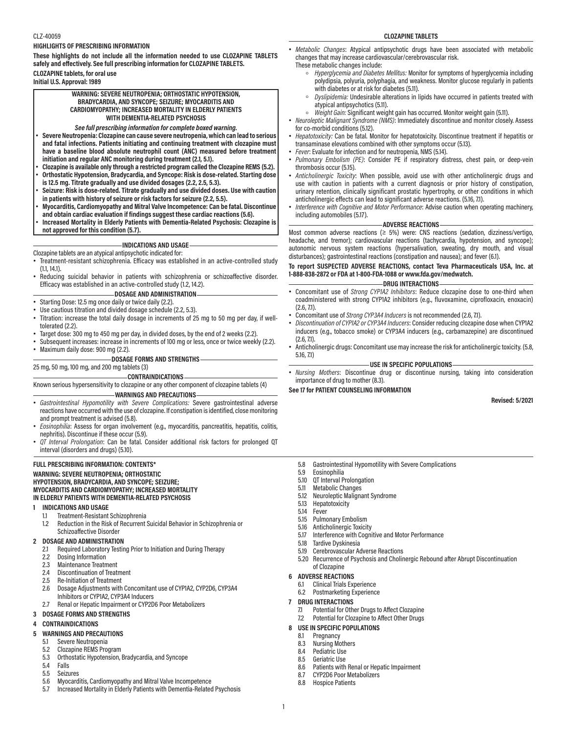CLZ-40059

**HIGHLIGHTS OF PRESCRIBING INFORMATION**

**These highlights do not include all the information needed to use CLOZAPINE TABLETS safely and effectively. See full prescribing information for CLOZAPINE TABLETS.**

**CLOZAPINE tablets, for oral use**

**Initial U.S. Approval: 1989**

**WARNING: SEVERE NEUTROPENIA; ORTHOSTATIC HYPOTENSION, BRADYCARDIA, AND SYNCOPE; SEIZURE; MYOCARDITIS AND CARDIOMYOPATHY; INCREASED MORTALITY IN ELDERLY PATIENTS WITH DEMENTIA-RELATED PSYCHOSIS**

***See full prescribing information for complete boxed warning.***

- **Severe Neutropenia: Clozapine can cause severe neutropenia, which can lead to serious and fatal infections. Patients initiating and continuing treatment with clozapine must have a baseline blood absolute neutrophil count (ANC) measured before treatment initiation and regular ANC monitoring during treatment (2.1, 5.1).**
- **Clozapine is available only through a restricted program called the Clozapine REMS (5.2).**
- **Orthostatic Hypotension, Bradycardia, and Syncope: Risk is dose-related. Starting dose is 12.5 mg. Titrate gradually and use divided dosages (2.2, 2.5, 5.3).**
- **Seizure: Risk is dose-related. Titrate gradually and use divided doses. Use with caution in patients with history of seizure or risk factors for seizure (2.2, 5.5).**
- **Myocarditis, Cardiomyopathy and Mitral Valve Incompetence: Can be fatal. Discontinue and obtain cardiac evaluation if findings suggest these cardiac reactions (5.6).**
- **Increased Mortality in Elderly Patients with Dementia-Related Psychosis: Clozapine is not approved for this condition (5.7).**

**INDICATIONS AND USAGE**

Clozapine tablets are an atypical antipsychotic indicated for:

- Treatment-resistant schizophrenia. Efficacy was established in an active-controlled study (1.1, 14.1).
- Reducing suicidal behavior in patients with schizophrenia or schizoaffective disorder. Efficacy was established in an active-controlled study (1.2, 14.2).

**DOSAGE AND ADMINISTRATION**

- Starting Dose: 12.5 mg once daily or twice daily (2.2).
- Use cautious titration and divided dosage schedule (2.2, 5.3).
- Titration: increase the total daily dosage in increments of 25 mg to 50 mg per day, if well-tolerated (2.2).
- Target dose: 300 mg to 450 mg per day, in divided doses, by the end of 2 weeks (2.2).
- Subsequent increases: increase in increments of 100 mg or less, once or twice weekly (2.2).
- Maximum daily dose: 900 mg (2.2).

**DOSAGE FORMS AND STRENGTHS**

25 mg, 50 mg, 100 mg, and 200 mg tablets (3)

**CONTRAINDICATIONS**

Known serious hypersensitivity to clozapine or any other component of clozapine tablets (4)

**WARNINGS AND PRECAUTIONS**

- *Gastrointestinal Hypomotility with Severe Complications:* Severe gastrointestinal adverse reactions have occurred with the use of clozapine. If constipation is identified, close monitoring and prompt treatment is advised (5.8).
- *Eosinophilia*: Assess for organ involvement (e.g., myocarditis, pancreatitis, hepatitis, colitis, nephritis). Discontinue if these occur (5.9).
- *QT Interval Prolongation*: Can be fatal. Consider additional risk factors for prolonged QT interval (disorders and drugs) (5.10).
- *Metabolic Changes*: Atypical antipsychotic drugs have been associated with metabolic changes that may increase cardiovascular/cerebrovascular risk. These metabolic changes include:
    - *Hyperglycemia and Diabetes Mellitus:* Monitor for symptoms of hyperglycemia including polydipsia, polyuria, polyphagia, and weakness. Monitor glucose regularly in patients with diabetes or at risk for diabetes (5.11).
    - *Dyslipidemia:* Undesirable alterations in lipids have occurred in patients treated with atypical antipsychotics (5.11).
    - *Weight Gain:* Significant weight gain has occurred. Monitor weight gain (5.11).
- *Neuroleptic Malignant Syndrome (NMS)*: Immediately discontinue and monitor closely. Assess for co-morbid conditions (5.12).
- *Hepatotoxicity:* Can be fatal. Monitor for hepatotoxicity. Discontinue treatment if hepatitis or transaminase elevations combined with other symptoms occur (5.13).
- *Fever*: Evaluate for infection and for neutropenia, NMS (5.14).
- *Pulmonary Embolism (PE)*: Consider PE if respiratory distress, chest pain, or deep-vein thrombosis occur (5.15).
- *Anticholinergic Toxicity*: When possible, avoid use with other anticholinergic drugs and use with caution in patients with a current diagnosis or prior history of constipation, urinary retention, clinically significant prostatic hypertrophy, or other conditions in which anticholinergic effects can lead to significant adverse reactions. (5.16, 7.1).
- *Interference with Cognitive and Motor Performance*: Advise caution when operating machinery, including automobiles (5.17).

**ADVERSE REACTIONS**

Most common adverse reactions (≥ 5%) were: CNS reactions (sedation, dizziness/vertigo, headache, and tremor); cardiovascular reactions (tachycardia, hypotension, and syncope); autonomic nervous system reactions (hypersalivation, sweating, dry mouth, and visual disturbances); gastrointestinal reactions (constipation and nausea); and fever (6.1).

**To report SUSPECTED ADVERSE REACTIONS, contact Teva Pharmaceuticals USA, Inc. at 1-888-838-2872 or FDA at 1-800-FDA-1088 or www.fda.gov/medwatch.**

**DRUG INTERACTIONS**

- Concomitant use of *Strong CYP1A2 Inhibitors*: Reduce clozapine dose to one-third when coadministered with strong CYP1A2 inhibitors (e.g., fluvoxamine, ciprofloxacin, enoxacin) (2.6, 7.1).
- Concomitant use of *Strong CYP3A4 Inducers* is not recommended (2.6, 7.1).
- *Discontinuation of CYP1A2 or CYP3A4 Inducers*: Consider reducing clozapine dose when CYP1A2 inducers (e.g., tobacco smoke) or CYP3A4 inducers (e.g., carbamazepine) are discontinued (2.6, 7.1).
- Anticholinergic drugs: Concomitant use may increase the risk for anticholinergic toxicity. (5.8, 5.16, 7.1)

**USE IN SPECIFIC POPULATIONS**

- *Nursing Mothers*: Discontinue drug or discontinue nursing, taking into consideration importance of drug to mother (8.3).

**See 17 for PATIENT COUNSELING INFORMATION**

**Revised: 5/2021**

**FULL PRESCRIBING INFORMATION: CONTENTS\***

**WARNING: SEVERE NEUTROPENIA; ORTHOSTATIC HYPOTENSION, BRADYCARDIA, AND SYNCOPE; SEIZURE; MYOCARDITIS AND CARDIOMYOPATHY; INCREASED MORTALITY IN ELDERLY PATIENTS WITH DEMENTIA-RELATED PSYCHOSIS**

**1 INDICATIONS AND USAGE**
- 1.1 Treatment-Resistant Schizophrenia
- 1.2 Reduction in the Risk of Recurrent Suicidal Behavior in Schizophrenia or Schizoaffective Disorder

**2 DOSAGE AND ADMINISTRATION**
- 2.1 Required Laboratory Testing Prior to Initiation and During Therapy
- 2.2 Dosing Information
- 2.3 Maintenance Treatment
- 2.4 Discontinuation of Treatment
- 2.5 Re-Initiation of Treatment
- 2.6 Dosage Adjustments with Concomitant use of CYP1A2, CYP2D6, CYP3A4 Inhibitors or CYP1A2, CYP3A4 Inducers
- 2.7 Renal or Hepatic Impairment or CYP2D6 Poor Metabolizers

**3 DOSAGE FORMS AND STRENGTHS**

**4 CONTRAINDICATIONS**

**5 WARNINGS AND PRECAUTIONS**
- 5.1 Severe Neutropenia
- 5.2 Clozapine REMS Program
- 5.3 Orthostatic Hypotension, Bradycardia, and Syncope
- 5.4 Falls
- 5.5 Seizures
- 5.6 Myocarditis, Cardiomyopathy and Mitral Valve Incompetence
- 5.7 Increased Mortality in Elderly Patients with Dementia-Related Psychosis
- 5.8 Gastrointestinal Hypomotility with Severe Complications
- 5.9 Eosinophilia
- 5.10 QT Interval Prolongation
- 5.11 Metabolic Changes
- 5.12 Neuroleptic Malignant Syndrome
- 5.13 Hepatotoxicity
- 5.14 Fever
- 5.15 Pulmonary Embolism
- 5.16 Anticholinergic Toxicity
- 5.17 Interference with Cognitive and Motor Performance
- 5.18 Tardive Dyskinesia
- 5.19 Cerebrovascular Adverse Reactions
- 5.20 Recurrence of Psychosis and Cholinergic Rebound after Abrupt Discontinuation of Clozapine

**6 ADVERSE REACTIONS**
- 6.1 Clinical Trials Experience
- 6.2 Postmarketing Experience

**7 DRUG INTERACTIONS**
- 7.1 Potential for Other Drugs to Affect Clozapine
- 7.2 Potential for Clozapine to Affect Other Drugs

**8 USE IN SPECIFIC POPULATIONS**
- 8.1 Pregnancy
- 8.3 Nursing Mothers
- 8.4 Pediatric Use
- 8.5 Geriatric Use
- 8.6 Patients with Renal or Hepatic Impairment
- 8.7 CYP2D6 Poor Metabolizers
- 8.8 Hospice Patients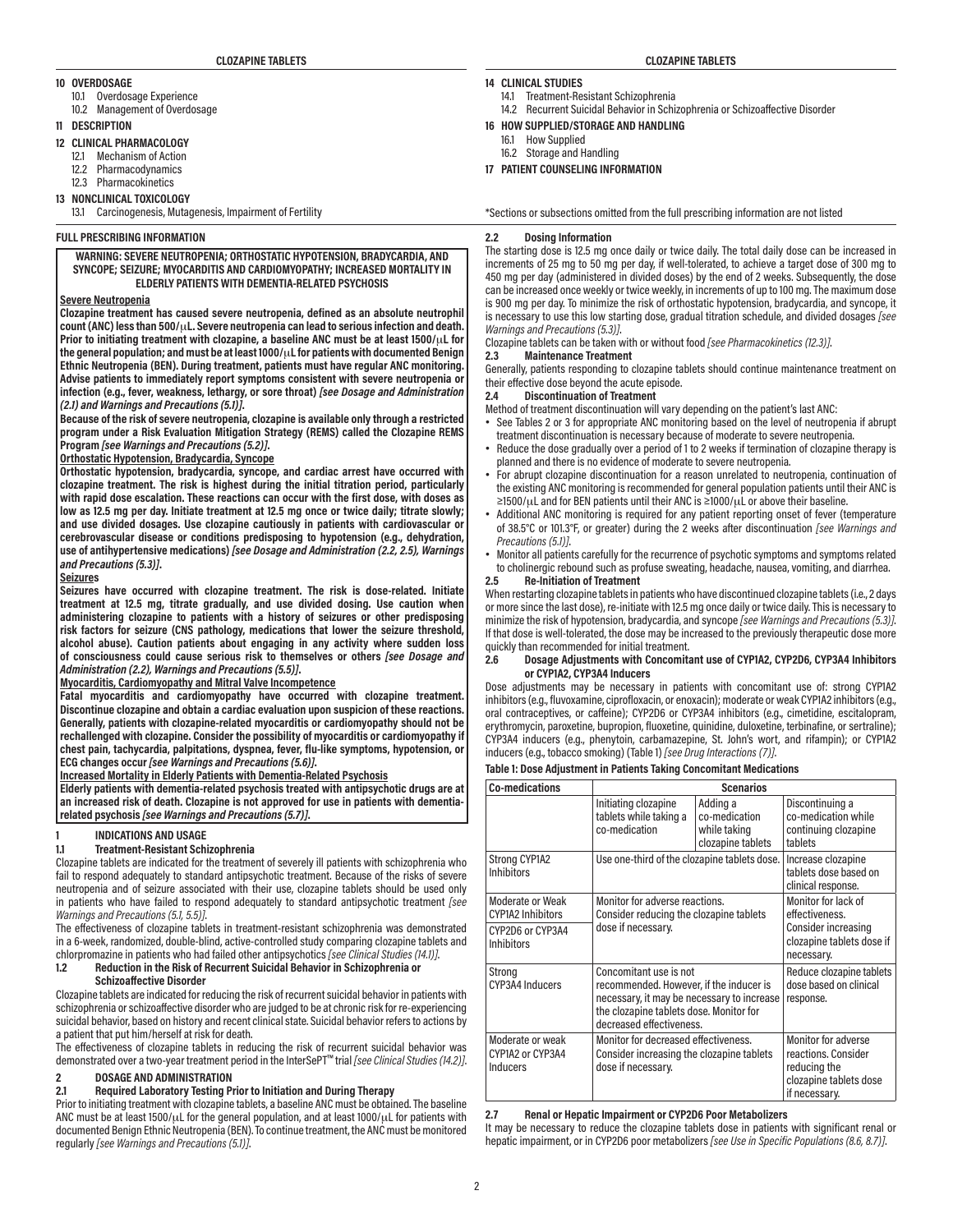10 OVERDOSAGE
 10.1 Overdosage Experience
 10.2 Management of Overdosage

11 DESCRIPTION

12 CLINICAL PHARMACOLOGY
 12.1 Mechanism of Action
 12.2 Pharmacodynamics
 12.3 Pharmacokinetics

13 NONCLINICAL TOXICOLOGY
 13.1 Carcinogenesis, Mutagenesis, Impairment of Fertility

14 CLINICAL STUDIES
 14.1 Treatment-Resistant Schizophrenia
 14.2 Recurrent Suicidal Behavior in Schizophrenia or Schizoaffective Disorder

16 HOW SUPPLIED/STORAGE AND HANDLING
 16.1 How Supplied
 16.2 Storage and Handling

17 PATIENT COUNSELING INFORMATION

*Sections or subsections omitted from the full prescribing information are not listed

## FULL PRESCRIBING INFORMATION

**WARNING: SEVERE NEUTROPENIA; ORTHOSTATIC HYPOTENSION, BRADYCARDIA, AND SYNCOPE; SEIZURE; MYOCARDITIS AND CARDIOMYOPATHY; INCREASED MORTALITY IN ELDERLY PATIENTS WITH DEMENTIA-RELATED PSYCHOSIS**

**Severe Neutropenia**

**Clozapine treatment has caused severe neutropenia, defined as an absolute neutrophil count (ANC) less than 500/μL. Severe neutropenia can lead to serious infection and death. Prior to initiating treatment with clozapine, a baseline ANC must be at least 1500/μL for the general population; and must be at least 1000/μL for patients with documented Benign Ethnic Neutropenia (BEN). During treatment, patients must have regular ANC monitoring. Advise patients to immediately report symptoms consistent with severe neutropenia or infection (e.g., fever, weakness, lethargy, or sore throat)** ***[see Dosage and Administration (2.1) and Warnings and Precautions (5.1)]*****.**

**Because of the risk of severe neutropenia, clozapine is available only through a restricted program under a Risk Evaluation Mitigation Strategy (REMS) called the Clozapine REMS Program** ***[see Warnings and Precautions (5.2)]*****.**

**Orthostatic Hypotension, Bradycardia, Syncope**

**Orthostatic hypotension, bradycardia, syncope, and cardiac arrest have occurred with clozapine treatment. The risk is highest during the initial titration period, particularly with rapid dose escalation. These reactions can occur with the first dose, with doses as low as 12.5 mg per day. Initiate treatment at 12.5 mg once or twice daily; titrate slowly; and use divided dosages. Use clozapine cautiously in patients with cardiovascular or cerebrovascular disease or conditions predisposing to hypotension (e.g., dehydration, use of antihypertensive medications)** ***[see Dosage and Administration (2.2, 2.5), Warnings and Precautions (5.3)]*****.**

**Seizures**

**Seizures have occurred with clozapine treatment. The risk is dose-related. Initiate treatment at 12.5 mg, titrate gradually, and use divided dosing. Use caution when administering clozapine to patients with a history of seizures or other predisposing risk factors for seizure (CNS pathology, medications that lower the seizure threshold, alcohol abuse). Caution patients about engaging in any activity where sudden loss of consciousness could cause serious risk to themselves or others** ***[see Dosage and Administration (2.2), Warnings and Precautions (5.5)]*****.**

**Myocarditis, Cardiomyopathy and Mitral Valve Incompetence**

**Fatal myocarditis and cardiomyopathy have occurred with clozapine treatment. Discontinue clozapine and obtain a cardiac evaluation upon suspicion of these reactions. Generally, patients with clozapine-related myocarditis or cardiomyopathy should not be rechallenged with clozapine. Consider the possibility of myocarditis or cardiomyopathy if chest pain, tachycardia, palpitations, dyspnea, fever, flu-like symptoms, hypotension, or ECG changes occur** ***[see Warnings and Precautions (5.6)]*****.**

**Increased Mortality in Elderly Patients with Dementia-Related Psychosis**

**Elderly patients with dementia-related psychosis treated with antipsychotic drugs are at an increased risk of death. Clozapine is not approved for use in patients with dementia-related psychosis** ***[see Warnings and Precautions (5.7)]*****.**

## 1 INDICATIONS AND USAGE

### 1.1 Treatment-Resistant Schizophrenia

Clozapine tablets are indicated for the treatment of severely ill patients with schizophrenia who fail to respond adequately to standard antipsychotic treatment. Because of the risks of severe neutropenia and of seizure associated with their use, clozapine tablets should be used only in patients who have failed to respond adequately to standard antipsychotic treatment *[see Warnings and Precautions (5.1, 5.5)]*.

The effectiveness of clozapine tablets in treatment-resistant schizophrenia was demonstrated in a 6-week, randomized, double-blind, active-controlled study comparing clozapine tablets and chlorpromazine in patients who had failed other antipsychotics *[see Clinical Studies (14.1)]*.

### 1.2 Reduction in the Risk of Recurrent Suicidal Behavior in Schizophrenia or Schizoaffective Disorder

Clozapine tablets are indicated for reducing the risk of recurrent suicidal behavior in patients with schizophrenia or schizoaffective disorder who are judged to be at chronic risk for re-experiencing suicidal behavior, based on history and recent clinical state. Suicidal behavior refers to actions by a patient that put him/herself at risk for death.

The effectiveness of clozapine tablets in reducing the risk of recurrent suicidal behavior was demonstrated over a two-year treatment period in the InterSePT™ trial *[see Clinical Studies (14.2)]*.

## 2 DOSAGE AND ADMINISTRATION

### 2.1 Required Laboratory Testing Prior to Initiation and During Therapy

Prior to initiating treatment with clozapine tablets, a baseline ANC must be obtained. The baseline ANC must be at least 1500/μL for the general population, and at least 1000/μL for patients with documented Benign Ethnic Neutropenia (BEN). To continue treatment, the ANC must be monitored regularly *[see Warnings and Precautions (5.1)]*.

### 2.2 Dosing Information

The starting dose is 12.5 mg once daily or twice daily. The total daily dose can be increased in increments of 25 mg to 50 mg per day, if well-tolerated, to achieve a target dose of 300 mg to 450 mg per day (administered in divided doses) by the end of 2 weeks. Subsequently, the dose can be increased once weekly or twice weekly, in increments of up to 100 mg. The maximum dose is 900 mg per day. To minimize the risk of orthostatic hypotension, bradycardia, and syncope, it is necessary to use this low starting dose, gradual titration schedule, and divided dosages *[see Warnings and Precautions (5.3)]*.

Clozapine tablets can be taken with or without food *[see Pharmacokinetics (12.3)]*.

### 2.3 Maintenance Treatment

Generally, patients responding to clozapine tablets should continue maintenance treatment on their effective dose beyond the acute episode.

### 2.4 Discontinuation of Treatment

Method of treatment discontinuation will vary depending on the patient's last ANC:

- See Tables 2 or 3 for appropriate ANC monitoring based on the level of neutropenia if abrupt treatment discontinuation is necessary because of moderate to severe neutropenia.
- Reduce the dose gradually over a period of 1 to 2 weeks if termination of clozapine therapy is planned and there is no evidence of moderate to severe neutropenia.
- For abrupt clozapine discontinuation for a reason unrelated to neutropenia, continuation of the existing ANC monitoring is recommended for general population patients until their ANC is ≥1500/μL and for BEN patients until their ANC is ≥1000/μL or above their baseline.
- Additional ANC monitoring is required for any patient reporting onset of fever (temperature of 38.5°C or 101.3°F, or greater) during the 2 weeks after discontinuation *[see Warnings and Precautions (5.1)]*.
- Monitor all patients carefully for the recurrence of psychotic symptoms and symptoms related to cholinergic rebound such as profuse sweating, headache, nausea, vomiting, and diarrhea.

### 2.5 Re-Initiation of Treatment

When restarting clozapine tablets in patients who have discontinued clozapine tablets (i.e., 2 days or more since the last dose), re-initiate with 12.5 mg once daily or twice daily. This is necessary to minimize the risk of hypotension, bradycardia, and syncope *[see Warnings and Precautions (5.3)]*. If that dose is well-tolerated, the dose may be increased to the previously therapeutic dose more quickly than recommended for initial treatment.

### 2.6 Dosage Adjustments with Concomitant use of CYP1A2, CYP2D6, CYP3A4 Inhibitors or CYP1A2, CYP3A4 Inducers

Dose adjustments may be necessary in patients with concomitant use of: strong CYP1A2 inhibitors (e.g., fluvoxamine, ciprofloxacin, or enoxacin); moderate or weak CYP1A2 inhibitors (e.g., oral contraceptives, or caffeine); CYP2D6 or CYP3A4 inhibitors (e.g., cimetidine, escitalopram, erythromycin, paroxetine, bupropion, fluoxetine, quinidine, duloxetine, terbinafine, or sertraline); CYP3A4 inducers (e.g., phenytoin, carbamazepine, St. John's wort, and rifampin); or CYP1A2 inducers (e.g., tobacco smoking) (Table 1) *[see Drug Interactions (7)]*.

**Table 1: Dose Adjustment in Patients Taking Concomitant Medications**

| Co-medications | Scenarios | | |
|---|---|---|---|
| | Initiating clozapine tablets while taking a co-medication | Adding a co-medication while taking clozapine tablets | Discontinuing a co-medication while continuing clozapine tablets |
| Strong CYP1A2 Inhibitors | Use one-third of the clozapine tablets dose. | | Increase clozapine tablets dose based on clinical response. |
| Moderate or Weak CYP1A2 Inhibitors<br><br>CYP2D6 or CYP3A4 Inhibitors | Monitor for adverse reactions. Consider reducing the clozapine tablets dose if necessary. | | Monitor for lack of effectiveness. Consider increasing clozapine tablets dose if necessary. |
| Strong CYP3A4 Inducers | Concomitant use is not recommended. However, if the inducer is necessary, it may be necessary to increase the clozapine tablets dose. Monitor for decreased effectiveness. | | Reduce clozapine tablets dose based on clinical response. |
| Moderate or weak CYP1A2 or CYP3A4 Inducers | Monitor for decreased effectiveness. Consider increasing the clozapine tablets dose if necessary. | | Monitor for adverse reactions. Consider reducing the clozapine tablets dose if necessary. |

### 2.7 Renal or Hepatic Impairment or CYP2D6 Poor Metabolizers

It may be necessary to reduce the clozapine tablets dose in patients with significant renal or hepatic impairment, or in CYP2D6 poor metabolizers *[see Use in Specific Populations (8.6, 8.7)]*.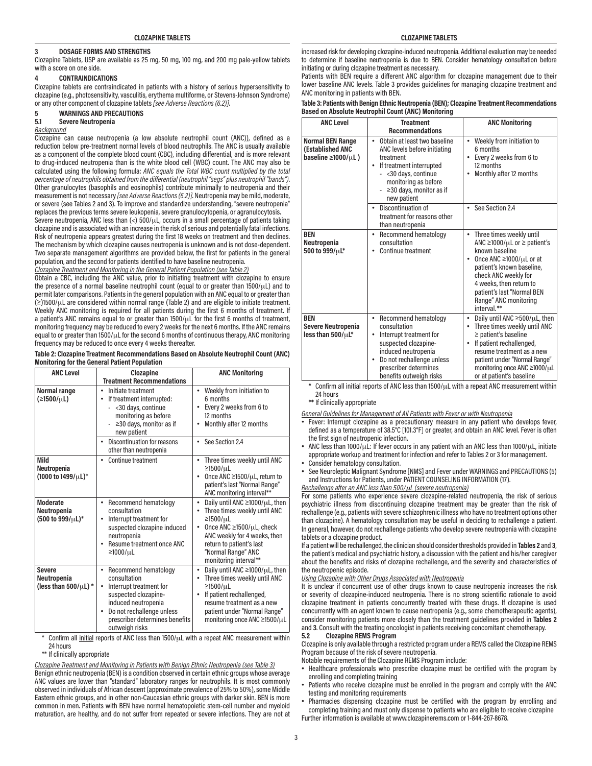## 3 DOSAGE FORMS AND STRENGTHS

Clozapine Tablets, USP are available as 25 mg, 50 mg, 100 mg, and 200 mg pale-yellow tablets with a score on one side.

## 4 CONTRAINDICATIONS

Clozapine tablets are contraindicated in patients with a history of serious hypersensitivity to clozapine (e.g., photosensitivity, vasculitis, erythema multiforme, or Stevens-Johnson Syndrome) or any other component of clozapine tablets *[see Adverse Reactions (6.2)]*.

## 5 WARNINGS AND PRECAUTIONS

### 5.1 Severe Neutropenia

*Background*

Clozapine can cause neutropenia (a low absolute neutrophil count (ANC)), defined as a reduction below pre-treatment normal levels of blood neutrophils. The ANC is usually available as a component of the complete blood count (CBC), including differential, and is more relevant to drug-induced neutropenia than is the white blood cell (WBC) count. The ANC may also be calculated using the following formula: *ANC equals the Total WBC count multiplied by the total percentage of neutrophils obtained from the differential (neutrophil "segs" plus neutrophil "bands")*. Other granulocytes (basophils and eosinophils) contribute minimally to neutropenia and their measurement is not necessary *[see Adverse Reactions (6.2)]*. Neutropenia may be mild, moderate, or severe (see Tables 2 and 3). To improve and standardize understanding, "severe neutropenia" replaces the previous terms severe leukopenia, severe granulocytopenia, or agranulocytosis.

Severe neutropenia, ANC less than (<) 500/μL, occurs in a small percentage of patients taking clozapine and is associated with an increase in the risk of serious and potentially fatal infections. Risk of neutropenia appears greatest during the first 18 weeks on treatment and then declines. The mechanism by which clozapine causes neutropenia is unknown and is not dose-dependent. Two separate management algorithms are provided below, the first for patients in the general population, and the second for patients identified to have baseline neutropenia.

*Clozapine Treatment and Monitoring in the General Patient Population (see Table 2)*

Obtain a CBC, including the ANC value, prior to initiating treatment with clozapine to ensure the presence of a normal baseline neutrophil count (equal to or greater than 1500/μL) and to permit later comparisons. Patients in the general population with an ANC equal to or greater than (≥)1500/μL are considered within normal range (Table 2) and are eligible to initiate treatment. Weekly ANC monitoring is required for all patients during the first 6 months of treatment. If a patient's ANC remains equal to or greater than 1500/μL for the first 6 months of treatment, monitoring frequency may be reduced to every 2 weeks for the next 6 months. If the ANC remains equal to or greater than 1500/μL for the second 6 months of continuous therapy, ANC monitoring frequency may be reduced to once every 4 weeks thereafter.

**Table 2: Clozapine Treatment Recommendations Based on Absolute Neutrophil Count (ANC) Monitoring for the General Patient Population**

| ANC Level | Clozapine Treatment Recommendations | ANC Monitoring |
|---|---|---|
| **Normal range (≥1500/μL)** | • Initiate treatment<br>• If treatment interrupted:<br>- <30 days, continue monitoring as before<br>- ≥30 days, monitor as if new patient | • Weekly from initiation to 6 months<br>• Every 2 weeks from 6 to 12 months<br>• Monthly after 12 months |
| | • Discontinuation for reasons other than neutropenia | • See Section 2.4 |
| **Mild Neutropenia (1000 to 1499/μL)*** | • Continue treatment | • Three times weekly until ANC ≥1500/μL<br>• Once ANC ≥1500/μL, return to patient's last "Normal Range" ANC monitoring interval** |
| **Moderate Neutropenia (500 to 999/μL)*** | • Recommend hematology consultation<br>• Interrupt treatment for suspected clozapine induced neutropenia<br>• Resume treatment once ANC ≥1000/μL | • Daily until ANC ≥1000/μL, then<br>• Three times weekly until ANC ≥1500/μL<br>• Once ANC ≥1500/μL, check ANC weekly for 4 weeks, then return to patient's last "Normal Range" ANC monitoring interval** |
| **Severe Neutropenia (less than 500/μL) *** | • Recommend hematology consultation<br>• Interrupt treatment for suspected clozapine-induced neutropenia<br>• Do not rechallenge unless prescriber determines benefits outweigh risks | • Daily until ANC ≥1000/μL, then<br>• Three times weekly until ANC ≥1500/μL<br>• If patient rechallenged, resume treatment as a new patient under "Normal Range" monitoring once ANC ≥1500/μL |

\* Confirm all *initial* reports of ANC less than 1500/μL with a repeat ANC measurement within 24 hours

\*\* If clinically appropriate

*Clozapine Treatment and Monitoring in Patients with Benign Ethnic Neutropenia (see Table 3)*

Benign ethnic neutropenia (BEN) is a condition observed in certain ethnic groups whose average ANC values are lower than "standard" laboratory ranges for neutrophils. It is most commonly observed in individuals of African descent (approximate prevalence of 25% to 50%), some Middle Eastern ethnic groups, and in other non-Caucasian ethnic groups with darker skin. BEN is more common in men. Patients with BEN have normal hematopoietic stem-cell number and myeloid maturation, are healthy, and do not suffer from repeated or severe infections. They are not at increased risk for developing clozapine-induced neutropenia. Additional evaluation may be needed to determine if baseline neutropenia is due to BEN. Consider hematology consultation before initiating or during clozapine treatment as necessary.

Patients with BEN require a different ANC algorithm for clozapine management due to their lower baseline ANC levels. Table 3 provides guidelines for managing clozapine treatment and ANC monitoring in patients with BEN.

**Table 3: Patients with Benign Ethnic Neutropenia (BEN); Clozapine Treatment Recommendations Based on Absolute Neutrophil Count (ANC) Monitoring**

| ANC Level | Treatment Recommendations | ANC Monitoring |
|---|---|---|
| **Normal BEN Range (Established ANC baseline ≥1000/μL )** | • Obtain at least two baseline ANC levels before initiating treatment<br>• If treatment interrupted<br>- <30 days, continue monitoring as before<br>- ≥30 days, monitor as if new patient | • Weekly from initiation to 6 months<br>• Every 2 weeks from 6 to 12 months<br>• Monthly after 12 months |
| | • Discontinuation of treatment for reasons other than neutropenia | • See Section 2.4 |
| **BEN Neutropenia 500 to 999/μL*** | • Recommend hematology consultation<br>• Continue treatment | • Three times weekly until ANC ≥1000/μL or ≥ patient's known baseline<br>• Once ANC ≥1000/μL or at patient's known baseline, check ANC weekly for 4 weeks, then return to patient's last "Normal BEN Range" ANC monitoring interval.** |
| **BEN Severe Neutropenia less than 500/μL*** | • Recommend hematology consultation<br>• Interrupt treatment for suspected clozapine-induced neutropenia<br>• Do not rechallenge unless prescriber determines benefits outweigh risks | • Daily until ANC ≥500/μL, then<br>• Three times weekly until ANC ≥ patient's baseline<br>• If patient rechallenged, resume treatment as a new patient under "Normal Range" monitoring once ANC ≥1000/μL or at patient's baseline |

\* Confirm all initial reports of ANC less than 1500/μL with a repeat ANC measurement within 24 hours

\*\* If clinically appropriate

*General Guidelines for Management of All Patients with Fever or with Neutropenia*

- Fever: Interrupt clozapine as a precautionary measure in any patient who develops fever, defined as a temperature of 38.5°C [101.3°F] or greater, and obtain an ANC level. Fever is often the first sign of neutropenic infection.
- ANC less than 1000/μL: If fever occurs in any patient with an ANC less than 1000/μL, initiate appropriate workup and treatment for infection and refer to Tables 2 or 3 for management.
- Consider hematology consultation.
- See Neuroleptic Malignant Syndrome [NMS] and Fever under WARNINGS and PRECAUTIONS (5) and Instructions for Patients, under PATIENT COUNSELING INFORMATION (17).

*Rechallenge after an ANC less than 500/μL (severe neutropenia)*

For some patients who experience severe clozapine-related neutropenia, the risk of serious psychiatric illness from discontinuing clozapine treatment may be greater than the risk of rechallenge (e.g., patients with severe schizophrenic illness who have no treatment options other than clozapine). A hematology consultation may be useful in deciding to rechallenge a patient. In general, however, do not rechallenge patients who develop severe neutropenia with clozapine tablets or a clozapine product.

If a patient will be rechallenged, the clinician should consider thresholds provided in **Tables 2** and **3**, the patient's medical and psychiatric history, a discussion with the patient and his/her caregiver about the benefits and risks of clozapine rechallenge, and the severity and characteristics of the neutropenic episode.

*Using Clozapine with Other Drugs Associated with Neutropenia*

It is unclear if concurrent use of other drugs known to cause neutropenia increases the risk or severity of clozapine-induced neutropenia. There is no strong scientific rationale to avoid clozapine treatment in patients concurrently treated with these drugs. If clozapine is used concurrently with an agent known to cause neutropenia (e.g., some chemotherapeutic agents), consider monitoring patients more closely than the treatment guidelines provided in **Tables 2** and **3**. Consult with the treating oncologist in patients receiving concomitant chemotherapy.

### 5.2 Clozapine REMS Program

Clozapine is only available through a restricted program under a REMS called the Clozapine REMS Program because of the risk of severe neutropenia.

Notable requirements of the Clozapine REMS Program include:

- Healthcare professionals who prescribe clozapine must be certified with the program by enrolling and completing training
- Patients who receive clozapine must be enrolled in the program and comply with the ANC testing and monitoring requirements
- Pharmacies dispensing clozapine must be certified with the program by enrolling and completing training and must only dispense to patients who are eligible to receive clozapine

Further information is available at www.clozapinerems.com or 1-844-267-8678.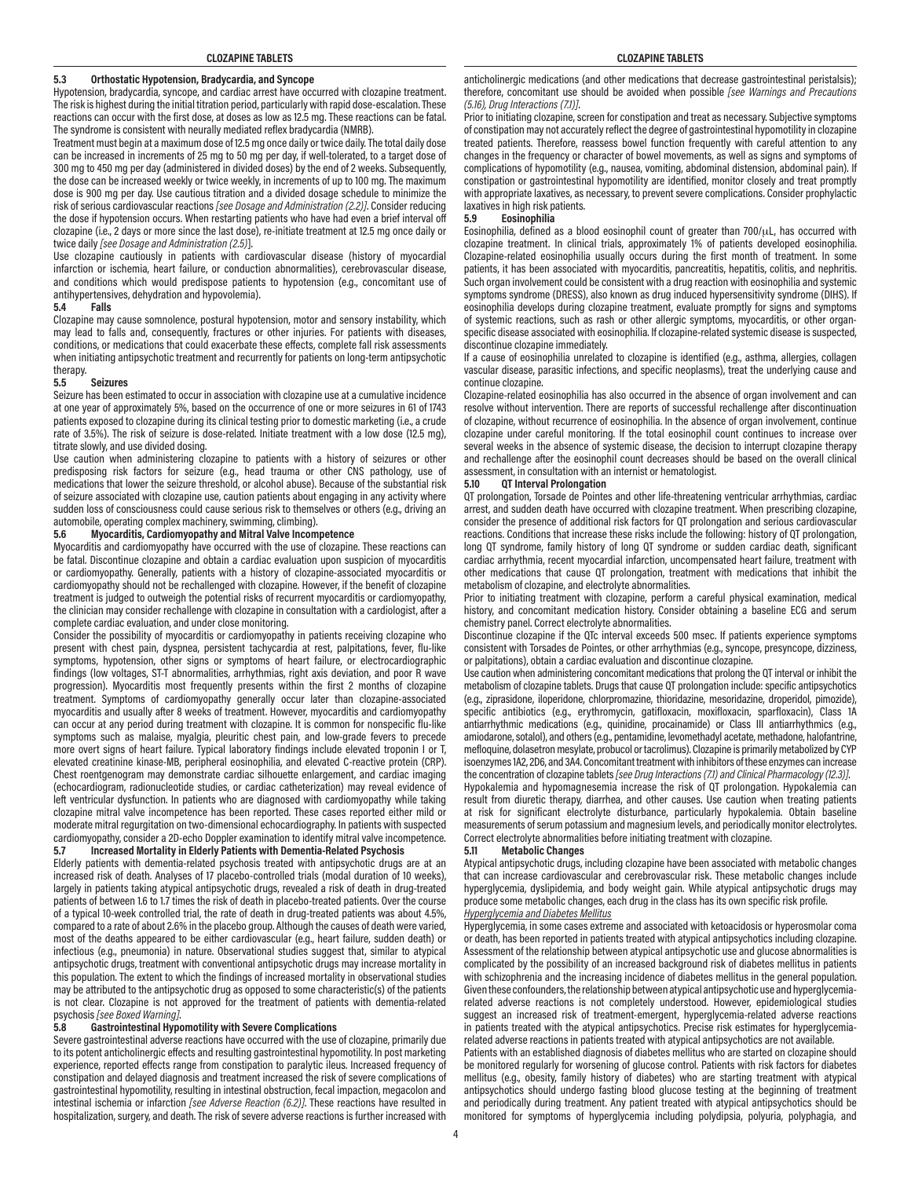### 5.3 Orthostatic Hypotension, Bradycardia, and Syncope

Hypotension, bradycardia, syncope, and cardiac arrest have occurred with clozapine treatment. The risk is highest during the initial titration period, particularly with rapid dose-escalation. These reactions can occur with the first dose, at doses as low as 12.5 mg. These reactions can be fatal. The syndrome is consistent with neurally mediated reflex bradycardia (NMRB).

Treatment must begin at a maximum dose of 12.5 mg once daily or twice daily. The total daily dose can be increased in increments of 25 mg to 50 mg per day, if well-tolerated, to a target dose of 300 mg to 450 mg per day (administered in divided doses) by the end of 2 weeks. Subsequently, the dose can be increased weekly or twice weekly, in increments of up to 100 mg. The maximum dose is 900 mg per day. Use cautious titration and a divided dosage schedule to minimize the risk of serious cardiovascular reactions *[see Dosage and Administration (2.2)]*. Consider reducing the dose if hypotension occurs. When restarting patients who have had even a brief interval off clozapine (i.e., 2 days or more since the last dose), re-initiate treatment at 12.5 mg once daily or twice daily *[see Dosage and Administration (2.5)]*.

Use clozapine cautiously in patients with cardiovascular disease (history of myocardial infarction or ischemia, heart failure, or conduction abnormalities), cerebrovascular disease, and conditions which would predispose patients to hypotension (e.g., concomitant use of antihypertensives, dehydration and hypovolemia).

### 5.4 Falls

Clozapine may cause somnolence, postural hypotension, motor and sensory instability, which may lead to falls and, consequently, fractures or other injuries. For patients with diseases, conditions, or medications that could exacerbate these effects, complete fall risk assessments when initiating antipsychotic treatment and recurrently for patients on long-term antipsychotic therapy.

### 5.5 Seizures

Seizure has been estimated to occur in association with clozapine use at a cumulative incidence at one year of approximately 5%, based on the occurrence of one or more seizures in 61 of 1743 patients exposed to clozapine during its clinical testing prior to domestic marketing (i.e., a crude rate of 3.5%). The risk of seizure is dose-related. Initiate treatment with a low dose (12.5 mg), titrate slowly, and use divided dosing.

Use caution when administering clozapine to patients with a history of seizures or other predisposing risk factors for seizure (e.g., head trauma or other CNS pathology, use of medications that lower the seizure threshold, or alcohol abuse). Because of the substantial risk of seizure associated with clozapine use, caution patients about engaging in any activity where sudden loss of consciousness could cause serious risk to themselves or others (e.g., driving an automobile, operating complex machinery, swimming, climbing).

### 5.6 Myocarditis, Cardiomyopathy and Mitral Valve Incompetence

Myocarditis and cardiomyopathy have occurred with the use of clozapine. These reactions can be fatal. Discontinue clozapine and obtain a cardiac evaluation upon suspicion of myocarditis or cardiomyopathy. Generally, patients with a history of clozapine-associated myocarditis or cardiomyopathy should not be rechallenged with clozapine. However, if the benefit of clozapine treatment is judged to outweigh the potential risks of recurrent myocarditis or cardiomyopathy, the clinician may consider rechallenge with clozapine in consultation with a cardiologist, after a complete cardiac evaluation, and under close monitoring.

Consider the possibility of myocarditis or cardiomyopathy in patients receiving clozapine who present with chest pain, dyspnea, persistent tachycardia at rest, palpitations, fever, flu-like symptoms, hypotension, other signs or symptoms of heart failure, or electrocardiographic findings (low voltages, ST-T abnormalities, arrhythmias, right axis deviation, and poor R wave progression). Myocarditis most frequently presents within the first 2 months of clozapine treatment. Symptoms of cardiomyopathy generally occur later than clozapine-associated myocarditis and usually after 8 weeks of treatment. However, myocarditis and cardiomyopathy can occur at any period during treatment with clozapine. It is common for nonspecific flu-like symptoms such as malaise, myalgia, pleuritic chest pain, and low-grade fevers to precede more overt signs of heart failure. Typical laboratory findings include elevated troponin I or T, elevated creatinine kinase-MB, peripheral eosinophilia, and elevated C-reactive protein (CRP). Chest roentgenogram may demonstrate cardiac silhouette enlargement, and cardiac imaging (echocardiogram, radionucleotide studies, or cardiac catheterization) may reveal evidence of left ventricular dysfunction. In patients who are diagnosed with cardiomyopathy while taking clozapine mitral valve incompetence has been reported. These cases reported either mild or moderate mitral regurgitation on two-dimensional echocardiography. In patients with suspected cardiomyopathy, consider a 2D-echo Doppler examination to identify mitral valve incompetence.

### 5.7 Increased Mortality in Elderly Patients with Dementia-Related Psychosis

Elderly patients with dementia-related psychosis treated with antipsychotic drugs are at an increased risk of death. Analyses of 17 placebo-controlled trials (modal duration of 10 weeks), largely in patients taking atypical antipsychotic drugs, revealed a risk of death in drug-treated patients of between 1.6 to 1.7 times the risk of death in placebo-treated patients. Over the course of a typical 10-week controlled trial, the rate of death in drug-treated patients was about 4.5%, compared to a rate of about 2.6% in the placebo group. Although the causes of death were varied, most of the deaths appeared to be either cardiovascular (e.g., heart failure, sudden death) or infectious (e.g., pneumonia) in nature. Observational studies suggest that, similar to atypical antipsychotic drugs, treatment with conventional antipsychotic drugs may increase mortality in this population. The extent to which the findings of increased mortality in observational studies may be attributed to the antipsychotic drug as opposed to some characteristic(s) of the patients is not clear. Clozapine is not approved for the treatment of patients with dementia-related psychosis *[see Boxed Warning]*.

### 5.8 Gastrointestinal Hypomotility with Severe Complications

Severe gastrointestinal adverse reactions have occurred with the use of clozapine, primarily due to its potent anticholinergic effects and resulting gastrointestinal hypomotility. In post marketing experience, reported effects range from constipation to paralytic ileus. Increased frequency of constipation and delayed diagnosis and treatment increased the risk of severe complications of gastrointestinal hypomotility, resulting in intestinal obstruction, fecal impaction, megacolon and intestinal ischemia or infarction *[see Adverse Reaction (6.2)]*. These reactions have resulted in hospitalization, surgery, and death. The risk of severe adverse reactions is further increased with anticholinergic medications (and other medications that decrease gastrointestinal peristalsis); therefore, concomitant use should be avoided when possible *[see Warnings and Precautions (5.16), Drug Interactions (7.1)]*.

Prior to initiating clozapine, screen for constipation and treat as necessary. Subjective symptoms of constipation may not accurately reflect the degree of gastrointestinal hypomotility in clozapine treated patients. Therefore, reassess bowel function frequently with careful attention to any changes in the frequency or character of bowel movements, as well as signs and symptoms of complications of hypomotility (e.g., nausea, vomiting, abdominal distension, abdominal pain). If constipation or gastrointestinal hypomotility are identified, monitor closely and treat promptly with appropriate laxatives, as necessary, to prevent severe complications. Consider prophylactic laxatives in high risk patients.

### 5.9 Eosinophilia

Eosinophilia, defined as a blood eosinophil count of greater than 700/μL, has occurred with clozapine treatment. In clinical trials, approximately 1% of patients developed eosinophilia. Clozapine-related eosinophilia usually occurs during the first month of treatment. In some patients, it has been associated with myocarditis, pancreatitis, hepatitis, colitis, and nephritis. Such organ involvement could be consistent with a drug reaction with eosinophilia and systemic symptoms syndrome (DRESS), also known as drug induced hypersensitivity syndrome (DIHS). If eosinophilia develops during clozapine treatment, evaluate promptly for signs and symptoms of systemic reactions, such as rash or other allergic symptoms, myocarditis, or other organ-specific disease associated with eosinophilia. If clozapine-related systemic disease is suspected, discontinue clozapine immediately.

If a cause of eosinophilia unrelated to clozapine is identified (e.g., asthma, allergies, collagen vascular disease, parasitic infections, and specific neoplasms), treat the underlying cause and continue clozapine.

Clozapine-related eosinophilia has also occurred in the absence of organ involvement and can resolve without intervention. There are reports of successful rechallenge after discontinuation of clozapine, without recurrence of eosinophilia. In the absence of organ involvement, continue clozapine under careful monitoring. If the total eosinophil count continues to increase over several weeks in the absence of systemic disease, the decision to interrupt clozapine therapy and rechallenge after the eosinophil count decreases should be based on the overall clinical assessment, in consultation with an internist or hematologist.

### 5.10 QT Interval Prolongation

QT prolongation, Torsade de Pointes and other life-threatening ventricular arrhythmias, cardiac arrest, and sudden death have occurred with clozapine treatment. When prescribing clozapine, consider the presence of additional risk factors for QT prolongation and serious cardiovascular reactions. Conditions that increase these risks include the following: history of QT prolongation, long QT syndrome, family history of long QT syndrome or sudden cardiac death, significant cardiac arrhythmia, recent myocardial infarction, uncompensated heart failure, treatment with other medications that cause QT prolongation, treatment with medications that inhibit the metabolism of clozapine, and electrolyte abnormalities.

Prior to initiating treatment with clozapine, perform a careful physical examination, medical history, and concomitant medication history. Consider obtaining a baseline ECG and serum chemistry panel. Correct electrolyte abnormalities.

Discontinue clozapine if the QTc interval exceeds 500 msec. If patients experience symptoms consistent with Torsades de Pointes, or other arrhythmias (e.g., syncope, presyncope, dizziness, or palpitations), obtain a cardiac evaluation and discontinue clozapine.

Use caution when administering concomitant medications that prolong the QT interval or inhibit the metabolism of clozapine tablets. Drugs that cause QT prolongation include: specific antipsychotics (e.g., ziprasidone, iloperidone, chlorpromazine, thioridazine, mesoridazine, droperidol, pimozide), specific antibiotics (e.g., erythromycin, gatifloxacin, moxifloxacin, sparfloxacin), Class 1A antiarrhythmic medications (e.g., quinidine, procainamide) or Class III antiarrhythmics (e.g., amiodarone, sotalol), and others (e.g., pentamidine, levomethadyl acetate, methadone, halofantrine, mefloquine, dolasetron mesylate, probucol or tacrolimus). Clozapine is primarily metabolized by CYP isoenzymes 1A2, 2D6, and 3A4. Concomitant treatment with inhibitors of these enzymes can increase the concentration of clozapine tablets *[see Drug Interactions (7.1) and Clinical Pharmacology (12.3)]*.

Hypokalemia and hypomagnesemia increase the risk of QT prolongation. Hypokalemia can result from diuretic therapy, diarrhea, and other causes. Use caution when treating patients at risk for significant electrolyte disturbance, particularly hypokalemia. Obtain baseline measurements of serum potassium and magnesium levels, and periodically monitor electrolytes. Correct electrolyte abnormalities before initiating treatment with clozapine.

### 5.11 Metabolic Changes

Atypical antipsychotic drugs, including clozapine have been associated with metabolic changes that can increase cardiovascular and cerebrovascular risk. These metabolic changes include hyperglycemia, dyslipidemia, and body weight gain. While atypical antipsychotic drugs may produce some metabolic changes, each drug in the class has its own specific risk profile.

*Hyperglycemia and Diabetes Mellitus*

Hyperglycemia, in some cases extreme and associated with ketoacidosis or hyperosmolar coma or death, has been reported in patients treated with atypical antipsychotics including clozapine. Assessment of the relationship between atypical antipsychotic use and glucose abnormalities is complicated by the possibility of an increased background risk of diabetes mellitus in patients with schizophrenia and the increasing incidence of diabetes mellitus in the general population. Given these confounders, the relationship between atypical antipsychotic use and hyperglycemia-related adverse reactions is not completely understood. However, epidemiological studies suggest an increased risk of treatment-emergent, hyperglycemia-related adverse reactions in patients treated with the atypical antipsychotics. Precise risk estimates for hyperglycemia-related adverse reactions in patients treated with atypical antipsychotics are not available.

Patients with an established diagnosis of diabetes mellitus who are started on clozapine should be monitored regularly for worsening of glucose control. Patients with risk factors for diabetes mellitus (e.g., obesity, family history of diabetes) who are starting treatment with atypical antipsychotics should undergo fasting blood glucose testing at the beginning of treatment and periodically during treatment. Any patient treated with atypical antipsychotics should be monitored for symptoms of hyperglycemia including polydipsia, polyuria, polyphagia, and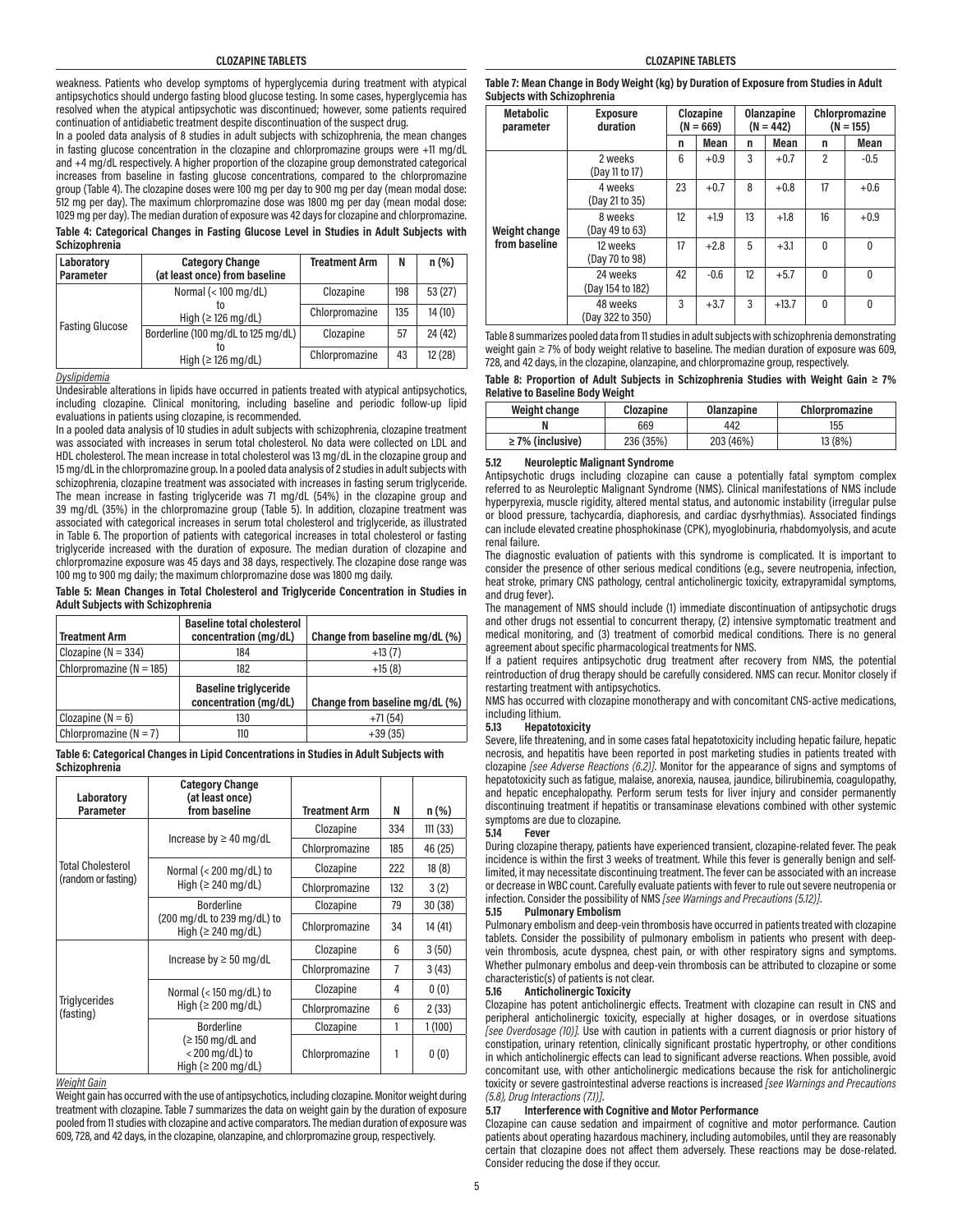weakness. Patients who develop symptoms of hyperglycemia during treatment with atypical antipsychotics should undergo fasting blood glucose testing. In some cases, hyperglycemia has resolved when the atypical antipsychotic was discontinued; however, some patients required continuation of antidiabetic treatment despite discontinuation of the suspect drug.

In a pooled data analysis of 8 studies in adult subjects with schizophrenia, the mean changes in fasting glucose concentration in the clozapine and chlorpromazine groups were +11 mg/dL and +4 mg/dL respectively. A higher proportion of the clozapine group demonstrated categorical increases from baseline in fasting glucose concentrations, compared to the chlorpromazine group (Table 4). The clozapine doses were 100 mg per day to 900 mg per day (mean modal dose: 512 mg per day). The maximum chlorpromazine dose was 1800 mg per day (mean modal dose: 1029 mg per day). The median duration of exposure was 42 days for clozapine and chlorpromazine.

**Table 4: Categorical Changes in Fasting Glucose Level in Studies in Adult Subjects with Schizophrenia**

| Laboratory Parameter | Category Change (at least once) from baseline | Treatment Arm | N | n (%) |
|---|---|---|---|---|
| Fasting Glucose | Normal (< 100 mg/dL) to High (≥ 126 mg/dL) | Clozapine | 198 | 53 (27) |
| | | Chlorpromazine | 135 | 14 (10) |
| | Borderline (100 mg/dL to 125 mg/dL) to High (≥ 126 mg/dL) | Clozapine | 57 | 24 (42) |
| | | Chlorpromazine | 43 | 12 (28) |

*Dyslipidemia*

Undesirable alterations in lipids have occurred in patients treated with atypical antipsychotics, including clozapine. Clinical monitoring, including baseline and periodic follow-up lipid evaluations in patients using clozapine, is recommended.

In a pooled data analysis of 10 studies in adult subjects with schizophrenia, clozapine treatment was associated with increases in serum total cholesterol. No data were collected on LDL and HDL cholesterol. The mean increase in total cholesterol was 13 mg/dL in the clozapine group and 15 mg/dL in the chlorpromazine group. In a pooled data analysis of 2 studies in adult subjects with schizophrenia, clozapine treatment was associated with increases in fasting serum triglyceride. The mean increase in fasting triglyceride was 71 mg/dL (54%) in the clozapine group and 39 mg/dL (35%) in the chlorpromazine group (Table 5). In addition, clozapine treatment was associated with categorical increases in serum total cholesterol and triglyceride, as illustrated in Table 6. The proportion of patients with categorical increases in total cholesterol or fasting triglyceride increased with the duration of exposure. The median duration of clozapine and chlorpromazine exposure was 45 days and 38 days, respectively. The clozapine dose range was 100 mg to 900 mg daily; the maximum chlorpromazine dose was 1800 mg daily.

**Table 5: Mean Changes in Total Cholesterol and Triglyceride Concentration in Studies in Adult Subjects with Schizophrenia**

| Treatment Arm | Baseline total cholesterol concentration (mg/dL) | Change from baseline mg/dL (%) |
|---|---|---|
| Clozapine (N = 334) | 184 | +13 (7) |
| Chlorpromazine (N = 185) | 182 | +15 (8) |
| | **Baseline triglyceride concentration (mg/dL)** | **Change from baseline mg/dL (%)** |
| Clozapine (N = 6) | 130 | +71 (54) |
| Chlorpromazine (N = 7) | 110 | +39 (35) |

**Table 6: Categorical Changes in Lipid Concentrations in Studies in Adult Subjects with Schizophrenia**

| Laboratory Parameter | Category Change (at least once) from baseline | Treatment Arm | N | n (%) |
|---|---|---|---|---|
| Total Cholesterol (random or fasting) | Increase by ≥ 40 mg/dL | Clozapine | 334 | 111 (33) |
| | | Chlorpromazine | 185 | 46 (25) |
| | Normal (< 200 mg/dL) to High (≥ 240 mg/dL) | Clozapine | 222 | 18 (8) |
| | | Chlorpromazine | 132 | 3 (2) |
| | Borderline (200 mg/dL to 239 mg/dL) to High (≥ 240 mg/dL) | Clozapine | 79 | 30 (38) |
| | | Chlorpromazine | 34 | 14 (41) |
| Triglycerides (fasting) | Increase by ≥ 50 mg/dL | Clozapine | 6 | 3 (50) |
| | | Chlorpromazine | 7 | 3 (43) |
| | Normal (< 150 mg/dL) to High (≥ 200 mg/dL) | Clozapine | 4 | 0 (0) |
| | | Chlorpromazine | 6 | 2 (33) |
| | Borderline (≥ 150 mg/dL and < 200 mg/dL) to High (≥ 200 mg/dL) | Clozapine | 1 | 1 (100) |
| | | Chlorpromazine | 1 | 0 (0) |

*Weight Gain*

Weight gain has occurred with the use of antipsychotics, including clozapine. Monitor weight during treatment with clozapine. Table 7 summarizes the data on weight gain by the duration of exposure pooled from 11 studies with clozapine and active comparators. The median duration of exposure was 609, 728, and 42 days, in the clozapine, olanzapine, and chlorpromazine group, respectively.

**Table 7: Mean Change in Body Weight (kg) by Duration of Exposure from Studies in Adult Subjects with Schizophrenia**

| Metabolic parameter | Exposure duration | Clozapine (N = 669) | | Olanzapine (N = 442) | | Chlorpromazine (N = 155) | |
|---|---|---|---|---|---|---|---|
| | | n | Mean | n | Mean | n | Mean |
| Weight change from baseline | 2 weeks (Day 11 to 17) | 6 | +0.9 | 3 | +0.7 | 2 | -0.5 |
| | 4 weeks (Day 21 to 35) | 23 | +0.7 | 8 | +0.8 | 17 | +0.6 |
| | 8 weeks (Day 49 to 63) | 12 | +1.9 | 13 | +1.8 | 16 | +0.9 |
| | 12 weeks (Day 70 to 98) | 17 | +2.8 | 5 | +3.1 | 0 | 0 |
| | 24 weeks (Day 154 to 182) | 42 | -0.6 | 12 | +5.7 | 0 | 0 |
| | 48 weeks (Day 322 to 350) | 3 | +3.7 | 3 | +13.7 | 0 | 0 |

Table 8 summarizes pooled data from 11 studies in adult subjects with schizophrenia demonstrating weight gain ≥ 7% of body weight relative to baseline. The median duration of exposure was 609, 728, and 42 days, in the clozapine, olanzapine, and chlorpromazine group, respectively.

**Table 8: Proportion of Adult Subjects in Schizophrenia Studies with Weight Gain ≥ 7% Relative to Baseline Body Weight**

| Weight change | Clozapine | Olanzapine | Chlorpromazine |
|---|---|---|---|
| N | 669 | 442 | 155 |
| ≥ 7% (inclusive) | 236 (35%) | 203 (46%) | 13 (8%) |

### 5.12 Neuroleptic Malignant Syndrome

Antipsychotic drugs including clozapine can cause a potentially fatal symptom complex referred to as Neuroleptic Malignant Syndrome (NMS). Clinical manifestations of NMS include hyperpyrexia, muscle rigidity, altered mental status, and autonomic instability (irregular pulse or blood pressure, tachycardia, diaphoresis, and cardiac dysrhythmias). Associated findings can include elevated creatine phosphokinase (CPK), myoglobinuria, rhabdomyolysis, and acute renal failure.

The diagnostic evaluation of patients with this syndrome is complicated. It is important to consider the presence of other serious medical conditions (e.g., severe neutropenia, infection, heat stroke, primary CNS pathology, central anticholinergic toxicity, extrapyramidal symptoms, and drug fever).

The management of NMS should include (1) immediate discontinuation of antipsychotic drugs and other drugs not essential to concurrent therapy, (2) intensive symptomatic treatment and medical monitoring, and (3) treatment of comorbid medical conditions. There is no general agreement about specific pharmacological treatments for NMS.

If a patient requires antipsychotic drug treatment after recovery from NMS, the potential reintroduction of drug therapy should be carefully considered. NMS can recur. Monitor closely if restarting treatment with antipsychotics.

NMS has occurred with clozapine monotherapy and with concomitant CNS-active medications, including lithium.

### 5.13 Hepatotoxicity

Severe, life threatening, and in some cases fatal hepatotoxicity including hepatic failure, hepatic necrosis, and hepatitis have been reported in post marketing studies in patients treated with clozapine *[see Adverse Reactions (6.2)]*. Monitor for the appearance of signs and symptoms of hepatotoxicity such as fatigue, malaise, anorexia, nausea, jaundice, bilirubinemia, coagulopathy, and hepatic encephalopathy. Perform serum tests for liver injury and consider permanently discontinuing treatment if hepatitis or transaminase elevations combined with other systemic symptoms are due to clozapine.

### 5.14 Fever

During clozapine therapy, patients have experienced transient, clozapine-related fever. The peak incidence is within the first 3 weeks of treatment. While this fever is generally benign and self-limited, it may necessitate discontinuing treatment. The fever can be associated with an increase or decrease in WBC count. Carefully evaluate patients with fever to rule out severe neutropenia or infection. Consider the possibility of NMS *[see Warnings and Precautions (5.12)]*.

### 5.15 Pulmonary Embolism

Pulmonary embolism and deep-vein thrombosis have occurred in patients treated with clozapine tablets. Consider the possibility of pulmonary embolism in patients who present with deep-vein thrombosis, acute dyspnea, chest pain, or with other respiratory signs and symptoms. Whether pulmonary embolus and deep-vein thrombosis can be attributed to clozapine or some characteristic(s) of patients is not clear.

### 5.16 Anticholinergic Toxicity

Clozapine has potent anticholinergic effects. Treatment with clozapine can result in CNS and peripheral anticholinergic toxicity, especially at higher dosages, or in overdose situations *[see Overdosage (10)]*. Use with caution in patients with a current diagnosis or prior history of constipation, urinary retention, clinically significant prostatic hypertrophy, or other conditions in which anticholinergic effects can lead to significant adverse reactions. When possible, avoid concomitant use, with other anticholinergic medications because the risk for anticholinergic toxicity or severe gastrointestinal adverse reactions is increased *[see Warnings and Precautions (5.8), Drug Interactions (7.1)]*.

### 5.17 Interference with Cognitive and Motor Performance

Clozapine can cause sedation and impairment of cognitive and motor performance. Caution patients about operating hazardous machinery, including automobiles, until they are reasonably certain that clozapine does not affect them adversely. These reactions may be dose-related. Consider reducing the dose if they occur.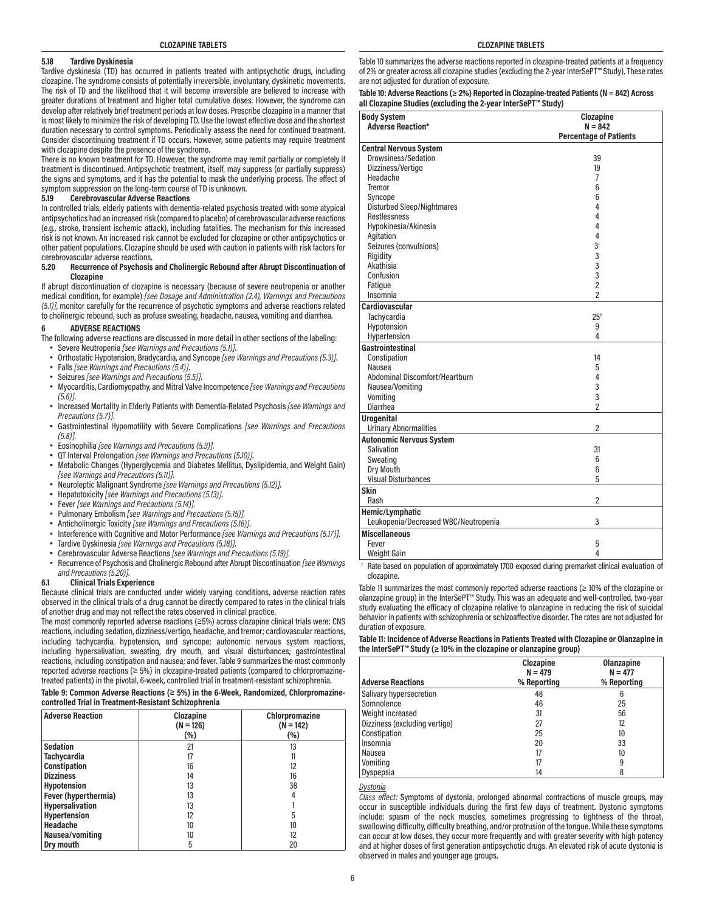### 5.18 Tardive Dyskinesia

Tardive dyskinesia (TD) has occurred in patients treated with antipsychotic drugs, including clozapine. The syndrome consists of potentially irreversible, involuntary, dyskinetic movements. The risk of TD and the likelihood that it will become irreversible are believed to increase with greater durations of treatment and higher total cumulative doses. However, the syndrome can develop after relatively brief treatment periods at low doses. Prescribe clozapine in a manner that is most likely to minimize the risk of developing TD. Use the lowest effective dose and the shortest duration necessary to control symptoms. Periodically assess the need for continued treatment. Consider discontinuing treatment if TD occurs. However, some patients may require treatment with clozapine despite the presence of the syndrome.

There is no known treatment for TD. However, the syndrome may remit partially or completely if treatment is discontinued. Antipsychotic treatment, itself, may suppress (or partially suppress) the signs and symptoms, and it has the potential to mask the underlying process. The effect of symptom suppression on the long-term course of TD is unknown.

### 5.19 Cerebrovascular Adverse Reactions

In controlled trials, elderly patients with dementia-related psychosis treated with some atypical antipsychotics had an increased risk (compared to placebo) of cerebrovascular adverse reactions (e.g., stroke, transient ischemic attack), including fatalities. The mechanism for this increased risk is not known. An increased risk cannot be excluded for clozapine or other antipsychotics or other patient populations. Clozapine should be used with caution in patients with risk factors for cerebrovascular adverse reactions.

### 5.20 Recurrence of Psychosis and Cholinergic Rebound after Abrupt Discontinuation of Clozapine

If abrupt discontinuation of clozapine is necessary (because of severe neutropenia or another medical condition, for example) *[see Dosage and Administration (2.4), Warnings and Precautions (5.1)]*, monitor carefully for the recurrence of psychotic symptoms and adverse reactions related to cholinergic rebound, such as profuse sweating, headache, nausea, vomiting and diarrhea.

## 6 ADVERSE REACTIONS

The following adverse reactions are discussed in more detail in other sections of the labeling:

- Severe Neutropenia *[see Warnings and Precautions (5.1)]*.
- Orthostatic Hypotension, Bradycardia, and Syncope *[see Warnings and Precautions (5.3)]*.
- Falls *[see Warnings and Precautions (5.4)]*.
- Seizures *[see Warnings and Precautions (5.5)]*.
- Myocarditis, Cardiomyopathy, and Mitral Valve Incompetence *[see Warnings and Precautions (5.6)]*.
- Increased Mortality in Elderly Patients with Dementia-Related Psychosis *[see Warnings and Precautions (5.7)]*.
- Gastrointestinal Hypomotility with Severe Complications *[see Warnings and Precautions (5.8)]*.
- Eosinophilia *[see Warnings and Precautions (5.9)]*.
- QT Interval Prolongation *[see Warnings and Precautions (5.10)]*.
- Metabolic Changes (Hyperglycemia and Diabetes Mellitus, Dyslipidemia, and Weight Gain) *[see Warnings and Precautions (5.11)]*.
- Neuroleptic Malignant Syndrome *[see Warnings and Precautions (5.12)]*.
- Hepatotoxicity *[see Warnings and Precautions (5.13)]*.
- Fever *[see Warnings and Precautions (5.14)]*.
- Pulmonary Embolism *[see Warnings and Precautions (5.15)]*.
- Anticholinergic Toxicity *[see Warnings and Precautions (5.16)]*.
- Interference with Cognitive and Motor Performance *[see Warnings and Precautions (5.17)]*.
- Tardive Dyskinesia *[see Warnings and Precautions (5.18)]*.
- Cerebrovascular Adverse Reactions *[see Warnings and Precautions (5.19)]*.
- Recurrence of Psychosis and Cholinergic Rebound after Abrupt Discontinuation *[see Warnings and Precautions (5.20)]*.

### 6.1 Clinical Trials Experience

Because clinical trials are conducted under widely varying conditions, adverse reaction rates observed in the clinical trials of a drug cannot be directly compared to rates in the clinical trials of another drug and may not reflect the rates observed in clinical practice.

The most commonly reported adverse reactions (≥5%) across clozapine clinical trials were: CNS reactions, including sedation, dizziness/vertigo, headache, and tremor; cardiovascular reactions, including tachycardia, hypotension, and syncope; autonomic nervous system reactions, including hypersalivation, sweating, dry mouth, and visual disturbances; gastrointestinal reactions, including constipation and nausea; and fever. Table 9 summarizes the most commonly reported adverse reactions (≥ 5%) in clozapine-treated patients (compared to chlorpromazine-treated patients) in the pivotal, 6-week, controlled trial in treatment-resistant schizophrenia.

**Table 9: Common Adverse Reactions (≥ 5%) in the 6-Week, Randomized, Chlorpromazine-controlled Trial in Treatment-Resistant Schizophrenia**

| Adverse Reaction | Clozapine (N = 126) (%) | Chlorpromazine (N = 142) (%) |
|---|---|---|
| **Sedation** | 21 | 13 |
| **Tachycardia** | 17 | 11 |
| **Constipation** | 16 | 12 |
| **Dizziness** | 14 | 16 |
| **Hypotension** | 13 | 38 |
| **Fever (hyperthermia)** | 13 | 4 |
| **Hypersalivation** | 13 | 1 |
| **Hypertension** | 12 | 5 |
| **Headache** | 10 | 10 |
| **Nausea/vomiting** | 10 | 12 |
| **Dry mouth** | 5 | 20 |

Table 10 summarizes the adverse reactions reported in clozapine-treated patients at a frequency of 2% or greater across all clozapine studies (excluding the 2-year InterSePT™ Study). These rates are not adjusted for duration of exposure.

**Table 10: Adverse Reactions (≥ 2%) Reported in Clozapine-treated Patients (N = 842) Across all Clozapine Studies (excluding the 2-year InterSePT™ Study)**

| Body System<br>Adverse Reaction* | Clozapine<br>N = 842<br>Percentage of Patients |
|---|---|
| **Central Nervous System** | |
| Drowsiness/Sedation | 39 |
| Dizziness/Vertigo | 19 |
| Headache | 7 |
| Tremor | 6 |
| Syncope | 6 |
| Disturbed Sleep/Nightmares | 4 |
| Restlessness | 4 |
| Hypokinesia/Akinesia | 4 |
| Agitation | 4 |
| Seizures (convulsions) | 3† |
| Rigidity | 3 |
| Akathisia | 3 |
| Confusion | 3 |
| Fatigue | 2 |
| Insomnia | 2 |
| **Cardiovascular** | |
| Tachycardia | 25† |
| Hypotension | 9 |
| Hypertension | 4 |
| **Gastrointestinal** | |
| Constipation | 14 |
| Nausea | 5 |
| Abdominal Discomfort/Heartburn | 4 |
| Nausea/Vomiting | 3 |
| Vomiting | 3 |
| Diarrhea | 2 |
| **Urogenital** | |
| Urinary Abnormalities | 2 |
| **Autonomic Nervous System** | |
| Salivation | 31 |
| Sweating | 6 |
| Dry Mouth | 6 |
| Visual Disturbances | 5 |
| **Skin** | |
| Rash | 2 |
| **Hemic/Lymphatic** | |
| Leukopenia/Decreased WBC/Neutropenia | 3 |
| **Miscellaneous** | |
| Fever | 5 |
| Weight Gain | 4 |

† Rate based on population of approximately 1700 exposed during premarket clinical evaluation of clozapine.

Table 11 summarizes the most commonly reported adverse reactions (≥ 10% of the clozapine or olanzapine group) in the InterSePT™ Study. This was an adequate and well-controlled, two-year study evaluating the efficacy of clozapine relative to olanzapine in reducing the risk of suicidal behavior in patients with schizophrenia or schizoaffective disorder. The rates are not adjusted for duration of exposure.

**Table 11: Incidence of Adverse Reactions in Patients Treated with Clozapine or Olanzapine in the InterSePT™ Study (≥ 10% in the clozapine or olanzapine group)**

| Adverse Reactions | Clozapine N = 479 % Reporting | Olanzapine N = 477 % Reporting |
|---|---|---|
| Salivary hypersecretion | 48 | 6 |
| Somnolence | 46 | 25 |
| Weight increased | 31 | 56 |
| Dizziness (excluding vertigo) | 27 | 12 |
| Constipation | 25 | 10 |
| Insomnia | 20 | 33 |
| Nausea | 17 | 10 |
| Vomiting | 17 | 9 |
| Dyspepsia | 14 | 8 |

<u>Dystonia</u>

*Class effect:* Symptoms of dystonia, prolonged abnormal contractions of muscle groups, may occur in susceptible individuals during the first few days of treatment. Dystonic symptoms include: spasm of the neck muscles, sometimes progressing to tightness of the throat, swallowing difficulty, difficulty breathing, and/or protrusion of the tongue. While these symptoms can occur at low doses, they occur more frequently and with greater severity with high potency and at higher doses of first generation antipsychotic drugs. An elevated risk of acute dystonia is observed in males and younger age groups.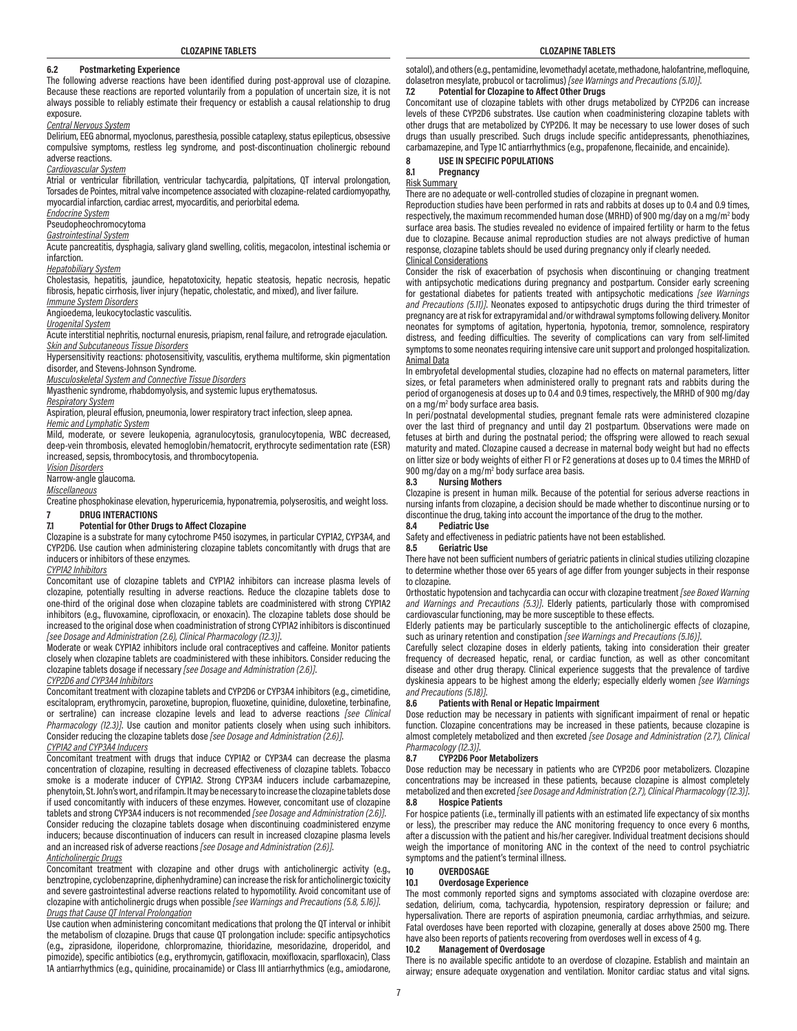### 6.2 Postmarketing Experience

The following adverse reactions have been identified during post-approval use of clozapine. Because these reactions are reported voluntarily from a population of uncertain size, it is not always possible to reliably estimate their frequency or establish a causal relationship to drug exposure.

*Central Nervous System*

Delirium, EEG abnormal, myoclonus, paresthesia, possible cataplexy, status epilepticus, obsessive compulsive symptoms, restless leg syndrome, and post-discontinuation cholinergic rebound adverse reactions.

*Cardiovascular System*

Atrial or ventricular fibrillation, ventricular tachycardia, palpitations, QT interval prolongation, Torsades de Pointes, mitral valve incompetence associated with clozapine-related cardiomyopathy, myocardial infarction, cardiac arrest, myocarditis, and periorbital edema.

*Endocrine System*

Pseudopheochromocytoma

*Gastrointestinal System*

Acute pancreatitis, dysphagia, salivary gland swelling, colitis, megacolon, intestinal ischemia or infarction.

*Hepatobiliary System*

Cholestasis, hepatitis, jaundice, hepatotoxicity, hepatic steatosis, hepatic necrosis, hepatic fibrosis, hepatic cirrhosis, liver injury (hepatic, cholestatic, and mixed), and liver failure.

*Immune System Disorders*

Angioedema, leukocytoclastic vasculitis.

*Urogenital System*

Acute interstitial nephritis, nocturnal enuresis, priapism, renal failure, and retrograde ejaculation.

*Skin and Subcutaneous Tissue Disorders*

Hypersensitivity reactions: photosensitivity, vasculitis, erythema multiforme, skin pigmentation disorder, and Stevens-Johnson Syndrome.

*Musculoskeletal System and Connective Tissue Disorders*

Myasthenic syndrome, rhabdomyolysis, and systemic lupus erythematosus.

*Respiratory System*

Aspiration, pleural effusion, pneumonia, lower respiratory tract infection, sleep apnea.

*Hemic and Lymphatic System*

Mild, moderate, or severe leukopenia, agranulocytosis, granulocytopenia, WBC decreased, deep-vein thrombosis, elevated hemoglobin/hematocrit, erythrocyte sedimentation rate (ESR) increased, sepsis, thrombocytosis, and thrombocytopenia.

*Vision Disorders*

Narrow-angle glaucoma.

*Miscellaneous*

Creatine phosphokinase elevation, hyperuricemia, hyponatremia, polyserositis, and weight loss.

## 7 DRUG INTERACTIONS

### 7.1 Potential for Other Drugs to Affect Clozapine

Clozapine is a substrate for many cytochrome P450 isozymes, in particular CYP1A2, CYP3A4, and CYP2D6. Use caution when administering clozapine tablets concomitantly with drugs that are inducers or inhibitors of these enzymes.

*CYP1A2 Inhibitors*

Concomitant use of clozapine tablets and CYP1A2 inhibitors can increase plasma levels of clozapine, potentially resulting in adverse reactions. Reduce the clozapine tablets dose to one-third of the original dose when clozapine tablets are coadministered with strong CYP1A2 inhibitors (e.g., fluvoxamine, ciprofloxacin, or enoxacin). The clozapine tablets dose should be increased to the original dose when coadministration of strong CYP1A2 inhibitors is discontinued *[see Dosage and Administration (2.6), Clinical Pharmacology (12.3)]*.

Moderate or weak CYP1A2 inhibitors include oral contraceptives and caffeine. Monitor patients closely when clozapine tablets are coadministered with these inhibitors. Consider reducing the clozapine tablets dosage if necessary *[see Dosage and Administration (2.6)]*.

*CYP2D6 and CYP3A4 Inhibitors*

Concomitant treatment with clozapine tablets and CYP2D6 or CYP3A4 inhibitors (e.g., cimetidine, escitalopram, erythromycin, paroxetine, bupropion, fluoxetine, quinidine, duloxetine, terbinafine, or sertraline) can increase clozapine levels and lead to adverse reactions *[see Clinical Pharmacology (12.3)]*. Use caution and monitor patients closely when using such inhibitors. Consider reducing the clozapine tablets dose *[see Dosage and Administration (2.6)]*.

*CYP1A2 and CYP3A4 Inducers*

Concomitant treatment with drugs that induce CYP1A2 or CYP3A4 can decrease the plasma concentration of clozapine, resulting in decreased effectiveness of clozapine tablets. Tobacco smoke is a moderate inducer of CYP1A2. Strong CYP3A4 inducers include carbamazepine, phenytoin, St. John's wort, and rifampin. It may be necessary to increase the clozapine tablets dose if used concomitantly with inducers of these enzymes. However, concomitant use of clozapine tablets and strong CYP3A4 inducers is not recommended *[see Dosage and Administration (2.6)]*.

Consider reducing the clozapine tablets dosage when discontinuing coadministered enzyme inducers; because discontinuation of inducers can result in increased clozapine plasma levels and an increased risk of adverse reactions *[see Dosage and Administration (2.6)]*.

*Anticholinergic Drugs*

Concomitant treatment with clozapine and other drugs with anticholinergic activity (e.g., benztropine, cyclobenzaprine, diphenhydramine) can increase the risk for anticholinergic toxicity and severe gastrointestinal adverse reactions related to hypomotility. Avoid concomitant use of clozapine with anticholinergic drugs when possible *[see Warnings and Precautions (5.8, 5.16)]*.

*Drugs that Cause QT Interval Prolongation*

Use caution when administering concomitant medications that prolong the QT interval or inhibit the metabolism of clozapine. Drugs that cause QT prolongation include: specific antipsychotics (e.g., ziprasidone, iloperidone, chlorpromazine, thioridazine, mesoridazine, droperidol, and pimozide), specific antibiotics (e.g., erythromycin, gatifloxacin, moxifloxacin, sparfloxacin), Class 1A antiarrhythmics (e.g., quinidine, procainamide) or Class III antiarrhythmics (e.g., amiodarone, sotalol), and others (e.g., pentamidine, levomethadyl acetate, methadone, halofantrine, mefloquine, dolasetron mesylate, probucol or tacrolimus) *[see Warnings and Precautions (5.10)]*.

### 7.2 Potential for Clozapine to Affect Other Drugs

Concomitant use of clozapine tablets with other drugs metabolized by CYP2D6 can increase levels of these CYP2D6 substrates. Use caution when coadministering clozapine tablets with other drugs that are metabolized by CYP2D6. It may be necessary to use lower doses of such drugs than usually prescribed. Such drugs include specific antidepressants, phenothiazines, carbamazepine, and Type 1C antiarrhythmics (e.g., propafenone, flecainide, and encainide).

## 8 USE IN SPECIFIC POPULATIONS

### 8.1 Pregnancy

Risk Summary

There are no adequate or well-controlled studies of clozapine in pregnant women.

Reproduction studies have been performed in rats and rabbits at doses up to 0.4 and 0.9 times, respectively, the maximum recommended human dose (MRHD) of 900 mg/day on a mg/m² body surface area basis. The studies revealed no evidence of impaired fertility or harm to the fetus due to clozapine. Because animal reproduction studies are not always predictive of human response, clozapine tablets should be used during pregnancy only if clearly needed.

Clinical Considerations

Consider the risk of exacerbation of psychosis when discontinuing or changing treatment with antipsychotic medications during pregnancy and postpartum. Consider early screening for gestational diabetes for patients treated with antipsychotic medications *[see Warnings and Precautions (5.11)]*. Neonates exposed to antipsychotic drugs during the third trimester of pregnancy are at risk for extrapyramidal and/or withdrawal symptoms following delivery. Monitor neonates for symptoms of agitation, hypertonia, hypotonia, tremor, somnolence, respiratory distress, and feeding difficulties. The severity of complications can vary from self-limited symptoms to some neonates requiring intensive care unit support and prolonged hospitalization.

Animal Data

In embryofetal developmental studies, clozapine had no effects on maternal parameters, litter sizes, or fetal parameters when administered orally to pregnant rats and rabbits during the period of organogenesis at doses up to 0.4 and 0.9 times, respectively, the MRHD of 900 mg/day on a mg/m² body surface area basis.

In peri/postnatal developmental studies, pregnant female rats were administered clozapine over the last third of pregnancy and until day 21 postpartum. Observations were made on fetuses at birth and during the postnatal period; the offspring were allowed to reach sexual maturity and mated. Clozapine caused a decrease in maternal body weight but had no effects on litter size or body weights of either F1 or F2 generations at doses up to 0.4 times the MRHD of 900 mg/day on a mg/m² body surface area basis.

### 8.3 Nursing Mothers

Clozapine is present in human milk. Because of the potential for serious adverse reactions in nursing infants from clozapine, a decision should be made whether to discontinue nursing or to discontinue the drug, taking into account the importance of the drug to the mother.

### 8.4 Pediatric Use

Safety and effectiveness in pediatric patients have not been established.

### 8.5 Geriatric Use

There have not been sufficient numbers of geriatric patients in clinical studies utilizing clozapine to determine whether those over 65 years of age differ from younger subjects in their response to clozapine.

Orthostatic hypotension and tachycardia can occur with clozapine treatment *[see Boxed Warning and Warnings and Precautions (5.3)]*. Elderly patients, particularly those with compromised cardiovascular functioning, may be more susceptible to these effects.

Elderly patients may be particularly susceptible to the anticholinergic effects of clozapine, such as urinary retention and constipation *[see Warnings and Precautions (5.16)]*.

Carefully select clozapine doses in elderly patients, taking into consideration their greater frequency of decreased hepatic, renal, or cardiac function, as well as other concomitant disease and other drug therapy. Clinical experience suggests that the prevalence of tardive dyskinesia appears to be highest among the elderly; especially elderly women *[see Warnings and Precautions (5.18)]*.

### 8.6 Patients with Renal or Hepatic Impairment

Dose reduction may be necessary in patients with significant impairment of renal or hepatic function. Clozapine concentrations may be increased in these patients, because clozapine is almost completely metabolized and then excreted *[see Dosage and Administration (2.7), Clinical Pharmacology (12.3)]*.

### 8.7 CYP2D6 Poor Metabolizers

Dose reduction may be necessary in patients who are CYP2D6 poor metabolizers. Clozapine concentrations may be increased in these patients, because clozapine is almost completely metabolized and then excreted *[see Dosage and Administration (2.7), Clinical Pharmacology (12.3)]*.

### 8.8 Hospice Patients

For hospice patients (i.e., terminally ill patients with an estimated life expectancy of six months or less), the prescriber may reduce the ANC monitoring frequency to once every 6 months, after a discussion with the patient and his/her caregiver. Individual treatment decisions should weigh the importance of monitoring ANC in the context of the need to control psychiatric symptoms and the patient's terminal illness.

## 10 OVERDOSAGE

### 10.1 Overdosage Experience

The most commonly reported signs and symptoms associated with clozapine overdose are: sedation, delirium, coma, tachycardia, hypotension, respiratory depression or failure; and hypersalivation. There are reports of aspiration pneumonia, cardiac arrhythmias, and seizure. Fatal overdoses have been reported with clozapine, generally at doses above 2500 mg. There have also been reports of patients recovering from overdoses well in excess of 4 g.

### 10.2 Management of Overdosage

There is no available specific antidote to an overdose of clozapine. Establish and maintain an airway; ensure adequate oxygenation and ventilation. Monitor cardiac status and vital signs.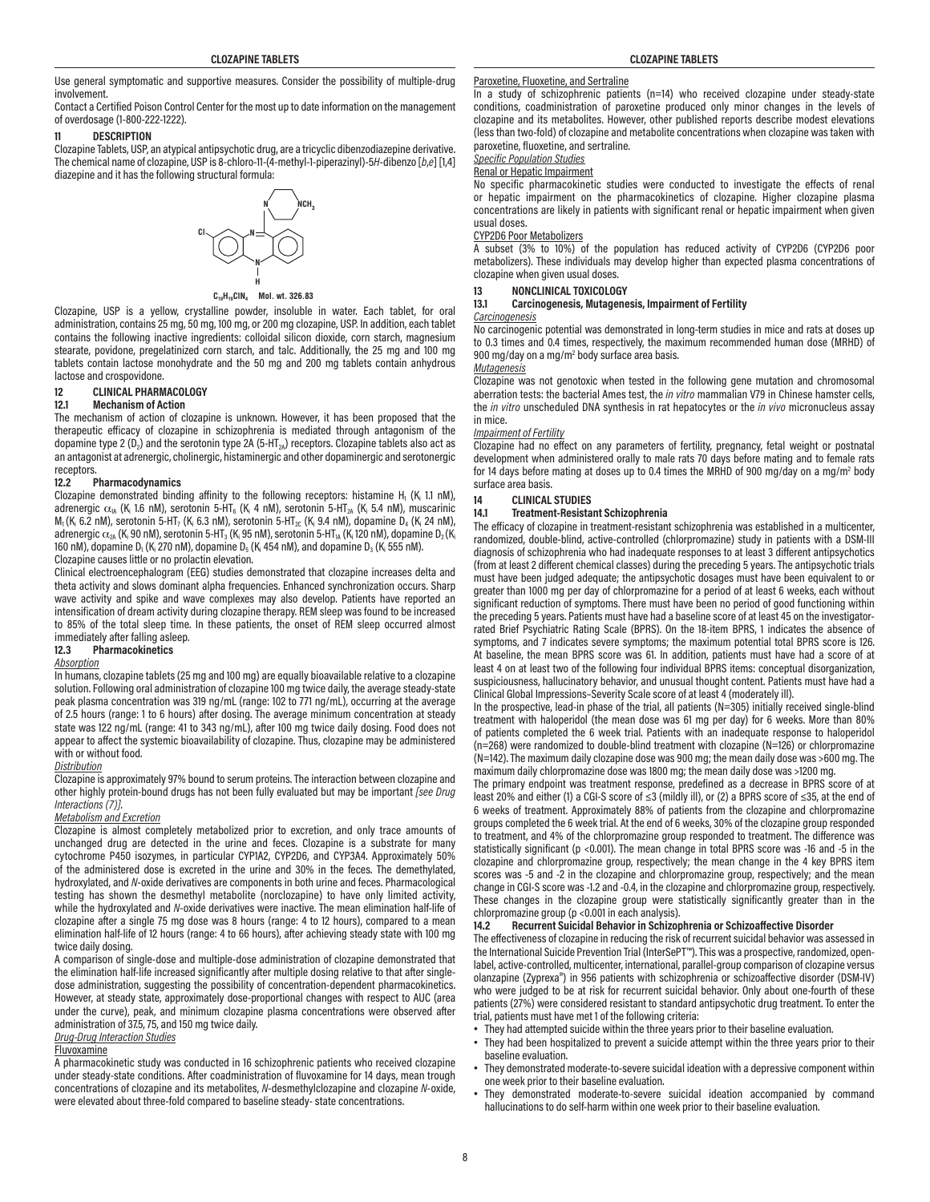Use general symptomatic and supportive measures. Consider the possibility of multiple-drug involvement.

Contact a Certified Poison Control Center for the most up to date information on the management of overdosage (1-800-222-1222).

## 11 DESCRIPTION

Clozapine Tablets, USP, an atypical antipsychotic drug, are a tricyclic dibenzodiazepine derivative. The chemical name of clozapine, USP is 8-chloro-11-(4-methyl-1-piperazinyl)-5*H*-dibenzo [*b*,*e*] [1,4] diazepine and it has the following structural formula:

$C_{18}H_{19}ClN_4$ Mol. wt. 326.83

Clozapine, USP is a yellow, crystalline powder, insoluble in water. Each tablet, for oral administration, contains 25 mg, 50 mg, 100 mg, or 200 mg clozapine, USP. In addition, each tablet contains the following inactive ingredients: colloidal silicon dioxide, corn starch, magnesium stearate, povidone, pregelatinized corn starch, and talc. Additionally, the 25 mg and 100 mg tablets contain lactose monohydrate and the 50 mg and 200 mg tablets contain anhydrous lactose and crospovidone.

## 12 CLINICAL PHARMACOLOGY

### 12.1 Mechanism of Action

The mechanism of action of clozapine is unknown. However, it has been proposed that the therapeutic efficacy of clozapine in schizophrenia is mediated through antagonism of the dopamine type 2 ($D_2$) and the serotonin type 2A (5-$HT_{2A}$) receptors. Clozapine tablets also act as an antagonist at adrenergic, cholinergic, histaminergic and other dopaminergic and serotonergic receptors.

### 12.2 Pharmacodynamics

Clozapine demonstrated binding affinity to the following receptors: histamine $H_1$ ($K_i$ 1.1 nM), adrenergic $\alpha_{1A}$ ($K_i$ 1.6 nM), serotonin 5-$HT_6$ ($K_i$ 4 nM), serotonin 5-$HT_{2A}$ ($K_i$ 5.4 nM), muscarinic $M_1$ ($K_i$ 6.2 nM), serotonin 5-$HT_7$ ($K_i$ 6.3 nM), serotonin 5-$HT_{2C}$ ($K_i$ 9.4 nM), dopamine $D_4$ ($K_i$ 24 nM), adrenergic $\alpha_{2A}$ ($K_i$ 90 nM), serotonin 5-$HT_3$ ($K_i$ 95 nM), serotonin 5-$HT_{1A}$ ($K_i$ 120 nM), dopamine $D_2$ ($K_i$ 160 nM), dopamine $D_1$ ($K_i$ 270 nM), dopamine $D_5$ ($K_i$ 454 nM), and dopamine $D_3$ ($K_i$ 555 nM).

Clozapine causes little or no prolactin elevation.

Clinical electroencephalogram (EEG) studies demonstrated that clozapine increases delta and theta activity and slows dominant alpha frequencies. Enhanced synchronization occurs. Sharp wave activity and spike and wave complexes may also develop. Patients have reported an intensification of dream activity during clozapine therapy. REM sleep was found to be increased to 85% of the total sleep time. In these patients, the onset of REM sleep occurred almost immediately after falling asleep.

### 12.3 Pharmacokinetics

*Absorption*

In humans, clozapine tablets (25 mg and 100 mg) are equally bioavailable relative to a clozapine solution. Following oral administration of clozapine 100 mg twice daily, the average steady-state peak plasma concentration was 319 ng/mL (range: 102 to 771 ng/mL), occurring at the average of 2.5 hours (range: 1 to 6 hours) after dosing. The average minimum concentration at steady state was 122 ng/mL (range: 41 to 343 ng/mL), after 100 mg twice daily dosing. Food does not appear to affect the systemic bioavailability of clozapine. Thus, clozapine may be administered with or without food.

*Distribution*

Clozapine is approximately 97% bound to serum proteins. The interaction between clozapine and other highly protein-bound drugs has not been fully evaluated but may be important *[see Drug Interactions (7)]*.

*Metabolism and Excretion*

Clozapine is almost completely metabolized prior to excretion, and only trace amounts of unchanged drug are detected in the urine and feces. Clozapine is a substrate for many cytochrome P450 isozymes, in particular CYP1A2, CYP2D6, and CYP3A4. Approximately 50% of the administered dose is excreted in the urine and 30% in the feces. The demethylated, hydroxylated, and *N*-oxide derivatives are components in both urine and feces. Pharmacological testing has shown the desmethyl metabolite (norclozapine) to have only limited activity, while the hydroxylated and *N*-oxide derivatives were inactive. The mean elimination half-life of clozapine after a single 75 mg dose was 8 hours (range: 4 to 12 hours), compared to a mean elimination half-life of 12 hours (range: 4 to 66 hours), after achieving steady state with 100 mg twice daily dosing.

A comparison of single-dose and multiple-dose administration of clozapine demonstrated that the elimination half-life increased significantly after multiple dosing relative to that after single-dose administration, suggesting the possibility of concentration-dependent pharmacokinetics. However, at steady state, approximately dose-proportional changes with respect to AUC (area under the curve), peak, and minimum clozapine plasma concentrations were observed after administration of 37.5, 75, and 150 mg twice daily.

*Drug-Drug Interaction Studies*

Fluvoxamine

A pharmacokinetic study was conducted in 16 schizophrenic patients who received clozapine under steady-state conditions. After coadministration of fluvoxamine for 14 days, mean trough concentrations of clozapine and its metabolites, *N*-desmethylclozapine and clozapine *N*-oxide, were elevated about three-fold compared to baseline steady- state concentrations.

Paroxetine, Fluoxetine, and Sertraline

In a study of schizophrenic patients (n=14) who received clozapine under steady-state conditions, coadministration of paroxetine produced only minor changes in the levels of clozapine and its metabolites. However, other published reports describe modest elevations (less than two-fold) of clozapine and metabolite concentrations when clozapine was taken with paroxetine, fluoxetine, and sertraline.

*Specific Population Studies*

Renal or Hepatic Impairment

No specific pharmacokinetic studies were conducted to investigate the effects of renal or hepatic impairment on the pharmacokinetics of clozapine. Higher clozapine plasma concentrations are likely in patients with significant renal or hepatic impairment when given usual doses.

CYP2D6 Poor Metabolizers

A subset (3% to 10%) of the population has reduced activity of CYP2D6 (CYP2D6 poor metabolizers). These individuals may develop higher than expected plasma concentrations of clozapine when given usual doses.

## 13 NONCLINICAL TOXICOLOGY

### 13.1 Carcinogenesis, Mutagenesis, Impairment of Fertility

*Carcinogenesis*

No carcinogenic potential was demonstrated in long-term studies in mice and rats at doses up to 0.3 times and 0.4 times, respectively, the maximum recommended human dose (MRHD) of 900 mg/day on a mg/$m^2$ body surface area basis.

*Mutagenesis*

Clozapine was not genotoxic when tested in the following gene mutation and chromosomal aberration tests: the bacterial Ames test, the *in vitro* mammalian V79 in Chinese hamster cells, the *in vitro* unscheduled DNA synthesis in rat hepatocytes or the *in vivo* micronucleus assay in mice.

*Impairment of Fertility*

Clozapine had no effect on any parameters of fertility, pregnancy, fetal weight or postnatal development when administered orally to male rats 70 days before mating and to female rats for 14 days before mating at doses up to 0.4 times the MRHD of 900 mg/day on a mg/$m^2$ body surface area basis.

## 14 CLINICAL STUDIES

### 14.1 Treatment-Resistant Schizophrenia

The efficacy of clozapine in treatment-resistant schizophrenia was established in a multicenter, randomized, double-blind, active-controlled (chlorpromazine) study in patients with a DSM-III diagnosis of schizophrenia who had inadequate responses to at least 3 different antipsychotics (from at least 2 different chemical classes) during the preceding 5 years. The antipsychotic trials must have been judged adequate; the antipsychotic dosages must have been equivalent to or greater than 1000 mg per day of chlorpromazine for a period of at least 6 weeks, each without significant reduction of symptoms. There must have been no period of good functioning within the preceding 5 years. Patients must have had a baseline score of at least 45 on the investigator-rated Brief Psychiatric Rating Scale (BPRS). On the 18-item BPRS, 1 indicates the absence of symptoms, and 7 indicates severe symptoms; the maximum potential total BPRS score is 126. At baseline, the mean BPRS score was 61. In addition, patients must have had a score of at least 4 on at least two of the following four individual BPRS items: conceptual disorganization, suspiciousness, hallucinatory behavior, and unusual thought content. Patients must have had a Clinical Global Impressions–Severity Scale score of at least 4 (moderately ill).

In the prospective, lead-in phase of the trial, all patients (N=305) initially received single-blind treatment with haloperidol (the mean dose was 61 mg per day) for 6 weeks. More than 80% of patients completed the 6 week trial. Patients with an inadequate response to haloperidol (n=268) were randomized to double-blind treatment with clozapine (N=126) or chlorpromazine (N=142). The maximum daily clozapine dose was 900 mg; the mean daily dose was >600 mg. The maximum daily chlorpromazine dose was 1800 mg; the mean daily dose was >1200 mg.

The primary endpoint was treatment response, predefined as a decrease in BPRS score of at least 20% and either (1) a CGI-S score of ≤3 (mildly ill), or (2) a BPRS score of ≤35, at the end of 6 weeks of treatment. Approximately 88% of patients from the clozapine and chlorpromazine groups completed the 6 week trial. At the end of 6 weeks, 30% of the clozapine group responded to treatment, and 4% of the chlorpromazine group responded to treatment. The difference was statistically significant ($p < 0.001$). The mean change in total BPRS score was -16 and -5 in the clozapine and chlorpromazine group, respectively; the mean change in the 4 key BPRS item scores was -5 and -2 in the clozapine and chlorpromazine group, respectively; and the mean change in CGI-S score was -1.2 and -0.4, in the clozapine and chlorpromazine group, respectively. These changes in the clozapine group were statistically significantly greater than in the chlorpromazine group ($p < 0.001$ in each analysis).

### 14.2 Recurrent Suicidal Behavior in Schizophrenia or Schizoaffective Disorder

The effectiveness of clozapine in reducing the risk of recurrent suicidal behavior was assessed in the International Suicide Prevention Trial (InterSePT™). This was a prospective, randomized, open-label, active-controlled, multicenter, international, parallel-group comparison of clozapine versus olanzapine (Zyprexa®) in 956 patients with schizophrenia or schizoaffective disorder (DSM-IV) who were judged to be at risk for recurrent suicidal behavior. Only about one-fourth of these patients (27%) were considered resistant to standard antipsychotic drug treatment. To enter the trial, patients must have met 1 of the following criteria:

- They had attempted suicide within the three years prior to their baseline evaluation.
- They had been hospitalized to prevent a suicide attempt within the three years prior to their baseline evaluation.
- They demonstrated moderate-to-severe suicidal ideation with a depressive component within one week prior to their baseline evaluation.
- They demonstrated moderate-to-severe suicidal ideation accompanied by command hallucinations to do self-harm within one week prior to their baseline evaluation.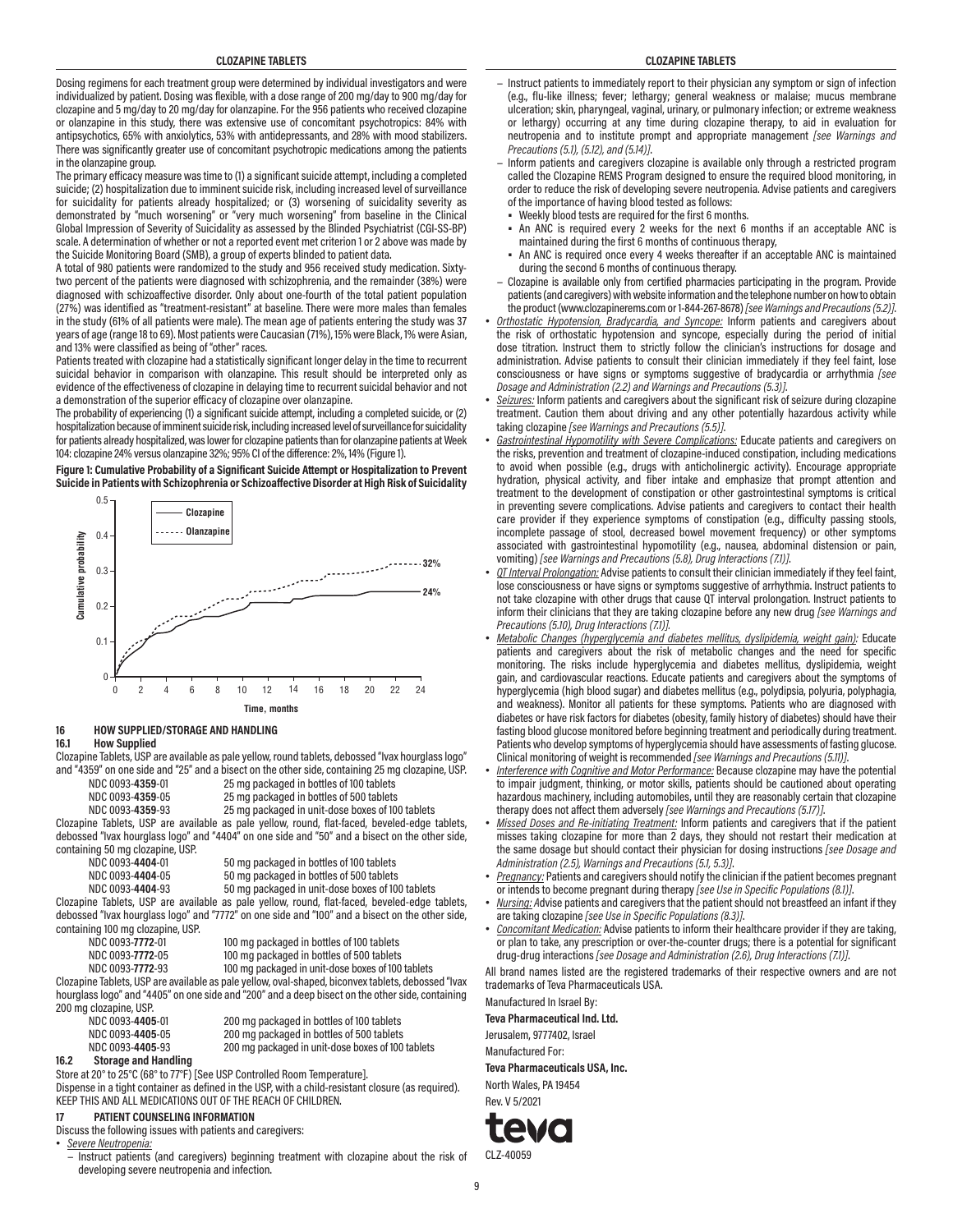Dosing regimens for each treatment group were determined by individual investigators and were individualized by patient. Dosing was flexible, with a dose range of 200 mg/day to 900 mg/day for clozapine and 5 mg/day to 20 mg/day for olanzapine. For the 956 patients who received clozapine or olanzapine in this study, there was extensive use of concomitant psychotropics: 84% with antipsychotics, 65% with anxiolytics, 53% with antidepressants, and 28% with mood stabilizers. There was significantly greater use of concomitant psychotropic medications among the patients in the olanzapine group.

The primary efficacy measure was time to (1) a significant suicide attempt, including a completed suicide; (2) hospitalization due to imminent suicide risk, including increased level of surveillance for suicidality for patients already hospitalized; or (3) worsening of suicidality severity as demonstrated by "much worsening" or "very much worsening" from baseline in the Clinical Global Impression of Severity of Suicidality as assessed by the Blinded Psychiatrist (CGI-SS-BP) scale. A determination of whether or not a reported event met criterion 1 or 2 above was made by the Suicide Monitoring Board (SMB), a group of experts blinded to patient data.

A total of 980 patients were randomized to the study and 956 received study medication. Sixty-two percent of the patients were diagnosed with schizophrenia, and the remainder (38%) were diagnosed with schizoaffective disorder. Only about one-fourth of the total patient population (27%) was identified as "treatment-resistant" at baseline. There were more males than females in the study (61% of all patients were male). The mean age of patients entering the study was 37 years of age (range 18 to 69). Most patients were Caucasian (71%), 15% were Black, 1% were Asian, and 13% were classified as being of "other" races.

Patients treated with clozapine had a statistically significant longer delay in the time to recurrent suicidal behavior in comparison with olanzapine. This result should be interpreted only as evidence of the effectiveness of clozapine in delaying time to recurrent suicidal behavior and not a demonstration of the superior efficacy of clozapine over olanzapine.

The probability of experiencing (1) a significant suicide attempt, including a completed suicide, or (2) hospitalization because of imminent suicide risk, including increased level of surveillance for suicidality for patients already hospitalized, was lower for clozapine patients than for olanzapine patients at Week 104: clozapine 24% versus olanzapine 32%; 95% CI of the difference: 2%, 14% (Figure 1).

**Figure 1: Cumulative Probability of a Significant Suicide Attempt or Hospitalization to Prevent Suicide in Patients with Schizophrenia or Schizoaffective Disorder at High Risk of Suicidality**

## 16 HOW SUPPLIED/STORAGE AND HANDLING

### 16.1 How Supplied

Clozapine Tablets, USP are available as pale yellow, round tablets, debossed "Ivax hourglass logo" and "4359" on one side and "25" and a bisect on the other side, containing 25 mg clozapine, USP.

| | |
|---|---|
| NDC 0093-**4359**-01 | 25 mg packaged in bottles of 100 tablets |
| NDC 0093-**4359**-05 | 25 mg packaged in bottles of 500 tablets |
| NDC 0093-**4359**-93 | 25 mg packaged in unit-dose boxes of 100 tablets |

Clozapine Tablets, USP are available as pale yellow, round, flat-faced, beveled-edge tablets, debossed "Ivax hourglass logo" and "4404" on one side and "50" and a bisect on the other side, containing 50 mg clozapine, USP.

| | |
|---|---|
| NDC 0093-**4404**-01 | 50 mg packaged in bottles of 100 tablets |
| NDC 0093-**4404**-05 | 50 mg packaged in bottles of 500 tablets |
| NDC 0093-**4404**-93 | 50 mg packaged in unit-dose boxes of 100 tablets |

Clozapine Tablets, USP are available as pale yellow, round, flat-faced, beveled-edge tablets, debossed "Ivax hourglass logo" and "7772" on one side and "100" and a bisect on the other side, containing 100 mg clozapine, USP.

| | |
|---|---|
| NDC 0093-**7772**-01 | 100 mg packaged in bottles of 100 tablets |
| NDC 0093-**7772**-05 | 100 mg packaged in bottles of 500 tablets |
| NDC 0093-**7772**-93 | 100 mg packaged in unit-dose boxes of 100 tablets |

Clozapine Tablets, USP are available as pale yellow, oval-shaped, biconvex tablets, debossed "Ivax hourglass logo" and "4405" on one side and "200" and a deep bisect on the other side, containing 200 mg clozapine, USP.

| | |
|---|---|
| NDC 0093-**4405**-01 | 200 mg packaged in bottles of 100 tablets |
| NDC 0093-**4405**-05 | 200 mg packaged in bottles of 500 tablets |
| NDC 0093-**4405**-93 | 200 mg packaged in unit-dose boxes of 100 tablets |

### 16.2 Storage and Handling

Store at 20° to 25°C (68° to 77°F) [See USP Controlled Room Temperature].

Dispense in a tight container as defined in the USP, with a child-resistant closure (as required).

KEEP THIS AND ALL MEDICATIONS OUT OF THE REACH OF CHILDREN.

## 17 PATIENT COUNSELING INFORMATION

Discuss the following issues with patients and caregivers:

- _Severe Neutropenia:_
  - Instruct patients (and caregivers) beginning treatment with clozapine about the risk of developing severe neutropenia and infection.
  - Instruct patients to immediately report to their physician any symptom or sign of infection (e.g., flu-like illness; fever; lethargy; general weakness or malaise; mucus membrane ulceration; skin, pharyngeal, vaginal, urinary, or pulmonary infection; or extreme weakness or lethargy) occurring at any time during clozapine therapy, to aid in evaluation for neutropenia and to institute prompt and appropriate management *[see Warnings and Precautions (5.1), (5.12), and (5.14)]*.
  - Inform patients and caregivers clozapine is available only through a restricted program called the Clozapine REMS Program designed to ensure the required blood monitoring, in order to reduce the risk of developing severe neutropenia. Advise patients and caregivers of the importance of having blood tested as follows:
    - Weekly blood tests are required for the first 6 months.
    - An ANC is required every 2 weeks for the next 6 months if an acceptable ANC is maintained during the first 6 months of continuous therapy,
    - An ANC is required once every 4 weeks thereafter if an acceptable ANC is maintained during the second 6 months of continuous therapy.
  - Clozapine is available only from certified pharmacies participating in the program. Provide patients (and caregivers) with website information and the telephone number on how to obtain the product (www.clozapinerems.com or 1-844-267-8678) *[see Warnings and Precautions (5.2)]*.
- _Orthostatic Hypotension, Bradycardia, and Syncope:_ Inform patients and caregivers about the risk of orthostatic hypotension and syncope, especially during the period of initial dose titration. Instruct them to strictly follow the clinician's instructions for dosage and administration. Advise patients to consult their clinician immediately if they feel faint, lose consciousness or have signs or symptoms suggestive of bradycardia or arrhythmia *[see Dosage and Administration (2.2) and Warnings and Precautions (5.3)]*.
- _Seizures:_ Inform patients and caregivers about the significant risk of seizure during clozapine treatment. Caution them about driving and any other potentially hazardous activity while taking clozapine *[see Warnings and Precautions (5.5)]*.
- _Gastrointestinal Hypomotility with Severe Complications:_ Educate patients and caregivers on the risks, prevention and treatment of clozapine-induced constipation, including medications to avoid when possible (e.g., drugs with anticholinergic activity). Encourage appropriate hydration, physical activity, and fiber intake and emphasize that prompt attention and treatment to the development of constipation or other gastrointestinal symptoms is critical in preventing severe complications. Advise patients and caregivers to contact their health care provider if they experience symptoms of constipation (e.g., difficulty passing stools, incomplete passage of stool, decreased bowel movement frequency) or other symptoms associated with gastrointestinal hypomotility (e.g., nausea, abdominal distension or pain, vomiting) *[see Warnings and Precautions (5.8), Drug Interactions (7.1)]*.
- _QT Interval Prolongation:_ Advise patients to consult their clinician immediately if they feel faint, lose consciousness or have signs or symptoms suggestive of arrhythmia. Instruct patients to not take clozapine with other drugs that cause QT interval prolongation. Instruct patients to inform their clinicians that they are taking clozapine before any new drug *[see Warnings and Precautions (5.10), Drug Interactions (7.1)]*.
- _Metabolic Changes (hyperglycemia and diabetes mellitus, dyslipidemia, weight gain):_ Educate patients and caregivers about the risk of metabolic changes and the need for specific monitoring. The risks include hyperglycemia and diabetes mellitus, dyslipidemia, weight gain, and cardiovascular reactions. Educate patients and caregivers about the symptoms of hyperglycemia (high blood sugar) and diabetes mellitus (e.g., polydipsia, polyuria, polyphagia, and weakness). Monitor all patients for these symptoms. Patients who are diagnosed with diabetes or have risk factors for diabetes (obesity, family history of diabetes) should have their fasting blood glucose monitored before beginning treatment and periodically during treatment. Patients who develop symptoms of hyperglycemia should have assessments of fasting glucose. Clinical monitoring of weight is recommended *[see Warnings and Precautions (5.11)]*.
- _Interference with Cognitive and Motor Performance:_ Because clozapine may have the potential to impair judgment, thinking, or motor skills, patients should be cautioned about operating hazardous machinery, including automobiles, until they are reasonably certain that clozapine therapy does not affect them adversely *[see Warnings and Precautions (5.17)]*.
- _Missed Doses and Re-initiating Treatment:_ Inform patients and caregivers that if the patient misses taking clozapine for more than 2 days, they should not restart their medication at the same dosage but should contact their physician for dosing instructions *[see Dosage and Administration (2.5), Warnings and Precautions (5.1, 5.3)]*.
- _Pregnancy:_ Patients and caregivers should notify the clinician if the patient becomes pregnant or intends to become pregnant during therapy *[see Use in Specific Populations (8.1)]*.
- _Nursing:_ Advise patients and caregivers that the patient should not breastfeed an infant if they are taking clozapine *[see Use in Specific Populations (8.3)]*.
- _Concomitant Medication:_ Advise patients to inform their healthcare provider if they are taking, or plan to take, any prescription or over-the-counter drugs; there is a potential for significant drug-drug interactions *[see Dosage and Administration (2.6), Drug Interactions (7.1)]*.

All brand names listed are the registered trademarks of their respective owners and are not trademarks of Teva Pharmaceuticals USA.

Manufactured In Israel By:

**Teva Pharmaceutical Ind. Ltd.**

Jerusalem, 9777402, Israel

Manufactured For:

**Teva Pharmaceuticals USA, Inc.**

North Wales, PA 19454

Rev. V 5/2021

CLZ-40059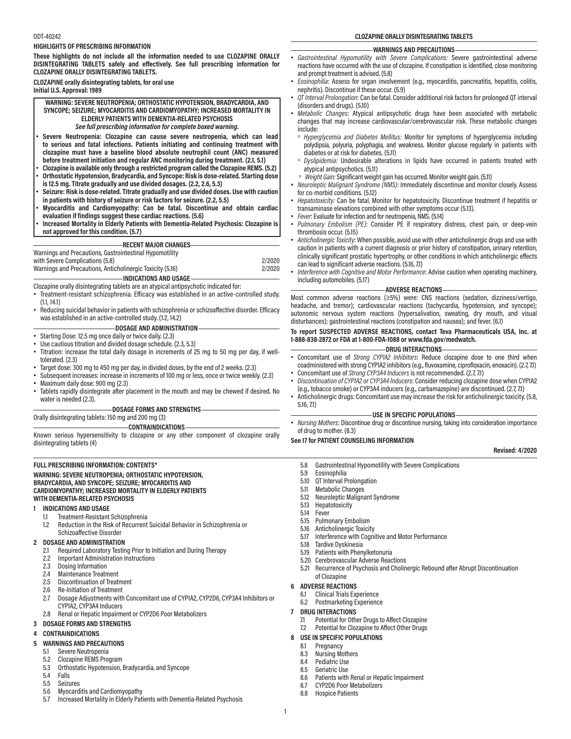ODT-40242

**HIGHLIGHTS OF PRESCRIBING INFORMATION**

**These highlights do not include all the information needed to use CLOZAPINE ORALLY DISINTEGRATING TABLETS safely and effectively. See full prescribing information for CLOZAPINE ORALLY DISINTEGRATING TABLETS.**

**CLOZAPINE orally disintegrating tablets, for oral use**
**Initial U.S. Approval: 1989**

**WARNING: SEVERE NEUTROPENIA; ORTHOSTATIC HYPOTENSION, BRADYCARDIA, AND SYNCOPE; SEIZURE; MYOCARDITIS AND CARDIOMYOPATHY; INCREASED MORTALITY IN ELDERLY PATIENTS WITH DEMENTIA-RELATED PSYCHOSIS**
***See full prescribing information for complete boxed warning.***

- **Severe Neutropenia: Clozapine can cause severe neutropenia, which can lead to serious and fatal infections. Patients initiating and continuing treatment with clozapine must have a baseline blood absolute neutrophil count (ANC) measured before treatment initiation and regular ANC monitoring during treatment. (2.1, 5.1)**
- **Clozapine is available only through a restricted program called the Clozapine REMS. (5.2)**
- **Orthostatic Hypotension, Bradycardia, and Syncope: Risk is dose-related. Starting dose is 12.5 mg. Titrate gradually and use divided dosages. (2.2, 2.6, 5.3)**
- **Seizure: Risk is dose-related. Titrate gradually and use divided doses. Use with caution in patients with history of seizure or risk factors for seizure. (2.2, 5.5)**
- **Myocarditis and Cardiomyopathy: Can be fatal. Discontinue and obtain cardiac evaluation if findings suggest these cardiac reactions. (5.6)**
- **Increased Mortality in Elderly Patients with Dementia-Related Psychosis: Clozapine is not approved for this condition. (5.7)**

**RECENT MAJOR CHANGES**

| | |
|---|---|
| Warnings and Precautions, Gastrointestinal Hypomotility with Severe Complications (5.8) | 2/2020 |
| Warnings and Precautions, Anticholinergic Toxicity (5.16) | 2/2020 |

**INDICATIONS AND USAGE**

Clozapine orally disintegrating tablets are an atypical antipsychotic indicated for:

- Treatment-resistant schizophrenia. Efficacy was established in an active-controlled study. (1.1, 14.1)
- Reducing suicidal behavior in patients with schizophrenia or schizoaffective disorder. Efficacy was established in an active-controlled study. (1.2, 14.2)

**DOSAGE AND ADMINISTRATION**

- Starting Dose: 12.5 mg once daily or twice daily. (2.3)
- Use cautious titration and divided dosage schedule. (2.3, 5.3)
- Titration: increase the total daily dosage in increments of 25 mg to 50 mg per day, if well-tolerated. (2.3)
- Target dose: 300 mg to 450 mg per day, in divided doses, by the end of 2 weeks. (2.3)
- Subsequent increases: increase in increments of 100 mg or less, once or twice weekly. (2.3)
- Maximum daily dose: 900 mg (2.3)
- Tablets rapidly disintegrate after placement in the mouth and may be chewed if desired. No water is needed (2.3).

**DOSAGE FORMS AND STRENGTHS**

Orally disintegrating tablets: 150 mg and 200 mg (3)

**CONTRAINDICATIONS**

Known serious hypersensitivity to clozapine or any other component of clozapine orally disintegrating tablets (4)

**WARNINGS AND PRECAUTIONS**

- *Gastrointestinal Hypomotility with Severe Complications:* Severe gastrointestinal adverse reactions have occurred with the use of clozapine. If constipation is identified, close monitoring and prompt treatment is advised. (5.8)
- *Eosinophilia*: Assess for organ involvement (e.g., myocarditis, pancreatitis, hepatitis, colitis, nephritis). Discontinue if these occur. (5.9)
- *QT Interval Prolongation*: Can be fatal. Consider additional risk factors for prolonged QT interval (disorders and drugs). (5.10)
- *Metabolic Changes*: Atypical antipsychotic drugs have been associated with metabolic changes that may increase cardiovascular/cerebrovascular risk. These metabolic changes include:
  - *Hyperglycemia and Diabetes Mellitus:* Monitor for symptoms of hyperglycemia including polydipsia, polyuria, polyphagia, and weakness. Monitor glucose regularly in patients with diabetes or at risk for diabetes. (5.11)
  - *Dyslipidemia:* Undesirable alterations in lipids have occurred in patients treated with atypical antipsychotics. (5.11)
  - *Weight Gain:* Significant weight gain has occurred. Monitor weight gain. (5.11)
- *Neuroleptic Malignant Syndrome (NMS)*: Immediately discontinue and monitor closely. Assess for co-morbid conditions. (5.12)
- *Hepatotoxicity:* Can be fatal. Monitor for hepatotoxicity. Discontinue treatment if hepatitis or transaminase elevations combined with other symptoms occur (5.13).
- *Fever*: Evaluate for infection and for neutropenia, NMS. (5.14)
- *Pulmonary Embolism (PE)*: Consider PE if respiratory distress, chest pain, or deep-vein thrombosis occur. (5.15)
- *Anticholinergic Toxicity*: When possible, avoid use with other anticholinergic drugs and use with caution in patients with a current diagnosis or prior history of constipation, urinary retention, clinically significant prostatic hypertrophy, or other conditions in which anticholinergic effects can lead to significant adverse reactions. (5.16, 7.1)
- *Interference with Cognitive and Motor Performance*: Advise caution when operating machinery, including automobiles. (5.17)

**ADVERSE REACTIONS**

Most common adverse reactions (≥5%) were: CNS reactions (sedation, dizziness/vertigo, headache, and tremor); cardiovascular reactions (tachycardia, hypotension, and syncope); autonomic nervous system reactions (hypersalivation, sweating, dry mouth, and visual disturbances); gastrointestinal reactions (constipation and nausea); and fever. (6.1)

**To report SUSPECTED ADVERSE REACTIONS, contact Teva Pharmaceuticals USA, Inc. at 1-888-838-2872 or FDA at 1-800-FDA-1088 or www.fda.gov/medwatch.**

**DRUG INTERACTIONS**

- Concomitant use of *Strong CYP1A2 Inhibitors*: Reduce clozapine dose to one third when coadministered with strong CYP1A2 inhibitors (e.g., fluvoxamine, ciprofloxacin, enoxacin). (2.7, 7.1)
- Concomitant use of *Strong CYP3A4 Inducers* is not recommended. (2.7, 7.1)
- *Discontinuation of CYP1A2 or CYP3A4 Inducers*: Consider reducing clozapine dose when CYP1A2 (e.g., tobacco smoke) or CYP3A4 inducers (e.g., carbamazepine) are discontinued. (2.7, 7.1)
- Anticholinergic drugs: Concomitant use may increase the risk for anticholinergic toxicity. (5.8, 5.16, 7.1)

**USE IN SPECIFIC POPULATIONS**

- *Nursing Mothers*: Discontinue drug or discontinue nursing, taking into consideration importance of drug to mother. (8.3)

**See 17 for PATIENT COUNSELING INFORMATION**

**Revised: 4/2020**

**FULL PRESCRIBING INFORMATION: CONTENTS***

**WARNING: SEVERE NEUTROPENIA; ORTHOSTATIC HYPOTENSION, BRADYCARDIA, AND SYNCOPE; SEIZURE; MYOCARDITIS AND CARDIOMYOPATHY; INCREASED MORTALITY IN ELDERLY PATIENTS WITH DEMENTIA-RELATED PSYCHOSIS**

**1 INDICATIONS AND USAGE**
- 1.1 Treatment-Resistant Schizophrenia
- 1.2 Reduction in the Risk of Recurrent Suicidal Behavior in Schizophrenia or Schizoaffective Disorder

**2 DOSAGE AND ADMINISTRATION**
- 2.1 Required Laboratory Testing Prior to Initiation and During Therapy
- 2.2 Important Administration Instructions
- 2.3 Dosing Information
- 2.4 Maintenance Treatment
- 2.5 Discontinuation of Treatment
- 2.6 Re-Initiation of Treatment
- 2.7 Dosage Adjustments with Concomitant use of CYP1A2, CYP2D6, CYP3A4 Inhibitors or CYP1A2, CYP3A4 Inducers
- 2.8 Renal or Hepatic Impairment or CYP2D6 Poor Metabolizers

**3 DOSAGE FORMS AND STRENGTHS**

**4 CONTRAINDICATIONS**

**5 WARNINGS AND PRECAUTIONS**
- 5.1 Severe Neutropenia
- 5.2 Clozapine REMS Program
- 5.3 Orthostatic Hypotension, Bradycardia, and Syncope
- 5.4 Falls
- 5.5 Seizures
- 5.6 Myocarditis and Cardiomyopathy
- 5.7 Increased Mortality in Elderly Patients with Dementia-Related Psychosis
- 5.8 Gastrointestinal Hypomotility with Severe Complications
- 5.9 Eosinophilia
- 5.10 QT Interval Prolongation
- 5.11 Metabolic Changes
- 5.12 Neuroleptic Malignant Syndrome
- 5.13 Hepatotoxicity
- 5.14 Fever
- 5.15 Pulmonary Embolism
- 5.16 Anticholinergic Toxicity
- 5.17 Interference with Cognitive and Motor Performance
- 5.18 Tardive Dyskinesia
- 5.19 Patients with Phenylketonuria
- 5.20 Cerebrovascular Adverse Reactions
- 5.21 Recurrence of Psychosis and Cholinergic Rebound after Abrupt Discontinuation of Clozapine

**6 ADVERSE REACTIONS**
- 6.1 Clinical Trials Experience
- 6.2 Postmarketing Experience

**7 DRUG INTERACTIONS**
- 7.1 Potential for Other Drugs to Affect Clozapine
- 7.2 Potential for Clozapine to Affect Other Drugs

**8 USE IN SPECIFIC POPULATIONS**
- 8.1 Pregnancy
- 8.3 Nursing Mothers
- 8.4 Pediatric Use
- 8.5 Geriatric Use
- 8.6 Patients with Renal or Hepatic Impairment
- 8.7 CYP2D6 Poor Metabolizers
- 8.8 Hospice Patients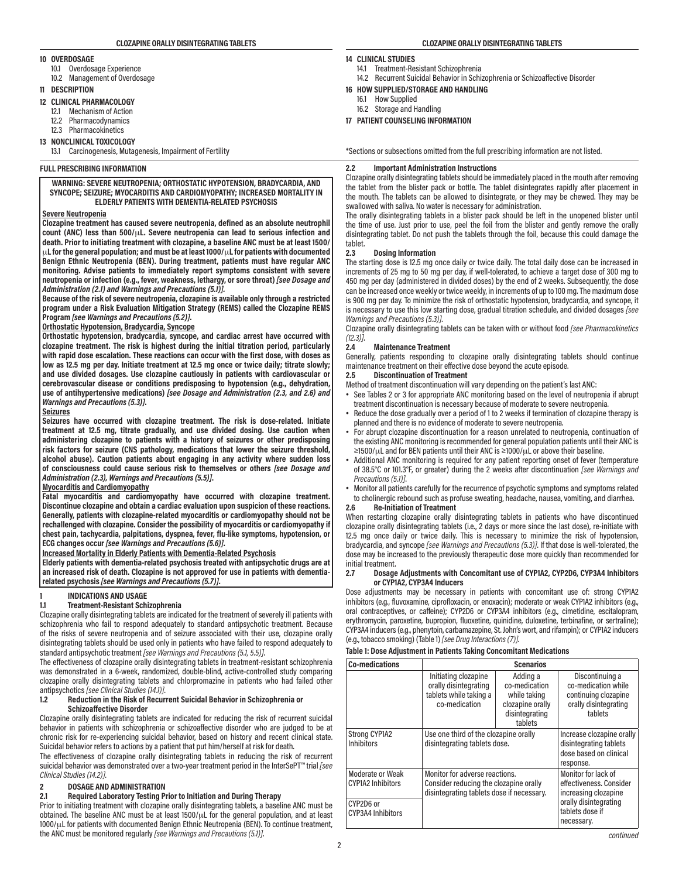10 OVERDOSAGE
- 10.1 Overdosage Experience
- 10.2 Management of Overdosage

11 DESCRIPTION

12 CLINICAL PHARMACOLOGY
- 12.1 Mechanism of Action
- 12.2 Pharmacodynamics
- 12.3 Pharmacokinetics

13 NONCLINICAL TOXICOLOGY
- 13.1 Carcinogenesis, Mutagenesis, Impairment of Fertility

14 CLINICAL STUDIES
- 14.1 Treatment-Resistant Schizophrenia
- 14.2 Recurrent Suicidal Behavior in Schizophrenia or Schizoaffective Disorder

16 HOW SUPPLIED/STORAGE AND HANDLING
- 16.1 How Supplied
- 16.2 Storage and Handling

17 PATIENT COUNSELING INFORMATION

*Sections or subsections omitted from the full prescribing information are not listed.

## FULL PRESCRIBING INFORMATION

**WARNING: SEVERE NEUTROPENIA; ORTHOSTATIC HYPOTENSION, BRADYCARDIA, AND SYNCOPE; SEIZURE; MYOCARDITIS AND CARDIOMYOPATHY; INCREASED MORTALITY IN ELDERLY PATIENTS WITH DEMENTIA-RELATED PSYCHOSIS**

**Severe Neutropenia**

**Clozapine treatment has caused severe neutropenia, defined as an absolute neutrophil count (ANC) less than 500/μL. Severe neutropenia can lead to serious infection and death. Prior to initiating treatment with clozapine, a baseline ANC must be at least 1500/μL for the general population; and must be at least 1000/μL for patients with documented Benign Ethnic Neutropenia (BEN). During treatment, patients must have regular ANC monitoring. Advise patients to immediately report symptoms consistent with severe neutropenia or infection (e.g., fever, weakness, lethargy, or sore throat)** ***[see Dosage and Administration (2.1) and Warnings and Precautions (5.1)].***

**Because of the risk of severe neutropenia, clozapine is available only through a restricted program under a Risk Evaluation Mitigation Strategy (REMS) called the Clozapine REMS Program** ***[see Warnings and Precautions (5.2)].***

**Orthostatic Hypotension, Bradycardia, Syncope**

**Orthostatic hypotension, bradycardia, syncope, and cardiac arrest have occurred with clozapine treatment. The risk is highest during the initial titration period, particularly with rapid dose escalation. These reactions can occur with the first dose, with doses as low as 12.5 mg per day. Initiate treatment at 12.5 mg once or twice daily; titrate slowly; and use divided dosages. Use clozapine cautiously in patients with cardiovascular or cerebrovascular disease or conditions predisposing to hypotension (e.g., dehydration, use of antihypertensive medications)** ***[see Dosage and Administration (2.3, and 2.6) and Warnings and Precautions (5.3)].***

**Seizures**

**Seizures have occurred with clozapine treatment. The risk is dose-related. Initiate treatment at 12.5 mg, titrate gradually, and use divided dosing. Use caution when administering clozapine to patients with a history of seizures or other predisposing risk factors for seizure (CNS pathology, medications that lower the seizure threshold, alcohol abuse). Caution patients about engaging in any activity where sudden loss of consciousness could cause serious risk to themselves or others** ***[see Dosage and Administration (2.3), Warnings and Precautions (5.5)].***

**Myocarditis and Cardiomyopathy**

**Fatal myocarditis and cardiomyopathy have occurred with clozapine treatment. Discontinue clozapine and obtain a cardiac evaluation upon suspicion of these reactions. Generally, patients with clozapine-related myocarditis or cardiomyopathy should not be rechallenged with clozapine. Consider the possibility of myocarditis or cardiomyopathy if chest pain, tachycardia, palpitations, dyspnea, fever, flu-like symptoms, hypotension, or ECG changes occur** ***[see Warnings and Precautions (5.6)].***

**Increased Mortality in Elderly Patients with Dementia-Related Psychosis**

**Elderly patients with dementia-related psychosis treated with antipsychotic drugs are at an increased risk of death. Clozapine is not approved for use in patients with dementia-related psychosis** ***[see Warnings and Precautions (5.7)].***

## 1 INDICATIONS AND USAGE

### 1.1 Treatment-Resistant Schizophrenia

Clozapine orally disintegrating tablets are indicated for the treatment of severely ill patients with schizophrenia who fail to respond adequately to standard antipsychotic treatment. Because of the risks of severe neutropenia and of seizure associated with their use, clozapine orally disintegrating tablets should be used only in patients who have failed to respond adequately to standard antipsychotic treatment *[see Warnings and Precautions (5.1, 5.5)]*.

The effectiveness of clozapine orally disintegrating tablets in treatment-resistant schizophrenia was demonstrated in a 6-week, randomized, double-blind, active-controlled study comparing clozapine orally disintegrating tablets and chlorpromazine in patients who had failed other antipsychotics *[see Clinical Studies (14.1)]*.

### 1.2 Reduction in the Risk of Recurrent Suicidal Behavior in Schizophrenia or Schizoaffective Disorder

Clozapine orally disintegrating tablets are indicated for reducing the risk of recurrent suicidal behavior in patients with schizophrenia or schizoaffective disorder who are judged to be at chronic risk for re-experiencing suicidal behavior, based on history and recent clinical state. Suicidal behavior refers to actions by a patient that put him/herself at risk for death.

The effectiveness of clozapine orally disintegrating tablets in reducing the risk of recurrent suicidal behavior was demonstrated over a two-year treatment period in the InterSePT™ trial *[see Clinical Studies (14.2)]*.

## 2 DOSAGE AND ADMINISTRATION

### 2.1 Required Laboratory Testing Prior to Initiation and During Therapy

Prior to initiating treatment with clozapine orally disintegrating tablets, a baseline ANC must be obtained. The baseline ANC must be at least 1500/μL for the general population, and at least 1000/μL for patients with documented Benign Ethnic Neutropenia (BEN). To continue treatment, the ANC must be monitored regularly *[see Warnings and Precautions (5.1)]*.

### 2.2 Important Administration Instructions

Clozapine orally disintegrating tablets should be immediately placed in the mouth after removing the tablet from the blister pack or bottle. The tablet disintegrates rapidly after placement in the mouth. The tablets can be allowed to disintegrate, or they may be chewed. They may be swallowed with saliva. No water is necessary for administration.

The orally disintegrating tablets in a blister pack should be left in the unopened blister until the time of use. Just prior to use, peel the foil from the blister and gently remove the orally disintegrating tablet. Do not push the tablets through the foil, because this could damage the tablet.

### 2.3 Dosing Information

The starting dose is 12.5 mg once daily or twice daily. The total daily dose can be increased in increments of 25 mg to 50 mg per day, if well-tolerated, to achieve a target dose of 300 mg to 450 mg per day (administered in divided doses) by the end of 2 weeks. Subsequently, the dose can be increased once weekly or twice weekly, in increments of up to 100 mg. The maximum dose is 900 mg per day. To minimize the risk of orthostatic hypotension, bradycardia, and syncope, it is necessary to use this low starting dose, gradual titration schedule, and divided dosages *[see Warnings and Precautions (5.3)]*.

Clozapine orally disintegrating tablets can be taken with or without food *[see Pharmacokinetics (12.3)]*.

### 2.4 Maintenance Treatment

Generally, patients responding to clozapine orally disintegrating tablets should continue maintenance treatment on their effective dose beyond the acute episode.

### 2.5 Discontinuation of Treatment

Method of treatment discontinuation will vary depending on the patient's last ANC:

- See Tables 2 or 3 for appropriate ANC monitoring based on the level of neutropenia if abrupt treatment discontinuation is necessary because of moderate to severe neutropenia.
- Reduce the dose gradually over a period of 1 to 2 weeks if termination of clozapine therapy is planned and there is no evidence of moderate to severe neutropenia.
- For abrupt clozapine discontinuation for a reason unrelated to neutropenia, continuation of the existing ANC monitoring is recommended for general population patients until their ANC is ≥1500/μL and for BEN patients until their ANC is ≥1000/μL or above their baseline.
- Additional ANC monitoring is required for any patient reporting onset of fever (temperature of 38.5°C or 101.3°F, or greater) during the 2 weeks after discontinuation *[see Warnings and Precautions (5.1)]*.
- Monitor all patients carefully for the recurrence of psychotic symptoms and symptoms related to cholinergic rebound such as profuse sweating, headache, nausea, vomiting, and diarrhea.

### 2.6 Re-Initiation of Treatment

When restarting clozapine orally disintegrating tablets in patients who have discontinued clozapine orally disintegrating tablets (i.e., 2 days or more since the last dose), re-initiate with 12.5 mg once daily or twice daily. This is necessary to minimize the risk of hypotension, bradycardia, and syncope *[see Warnings and Precautions (5.3)]*. If that dose is well-tolerated, the dose may be increased to the previously therapeutic dose more quickly than recommended for initial treatment.

### 2.7 Dosage Adjustments with Concomitant use of CYP1A2, CYP2D6, CYP3A4 Inhibitors or CYP1A2, CYP3A4 Inducers

Dose adjustments may be necessary in patients with concomitant use of: strong CYP1A2 inhibitors (e.g., fluvoxamine, ciprofloxacin, or enoxacin); moderate or weak CYP1A2 inhibitors (e.g., oral contraceptives, or caffeine); CYP2D6 or CYP3A4 inhibitors (e.g., cimetidine, escitalopram, erythromycin, paroxetine, bupropion, fluoxetine, quinidine, duloxetine, terbinafine, or sertraline); CYP3A4 inducers (e.g., phenytoin, carbamazepine, St. John's wort, and rifampin); or CYP1A2 inducers (e.g., tobacco smoking) (Table 1) *[see Drug Interactions (7)]*.

**Table 1: Dose Adjustment in Patients Taking Concomitant Medications**

| Co-medications | Scenarios | | |
|---|---|---|---|
| | Initiating clozapine orally disintegrating tablets while taking a co-medication | Adding a co-medication while taking clozapine orally disintegrating tablets | Discontinuing a co-medication while continuing clozapine orally disintegrating tablets |
| Strong CYP1A2 Inhibitors | Use one third of the clozapine orally disintegrating tablets dose. | | Increase clozapine orally disintegrating tablets dose based on clinical response. |
| Moderate or Weak CYP1A2 Inhibitors | Monitor for adverse reactions. Consider reducing the clozapine orally disintegrating tablets dose if necessary. | | Monitor for lack of effectiveness. Consider increasing clozapine orally disintegrating tablets dose if necessary. |
| CYP2D6 or CYP3A4 Inhibitors | | | |

*continued*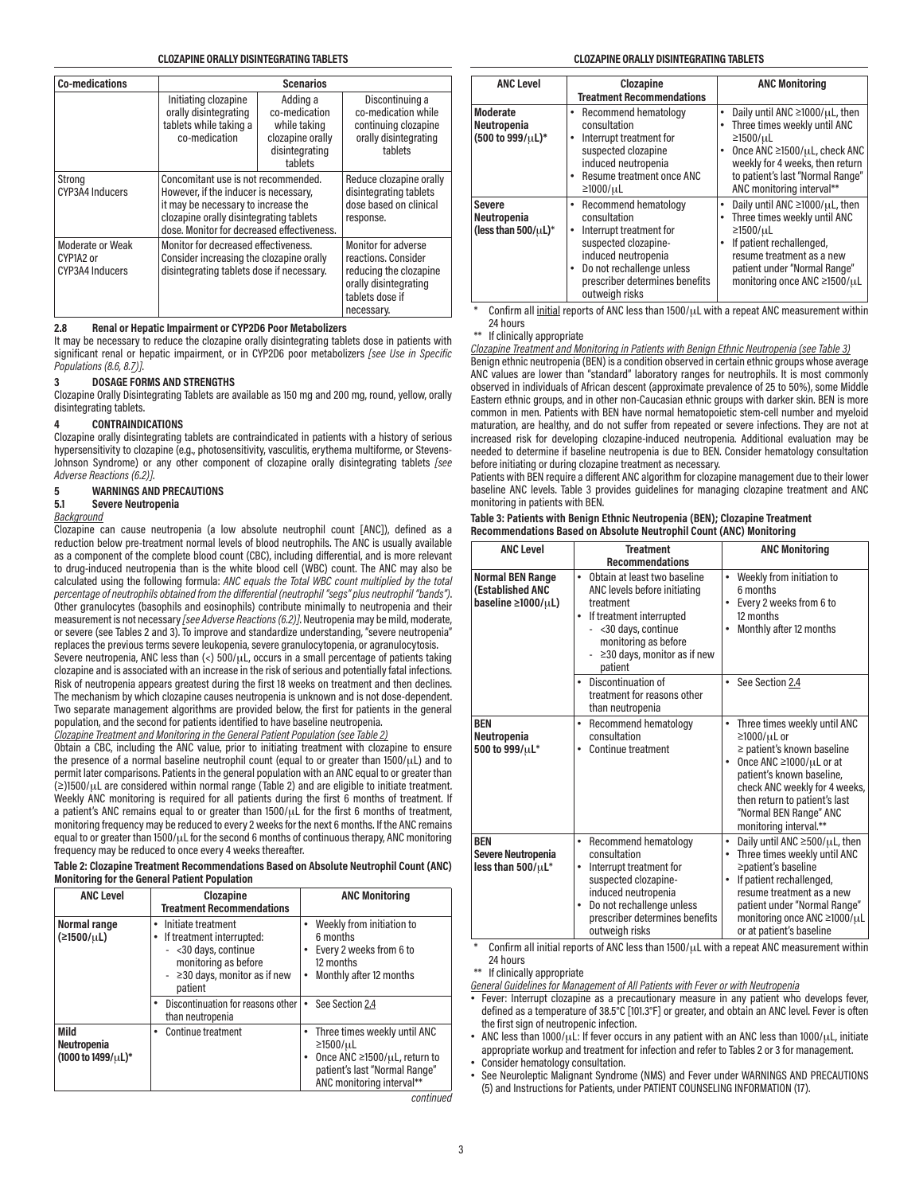| Co-medications | Scenarios | | |
|---|---|---|---|
| | Initiating clozapine orally disintegrating tablets while taking a co-medication | Adding a co-medication while taking clozapine orally disintegrating tablets | Discontinuing a co-medication while continuing clozapine orally disintegrating tablets |
| Strong CYP3A4 Inducers | Concomitant use is not recommended. However, if the inducer is necessary, it may be necessary to increase the clozapine orally disintegrating tablets dose. Monitor for decreased effectiveness. | | Reduce clozapine orally disintegrating tablets dose based on clinical response. |
| Moderate or Weak CYP1A2 or CYP3A4 Inducers | Monitor for decreased effectiveness. Consider increasing the clozapine orally disintegrating tablets dose if necessary. | | Monitor for adverse reactions. Consider reducing the clozapine orally disintegrating tablets dose if necessary. |

### 2.8 Renal or Hepatic Impairment or CYP2D6 Poor Metabolizers

It may be necessary to reduce the clozapine orally disintegrating tablets dose in patients with significant renal or hepatic impairment, or in CYP2D6 poor metabolizers *[see Use in Specific Populations (8.6, 8.7)]*.

## 3 DOSAGE FORMS AND STRENGTHS

Clozapine Orally Disintegrating Tablets are available as 150 mg and 200 mg, round, yellow, orally disintegrating tablets.

## 4 CONTRAINDICATIONS

Clozapine orally disintegrating tablets are contraindicated in patients with a history of serious hypersensitivity to clozapine (e.g., photosensitivity, vasculitis, erythema multiforme, or Stevens-Johnson Syndrome) or any other component of clozapine orally disintegrating tablets *[see Adverse Reactions (6.2)]*.

## 5 WARNINGS AND PRECAUTIONS

### 5.1 Severe Neutropenia

*Background*

Clozapine can cause neutropenia (a low absolute neutrophil count [ANC]), defined as a reduction below pre-treatment normal levels of blood neutrophils. The ANC is usually available as a component of the complete blood count (CBC), including differential, and is more relevant to drug-induced neutropenia than is the white blood cell (WBC) count. The ANC may also be calculated using the following formula: *ANC equals the Total WBC count multiplied by the total percentage of neutrophils obtained from the differential (neutrophil "segs" plus neutrophil "bands")*. Other granulocytes (basophils and eosinophils) contribute minimally to neutropenia and their measurement is not necessary *[see Adverse Reactions (6.2)]*. Neutropenia may be mild, moderate, or severe (see Tables 2 and 3). To improve and standardize understanding, "severe neutropenia" replaces the previous terms severe leukopenia, severe granulocytopenia, or agranulocytosis.

Severe neutropenia, ANC less than (<) 500/μL, occurs in a small percentage of patients taking clozapine and is associated with an increase in the risk of serious and potentially fatal infections. Risk of neutropenia appears greatest during the first 18 weeks on treatment and then declines. The mechanism by which clozapine causes neutropenia is unknown and is not dose-dependent. Two separate management algorithms are provided below, the first for patients in the general population, and the second for patients identified to have baseline neutropenia.

*Clozapine Treatment and Monitoring in the General Patient Population (see Table 2)*

Obtain a CBC, including the ANC value, prior to initiating treatment with clozapine to ensure the presence of a normal baseline neutrophil count (equal to or greater than 1500/μL) and to permit later comparisons. Patients in the general population with an ANC equal to or greater than (≥)1500/μL are considered within normal range (Table 2) and are eligible to initiate treatment. Weekly ANC monitoring is required for all patients during the first 6 months of treatment. If a patient's ANC remains equal to or greater than 1500/μL for the first 6 months of treatment, monitoring frequency may be reduced to every 2 weeks for the next 6 months. If the ANC remains equal to or greater than 1500/μL for the second 6 months of continuous therapy, ANC monitoring frequency may be reduced to once every 4 weeks thereafter.

**Table 2: Clozapine Treatment Recommendations Based on Absolute Neutrophil Count (ANC) Monitoring for the General Patient Population**

| ANC Level | Clozapine Treatment Recommendations | ANC Monitoring |
|---|---|---|
| **Normal range (≥1500/μL)** | • Initiate treatment<br>• If treatment interrupted:<br>- <30 days, continue monitoring as before<br>- ≥30 days, monitor as if new patient | • Weekly from initiation to 6 months<br>• Every 2 weeks from 6 to 12 months<br>• Monthly after 12 months |
| | • Discontinuation for reasons other than neutropenia | • See Section 2.4 |
| **Mild Neutropenia (1000 to 1499/μL)*** | • Continue treatment | • Three times weekly until ANC ≥1500/μL<br>• Once ANC ≥1500/μL, return to patient's last "Normal Range" ANC monitoring interval** |
| **Moderate Neutropenia (500 to 999/μL)*** | • Recommend hematology consultation<br>• Interrupt treatment for suspected clozapine induced neutropenia<br>• Resume treatment once ANC ≥1000/μL | • Daily until ANC ≥1000/μL, then<br>• Three times weekly until ANC ≥1500/μL<br>• Once ANC ≥1500/μL, check ANC weekly for 4 weeks, then return to patient's last "Normal Range" ANC monitoring interval** |
| **Severe Neutropenia (less than 500/μL)*** | • Recommend hematology consultation<br>• Interrupt treatment for suspected clozapine-induced neutropenia<br>• Do not rechallenge unless prescriber determines benefits outweigh risks | • Daily until ANC ≥1000/μL, then<br>• Three times weekly until ANC ≥1500/μL<br>• If patient rechallenged, resume treatment as a new patient under "Normal Range" monitoring once ANC ≥1500/μL |

\* Confirm all initial reports of ANC less than 1500/μL with a repeat ANC measurement within 24 hours

\*\* If clinically appropriate

*Clozapine Treatment and Monitoring in Patients with Benign Ethnic Neutropenia (see Table 3)*

Benign ethnic neutropenia (BEN) is a condition observed in certain ethnic groups whose average ANC values are lower than "standard" laboratory ranges for neutrophils. It is most commonly observed in individuals of African descent (approximate prevalence of 25 to 50%), some Middle Eastern ethnic groups, and in other non-Caucasian ethnic groups with darker skin. BEN is more common in men. Patients with BEN have normal hematopoietic stem-cell number and myeloid maturation, are healthy, and do not suffer from repeated or severe infections. They are not at increased risk for developing clozapine-induced neutropenia. Additional evaluation may be needed to determine if baseline neutropenia is due to BEN. Consider hematology consultation before initiating or during clozapine treatment as necessary.

Patients with BEN require a different ANC algorithm for clozapine management due to their lower baseline ANC levels. Table 3 provides guidelines for managing clozapine treatment and ANC monitoring in patients with BEN.

**Table 3: Patients with Benign Ethnic Neutropenia (BEN); Clozapine Treatment Recommendations Based on Absolute Neutrophil Count (ANC) Monitoring**

| ANC Level | Treatment Recommendations | ANC Monitoring |
|---|---|---|
| **Normal BEN Range (Established ANC baseline ≥1000/μL)** | • Obtain at least two baseline ANC levels before initiating treatment<br>• If treatment interrupted<br>- <30 days, continue monitoring as before<br>- ≥30 days, monitor as if new patient | • Weekly from initiation to 6 months<br>• Every 2 weeks from 6 to 12 months<br>• Monthly after 12 months |
| | • Discontinuation of treatment for reasons other than neutropenia | • See Section 2.4 |
| **BEN Neutropenia 500 to 999/μL*** | • Recommend hematology consultation<br>• Continue treatment | • Three times weekly until ANC ≥1000/μL or ≥ patient's known baseline<br>• Once ANC ≥1000/μL or at patient's known baseline, check ANC weekly for 4 weeks, then return to patient's last "Normal BEN Range" ANC monitoring interval.** |
| **BEN Severe Neutropenia less than 500/μL*** | • Recommend hematology consultation<br>• Interrupt treatment for suspected clozapine-induced neutropenia<br>• Do not rechallenge unless prescriber determines benefits outweigh risks | • Daily until ANC ≥500/μL, then<br>• Three times weekly until ANC ≥patient's baseline<br>• If patient rechallenged, resume treatment as a new patient under "Normal Range" monitoring once ANC ≥1000/μL or at patient's baseline |

\* Confirm all initial reports of ANC less than 1500/μL with a repeat ANC measurement within 24 hours

\*\* If clinically appropriate

*General Guidelines for Management of All Patients with Fever or with Neutropenia*

- Fever: Interrupt clozapine as a precautionary measure in any patient who develops fever, defined as a temperature of 38.5°C [101.3°F] or greater, and obtain an ANC level. Fever is often the first sign of neutropenic infection.
- ANC less than 1000/μL: If fever occurs in any patient with an ANC less than 1000/μL, initiate appropriate workup and treatment for infection and refer to Tables 2 or 3 for management.
- Consider hematology consultation.
- See Neuroleptic Malignant Syndrome (NMS) and Fever under WARNINGS AND PRECAUTIONS (5) and Instructions for Patients, under PATIENT COUNSELING INFORMATION (17).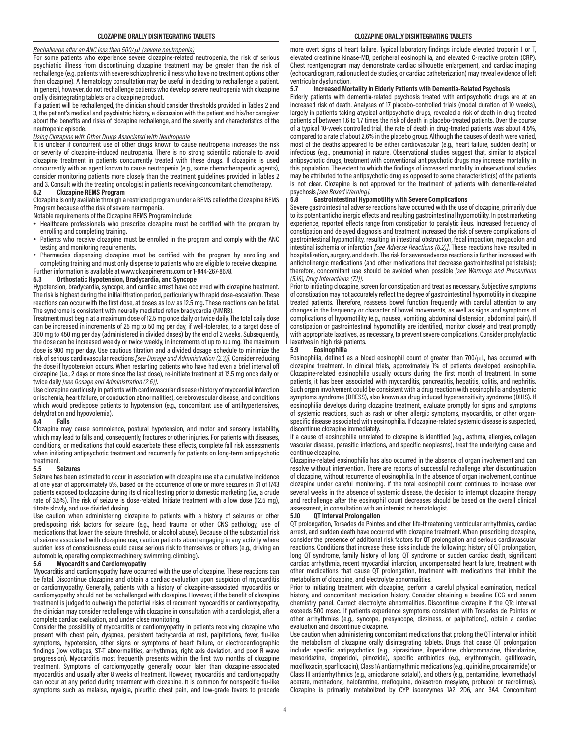*Rechallenge after an ANC less than 500/μL (severe neutropenia)*

For some patients who experience severe clozapine-related neutropenia, the risk of serious psychiatric illness from discontinuing clozapine treatment may be greater than the risk of rechallenge (e.g. patients with severe schizophrenic illness who have no treatment options other than clozapine). A hematology consultation may be useful in deciding to rechallenge a patient. In general, however, do not rechallenge patients who develop severe neutropenia with clozapine orally disintegrating tablets or a clozapine product.

If a patient will be rechallenged, the clinician should consider thresholds provided in Tables 2 and 3, the patient's medical and psychiatric history, a discussion with the patient and his/her caregiver about the benefits and risks of clozapine rechallenge, and the severity and characteristics of the neutropenic episode.

*Using Clozapine with Other Drugs Associated with Neutropenia*

It is unclear if concurrent use of other drugs known to cause neutropenia increases the risk or severity of clozapine-induced neutropenia. There is no strong scientific rationale to avoid clozapine treatment in patients concurrently treated with these drugs. If clozapine is used concurrently with an agent known to cause neutropenia (e.g., some chemotherapeutic agents), consider monitoring patients more closely than the treatment guidelines provided in Tables 2 and 3. Consult with the treating oncologist in patients receiving concomitant chemotherapy.

### 5.2 Clozapine REMS Program

Clozapine is only available through a restricted program under a REMS called the Clozapine REMS Program because of the risk of severe neutropenia.

Notable requirements of the Clozapine REMS Program include:

- Healthcare professionals who prescribe clozapine must be certified with the program by enrolling and completing training.
- Patients who receive clozapine must be enrolled in the program and comply with the ANC testing and monitoring requirements.
- Pharmacies dispensing clozapine must be certified with the program by enrolling and completing training and must only dispense to patients who are eligible to receive clozapine.

Further information is available at www.clozapinerems.com or 1-844-267-8678.

### 5.3 Orthostatic Hypotension, Bradycardia, and Syncope

Hypotension, bradycardia, syncope, and cardiac arrest have occurred with clozapine treatment. The risk is highest during the initial titration period, particularly with rapid dose-escalation. These reactions can occur with the first dose, at doses as low as 12.5 mg. These reactions can be fatal. The syndrome is consistent with neurally mediated reflex bradycardia (NMRB).

Treatment must begin at a maximum dose of 12.5 mg once daily or twice daily. The total daily dose can be increased in increments of 25 mg to 50 mg per day, if well-tolerated, to a target dose of 300 mg to 450 mg per day (administered in divided doses) by the end of 2 weeks. Subsequently, the dose can be increased weekly or twice weekly, in increments of up to 100 mg. The maximum dose is 900 mg per day. Use cautious titration and a divided dosage schedule to minimize the risk of serious cardiovascular reactions *[see Dosage and Administration (2.3)]*. Consider reducing the dose if hypotension occurs. When restarting patients who have had even a brief interval off clozapine (i.e., 2 days or more since the last dose), re-initiate treatment at 12.5 mg once daily or twice daily *[see Dosage and Administration (2.6)]*.

Use clozapine cautiously in patients with cardiovascular disease (history of myocardial infarction or ischemia, heart failure, or conduction abnormalities), cerebrovascular disease, and conditions which would predispose patients to hypotension (e.g., concomitant use of antihypertensives, dehydration and hypovolemia).

### 5.4 Falls

Clozapine may cause somnolence, postural hypotension, and motor and sensory instability, which may lead to falls and, consequently, fractures or other injuries. For patients with diseases, conditions, or medications that could exacerbate these effects, complete fall risk assessments when initiating antipsychotic treatment and recurrently for patients on long-term antipsychotic treatment.

### 5.5 Seizures

Seizure has been estimated to occur in association with clozapine use at a cumulative incidence at one year of approximately 5%, based on the occurrence of one or more seizures in 61 of 1743 patients exposed to clozapine during its clinical testing prior to domestic marketing (i.e., a crude rate of 3.5%). The risk of seizure is dose-related. Initiate treatment with a low dose (12.5 mg), titrate slowly, and use divided dosing.

Use caution when administering clozapine to patients with a history of seizures or other predisposing risk factors for seizure (e.g., head trauma or other CNS pathology, use of medications that lower the seizure threshold, or alcohol abuse). Because of the substantial risk of seizure associated with clozapine use, caution patients about engaging in any activity where sudden loss of consciousness could cause serious risk to themselves or others (e.g., driving an automobile, operating complex machinery, swimming, climbing).

### 5.6 Myocarditis and Cardiomyopathy

Myocarditis and cardiomyopathy have occurred with the use of clozapine. These reactions can be fatal. Discontinue clozapine and obtain a cardiac evaluation upon suspicion of myocarditis or cardiomyopathy. Generally, patients with a history of clozapine-associated myocarditis or cardiomyopathy should not be rechallenged with clozapine. However, if the benefit of clozapine treatment is judged to outweigh the potential risks of recurrent myocarditis or cardiomyopathy, the clinician may consider rechallenge with clozapine in consultation with a cardiologist, after a complete cardiac evaluation, and under close monitoring.

Consider the possibility of myocarditis or cardiomyopathy in patients receiving clozapine who present with chest pain, dyspnea, persistent tachycardia at rest, palpitations, fever, flu-like symptoms, hypotension, other signs or symptoms of heart failure, or electrocardiographic findings (low voltages, ST-T abnormalities, arrhythmias, right axis deviation, and poor R wave progression). Myocarditis most frequently presents within the first two months of clozapine treatment. Symptoms of cardiomyopathy generally occur later than clozapine-associated myocarditis and usually after 8 weeks of treatment. However, myocarditis and cardiomyopathy can occur at any period during treatment with clozapine. It is common for nonspecific flu-like symptoms such as malaise, myalgia, pleuritic chest pain, and low-grade fevers to precede more overt signs of heart failure. Typical laboratory findings include elevated troponin I or T, elevated creatinine kinase-MB, peripheral eosinophilia, and elevated C-reactive protein (CRP). Chest roentgenogram may demonstrate cardiac silhouette enlargement, and cardiac imaging (echocardiogram, radionucleotide studies, or cardiac catheterization) may reveal evidence of left ventricular dysfunction.

### 5.7 Increased Mortality in Elderly Patients with Dementia-Related Psychosis

Elderly patients with dementia-related psychosis treated with antipsychotic drugs are at an increased risk of death. Analyses of 17 placebo-controlled trials (modal duration of 10 weeks), largely in patients taking atypical antipsychotic drugs, revealed a risk of death in drug-treated patients of between 1.6 to 1.7 times the risk of death in placebo-treated patients. Over the course of a typical 10-week controlled trial, the rate of death in drug-treated patients was about 4.5%, compared to a rate of about 2.6% in the placebo group. Although the causes of death were varied, most of the deaths appeared to be either cardiovascular (e.g., heart failure, sudden death) or infectious (e.g., pneumonia) in nature. Observational studies suggest that, similar to atypical antipsychotic drugs, treatment with conventional antipsychotic drugs may increase mortality in this population. The extent to which the findings of increased mortality in observational studies may be attributed to the antipsychotic drug as opposed to some characteristic(s) of the patients is not clear. Clozapine is not approved for the treatment of patients with dementia-related psychosis *[see Boxed Warning]*.

### 5.8 Gastrointestinal Hypomotility with Severe Complications

Severe gastrointestinal adverse reactions have occurred with the use of clozapine, primarily due to its potent anticholinergic effects and resulting gastrointestinal hypomotility. In post marketing experience, reported effects range from constipation to paralytic ileus. Increased frequency of constipation and delayed diagnosis and treatment increased the risk of severe complications of gastrointestinal hypomotility, resulting in intestinal obstruction, fecal impaction, megacolon and intestinal ischemia or infarction *[see Adverse Reactions (6.2)]*. These reactions have resulted in hospitalization, surgery, and death. The risk for severe adverse reactions is further increased with anticholinergic medications (and other medications that decrease gastrointestinal peristalsis); therefore, concomitant use should be avoided when possible *[see Warnings and Precautions (5.16), Drug Interactions (7.1)]*.

Prior to initiating clozapine, screen for constipation and treat as necessary. Subjective symptoms of constipation may not accurately reflect the degree of gastrointestinal hypomotility in clozapine treated patients. Therefore, reassess bowel function frequently with careful attention to any changes in the frequency or character of bowel movements, as well as signs and symptoms of complications of hypomotility (e.g., nausea, vomiting, abdominal distension, abdominal pain). If constipation or gastrointestinal hypomotility are identified, monitor closely and treat promptly with appropriate laxatives, as necessary, to prevent severe complications. Consider prophylactic laxatives in high risk patients.

### 5.9 Eosinophilia

Eosinophilia, defined as a blood eosinophil count of greater than 700/μL, has occurred with clozapine treatment. In clinical trials, approximately 1% of patients developed eosinophilia. Clozapine-related eosinophilia usually occurs during the first month of treatment. In some patients, it has been associated with myocarditis, pancreatitis, hepatitis, colitis, and nephritis. Such organ involvement could be consistent with a drug reaction with eosinophilia and systemic symptoms syndrome (DRESS), also known as drug induced hypersensitivity syndrome (DIHS). If eosinophilia develops during clozapine treatment, evaluate promptly for signs and symptoms of systemic reactions, such as rash or other allergic symptoms, myocarditis, or other organ-specific disease associated with eosinophilia. If clozapine-related systemic disease is suspected, discontinue clozapine immediately.

If a cause of eosinophilia unrelated to clozapine is identified (e.g., asthma, allergies, collagen vascular disease, parasitic infections, and specific neoplasms), treat the underlying cause and continue clozapine.

Clozapine-related eosinophilia has also occurred in the absence of organ involvement and can resolve without intervention. There are reports of successful rechallenge after discontinuation of clozapine, without recurrence of eosinophilia. In the absence of organ involvement, continue clozapine under careful monitoring. If the total eosinophil count continues to increase over several weeks in the absence of systemic disease, the decision to interrupt clozapine therapy and rechallenge after the eosinophil count decreases should be based on the overall clinical assessment, in consultation with an internist or hematologist.

### 5.10 QT Interval Prolongation

QT prolongation, Torsades de Pointes and other life-threatening ventricular arrhythmias, cardiac arrest, and sudden death have occurred with clozapine treatment. When prescribing clozapine, consider the presence of additional risk factors for QT prolongation and serious cardiovascular reactions. Conditions that increase these risks include the following: history of QT prolongation, long QT syndrome, family history of long QT syndrome or sudden cardiac death, significant cardiac arrhythmia, recent myocardial infarction, uncompensated heart failure, treatment with other medications that cause QT prolongation, treatment with medications that inhibit the metabolism of clozapine, and electrolyte abnormalities.

Prior to initiating treatment with clozapine, perform a careful physical examination, medical history, and concomitant medication history. Consider obtaining a baseline ECG and serum chemistry panel. Correct electrolyte abnormalities. Discontinue clozapine if the QTc interval exceeds 500 msec. If patients experience symptoms consistent with Torsades de Pointes or other arrhythmias (e.g., syncope, presyncope, dizziness, or palpitations), obtain a cardiac evaluation and discontinue clozapine.

Use caution when administering concomitant medications that prolong the QT interval or inhibit the metabolism of clozapine orally disintegrating tablets. Drugs that cause QT prolongation include: specific antipsychotics (e.g., ziprasidone, iloperidone, chlorpromazine, thioridazine, mesoridazine, droperidol, pimozide), specific antibiotics (e.g., erythromycin, gatifloxacin, moxifloxacin, sparfloxacin), Class 1A antiarrhythmic medications (e.g., quinidine, procainamide) or Class III antiarrhythmics (e.g., amiodarone, sotalol), and others (e.g., pentamidine, levomethadyl acetate, methadone, halofantrine, mefloquine, dolasetron mesylate, probucol or tacrolimus). Clozapine is primarily metabolized by CYP isoenzymes 1A2, 2D6, and 3A4. Concomitant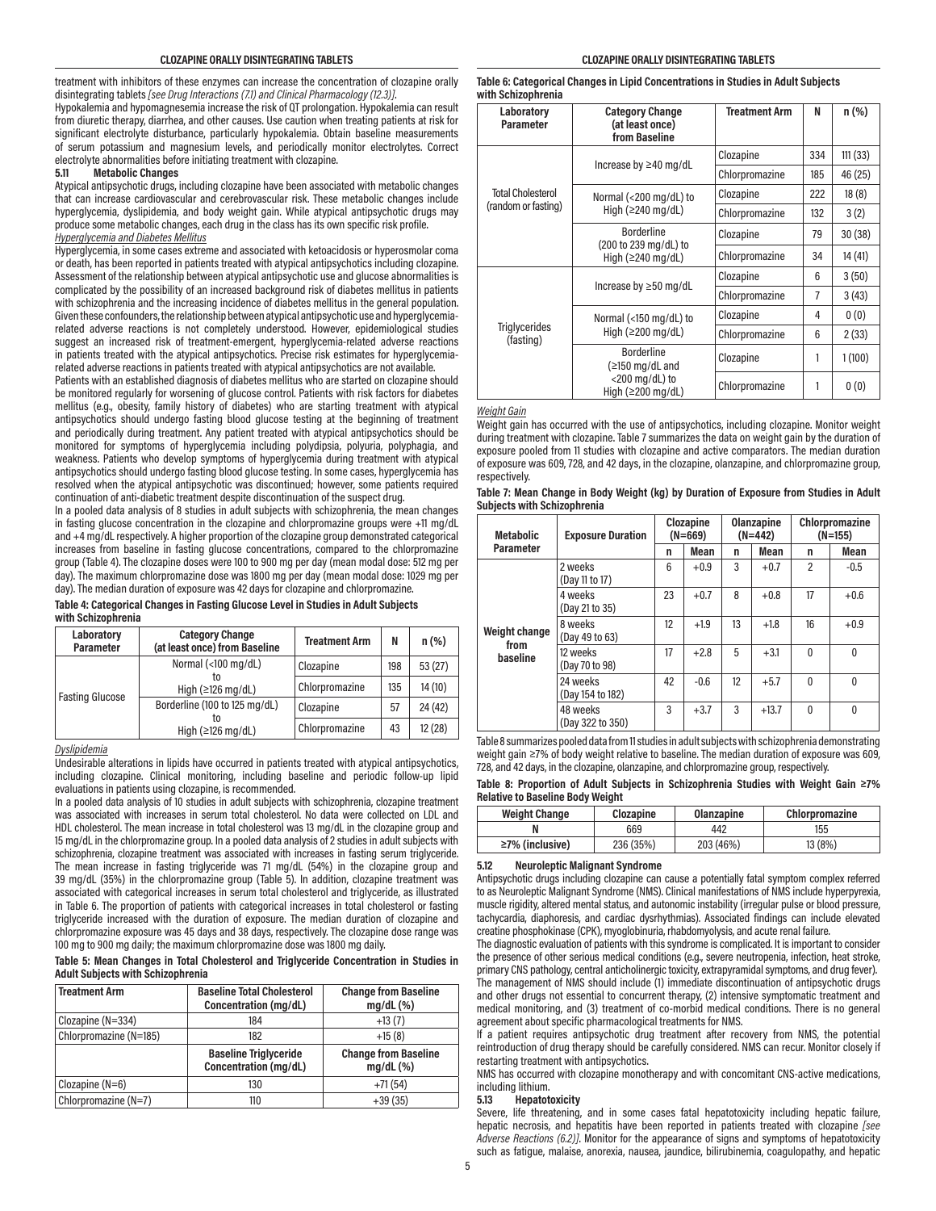treatment with inhibitors of these enzymes can increase the concentration of clozapine orally disintegrating tablets *[see Drug Interactions (7.1) and Clinical Pharmacology (12.3)]*.

Hypokalemia and hypomagnesemia increase the risk of QT prolongation. Hypokalemia can result from diuretic therapy, diarrhea, and other causes. Use caution when treating patients at risk for significant electrolyte disturbance, particularly hypokalemia. Obtain baseline measurements of serum potassium and magnesium levels, and periodically monitor electrolytes. Correct electrolyte abnormalities before initiating treatment with clozapine.

### 5.11 Metabolic Changes

Atypical antipsychotic drugs, including clozapine have been associated with metabolic changes that can increase cardiovascular and cerebrovascular risk. These metabolic changes include hyperglycemia, dyslipidemia, and body weight gain. While atypical antipsychotic drugs may produce some metabolic changes, each drug in the class has its own specific risk profile.

*Hyperglycemia and Diabetes Mellitus*

Hyperglycemia, in some cases extreme and associated with ketoacidosis or hyperosmolar coma or death, has been reported in patients treated with atypical antipsychotics including clozapine. Assessment of the relationship between atypical antipsychotic use and glucose abnormalities is complicated by the possibility of an increased background risk of diabetes mellitus in patients with schizophrenia and the increasing incidence of diabetes mellitus in the general population. Given these confounders, the relationship between atypical antipsychotic use and hyperglycemia-related adverse reactions is not completely understood. However, epidemiological studies suggest an increased risk of treatment-emergent, hyperglycemia-related adverse reactions in patients treated with the atypical antipsychotics. Precise risk estimates for hyperglycemia-related adverse reactions in patients treated with atypical antipsychotics are not available.

Patients with an established diagnosis of diabetes mellitus who are started on clozapine should be monitored regularly for worsening of glucose control. Patients with risk factors for diabetes mellitus (e.g., obesity, family history of diabetes) who are starting treatment with atypical antipsychotics should undergo fasting blood glucose testing at the beginning of treatment and periodically during treatment. Any patient treated with atypical antipsychotics should be monitored for symptoms of hyperglycemia including polydipsia, polyuria, polyphagia, and weakness. Patients who develop symptoms of hyperglycemia during treatment with atypical antipsychotics should undergo fasting blood glucose testing. In some cases, hyperglycemia has resolved when the atypical antipsychotic was discontinued; however, some patients required continuation of anti-diabetic treatment despite discontinuation of the suspect drug.

In a pooled data analysis of 8 studies in adult subjects with schizophrenia, the mean changes in fasting glucose concentration in the clozapine and chlorpromazine groups were +11 mg/dL and +4 mg/dL respectively. A higher proportion of the clozapine group demonstrated categorical increases from baseline in fasting glucose concentrations, compared to the chlorpromazine group (Table 4). The clozapine doses were 100 to 900 mg per day (mean modal dose: 512 mg per day). The maximum chlorpromazine dose was 1800 mg per day (mean modal dose: 1029 mg per day). The median duration of exposure was 42 days for clozapine and chlorpromazine.

**Table 4: Categorical Changes in Fasting Glucose Level in Studies in Adult Subjects with Schizophrenia**

| Laboratory Parameter | Category Change (at least once) from Baseline | Treatment Arm | N | n (%) |
|---|---|---|---|---|
| Fasting Glucose | Normal (<100 mg/dL) to High (≥126 mg/dL) | Clozapine | 198 | 53 (27) |
| | | Chlorpromazine | 135 | 14 (10) |
| | Borderline (100 to 125 mg/dL) to High (≥126 mg/dL) | Clozapine | 57 | 24 (42) |
| | | Chlorpromazine | 43 | 12 (28) |

*Dyslipidemia*

Undesirable alterations in lipids have occurred in patients treated with atypical antipsychotics, including clozapine. Clinical monitoring, including baseline and periodic follow-up lipid evaluations in patients using clozapine, is recommended.

In a pooled data analysis of 10 studies in adult subjects with schizophrenia, clozapine treatment was associated with increases in serum total cholesterol. No data were collected on LDL and HDL cholesterol. The mean increase in total cholesterol was 13 mg/dL in the clozapine group and 15 mg/dL in the chlorpromazine group. In a pooled data analysis of 2 studies in adult subjects with schizophrenia, clozapine treatment was associated with increases in fasting serum triglyceride. The mean increase in fasting triglyceride was 71 mg/dL (54%) in the clozapine group and 39 mg/dL (35%) in the chlorpromazine group (Table 5). In addition, clozapine treatment was associated with categorical increases in serum total cholesterol and triglyceride, as illustrated in Table 6. The proportion of patients with categorical increases in total cholesterol or fasting triglyceride increased with the duration of exposure. The median duration of clozapine and chlorpromazine exposure was 45 days and 38 days, respectively. The clozapine dose range was 100 mg to 900 mg daily; the maximum chlorpromazine dose was 1800 mg daily.

**Table 5: Mean Changes in Total Cholesterol and Triglyceride Concentration in Studies in Adult Subjects with Schizophrenia**

| Treatment Arm | Baseline Total Cholesterol Concentration (mg/dL) | Change from Baseline mg/dL (%) |
|---|---|---|
| Clozapine (N=334) | 184 | +13 (7) |
| Chlorpromazine (N=185) | 182 | +15 (8) |
| | **Baseline Triglyceride Concentration (mg/dL)** | **Change from Baseline mg/dL (%)** |
| Clozapine (N=6) | 130 | +71 (54) |
| Chlorpromazine (N=7) | 110 | +39 (35) |

**Table 6: Categorical Changes in Lipid Concentrations in Studies in Adult Subjects with Schizophrenia**

| Laboratory Parameter | Category Change (at least once) from Baseline | Treatment Arm | N | n (%) |
|---|---|---|---|---|
| Total Cholesterol (random or fasting) | Increase by ≥40 mg/dL | Clozapine | 334 | 111 (33) |
| | | Chlorpromazine | 185 | 46 (25) |
| | Normal (<200 mg/dL) to High (≥240 mg/dL) | Clozapine | 222 | 18 (8) |
| | | Chlorpromazine | 132 | 3 (2) |
| | Borderline (200 to 239 mg/dL) to High (≥240 mg/dL) | Clozapine | 79 | 30 (38) |
| | | Chlorpromazine | 34 | 14 (41) |
| Triglycerides (fasting) | Increase by ≥50 mg/dL | Clozapine | 6 | 3 (50) |
| | | Chlorpromazine | 7 | 3 (43) |
| | Normal (<150 mg/dL) to High (≥200 mg/dL) | Clozapine | 4 | 0 (0) |
| | | Chlorpromazine | 6 | 2 (33) |
| | Borderline (≥150 mg/dL and <200 mg/dL) to High (≥200 mg/dL) | Clozapine | 1 | 1 (100) |
| | | Chlorpromazine | 1 | 0 (0) |

*Weight Gain*

Weight gain has occurred with the use of antipsychotics, including clozapine. Monitor weight during treatment with clozapine. Table 7 summarizes the data on weight gain by the duration of exposure pooled from 11 studies with clozapine and active comparators. The median duration of exposure was 609, 728, and 42 days, in the clozapine, olanzapine, and chlorpromazine group, respectively.

**Table 7: Mean Change in Body Weight (kg) by Duration of Exposure from Studies in Adult Subjects with Schizophrenia**

| Metabolic Parameter | Exposure Duration | Clozapine (N=669) | | Olanzapine (N=442) | | Chlorpromazine (N=155) | |
|---|---|---|---|---|---|---|---|
| | | n | Mean | n | Mean | n | Mean |
| Weight change from baseline | 2 weeks (Day 11 to 17) | 6 | +0.9 | 3 | +0.7 | 2 | -0.5 |
| | 4 weeks (Day 21 to 35) | 23 | +0.7 | 8 | +0.8 | 17 | +0.6 |
| | 8 weeks (Day 49 to 63) | 12 | +1.9 | 13 | +1.8 | 16 | +0.9 |
| | 12 weeks (Day 70 to 98) | 17 | +2.8 | 5 | +3.1 | 0 | 0 |
| | 24 weeks (Day 154 to 182) | 42 | -0.6 | 12 | +5.7 | 0 | 0 |
| | 48 weeks (Day 322 to 350) | 3 | +3.7 | 3 | +13.7 | 0 | 0 |

Table 8 summarizes pooled data from 11 studies in adult subjects with schizophrenia demonstrating weight gain ≥7% of body weight relative to baseline. The median duration of exposure was 609, 728, and 42 days, in the clozapine, olanzapine, and chlorpromazine group, respectively.

**Table 8: Proportion of Adult Subjects in Schizophrenia Studies with Weight Gain ≥7% Relative to Baseline Body Weight**

| Weight Change | Clozapine | Olanzapine | Chlorpromazine |
|---|---|---|---|
| N | 669 | 442 | 155 |
| ≥7% (inclusive) | 236 (35%) | 203 (46%) | 13 (8%) |

### 5.12 Neuroleptic Malignant Syndrome

Antipsychotic drugs including clozapine can cause a potentially fatal symptom complex referred to as Neuroleptic Malignant Syndrome (NMS). Clinical manifestations of NMS include hyperpyrexia, muscle rigidity, altered mental status, and autonomic instability (irregular pulse or blood pressure, tachycardia, diaphoresis, and cardiac dysrhythmias). Associated findings can include elevated creatine phosphokinase (CPK), myoglobinuria, rhabdomyolysis, and acute renal failure.

The diagnostic evaluation of patients with this syndrome is complicated. It is important to consider the presence of other serious medical conditions (e.g., severe neutropenia, infection, heat stroke, primary CNS pathology, central anticholinergic toxicity, extrapyramidal symptoms, and drug fever).

The management of NMS should include (1) immediate discontinuation of antipsychotic drugs and other drugs not essential to concurrent therapy, (2) intensive symptomatic treatment and medical monitoring, and (3) treatment of co-morbid medical conditions. There is no general agreement about specific pharmacological treatments for NMS.

If a patient requires antipsychotic drug treatment after recovery from NMS, the potential reintroduction of drug therapy should be carefully considered. NMS can recur. Monitor closely if restarting treatment with antipsychotics.

NMS has occurred with clozapine monotherapy and with concomitant CNS-active medications, including lithium.

### 5.13 Hepatotoxicity

Severe, life threatening, and in some cases fatal hepatotoxicity including hepatic failure, hepatic necrosis, and hepatitis have been reported in patients treated with clozapine *[see Adverse Reactions (6.2)]*. Monitor for the appearance of signs and symptoms of hepatotoxicity such as fatigue, malaise, anorexia, nausea, jaundice, bilirubinemia, coagulopathy, and hepatic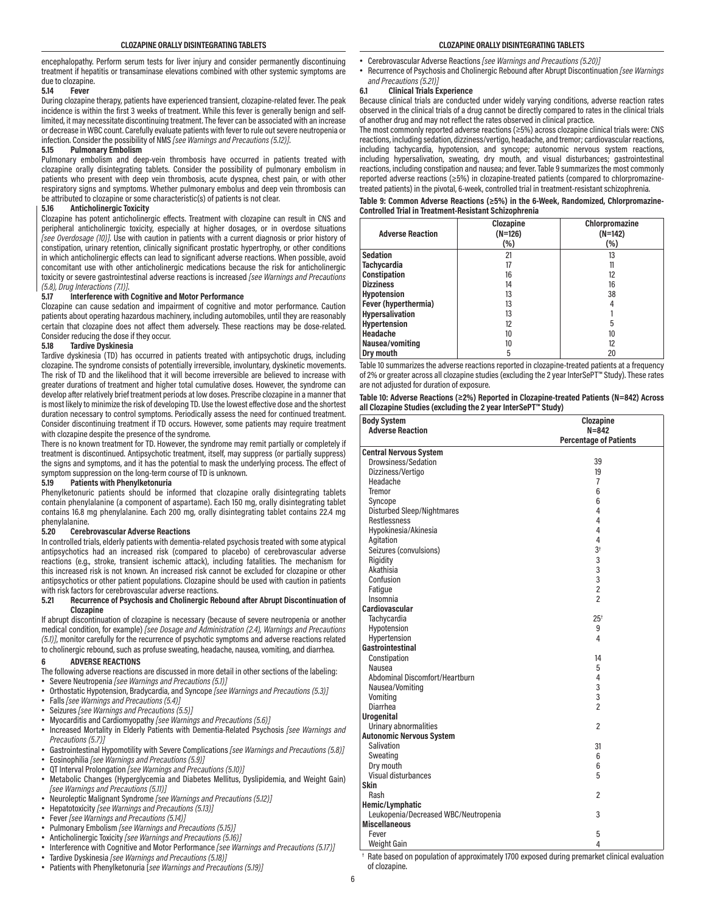encephalopathy. Perform serum tests for liver injury and consider permanently discontinuing treatment if hepatitis or transaminase elevations combined with other systemic symptoms are due to clozapine.

### 5.14 Fever

During clozapine therapy, patients have experienced transient, clozapine-related fever. The peak incidence is within the first 3 weeks of treatment. While this fever is generally benign and self-limited, it may necessitate discontinuing treatment. The fever can be associated with an increase or decrease in WBC count. Carefully evaluate patients with fever to rule out severe neutropenia or infection. Consider the possibility of NMS *[see Warnings and Precautions (5.12)]*.

### 5.15 Pulmonary Embolism

Pulmonary embolism and deep-vein thrombosis have occurred in patients treated with clozapine orally disintegrating tablets. Consider the possibility of pulmonary embolism in patients who present with deep vein thrombosis, acute dyspnea, chest pain, or with other respiratory signs and symptoms. Whether pulmonary embolus and deep vein thrombosis can be attributed to clozapine or some characteristic(s) of patients is not clear.

### 5.16 Anticholinergic Toxicity

Clozapine has potent anticholinergic effects. Treatment with clozapine can result in CNS and peripheral anticholinergic toxicity, especially at higher dosages, or in overdose situations *[see Overdosage (10)]*. Use with caution in patients with a current diagnosis or prior history of constipation, urinary retention, clinically significant prostatic hypertrophy, or other conditions in which anticholinergic effects can lead to significant adverse reactions. When possible, avoid concomitant use with other anticholinergic medications because the risk for anticholinergic toxicity or severe gastrointestinal adverse reactions is increased *[see Warnings and Precautions (5.8), Drug Interactions (7.1)]*.

### 5.17 Interference with Cognitive and Motor Performance

Clozapine can cause sedation and impairment of cognitive and motor performance. Caution patients about operating hazardous machinery, including automobiles, until they are reasonably certain that clozapine does not affect them adversely. These reactions may be dose-related. Consider reducing the dose if they occur.

### 5.18 Tardive Dyskinesia

Tardive dyskinesia (TD) has occurred in patients treated with antipsychotic drugs, including clozapine. The syndrome consists of potentially irreversible, involuntary, dyskinetic movements. The risk of TD and the likelihood that it will become irreversible are believed to increase with greater durations of treatment and higher total cumulative doses. However, the syndrome can develop after relatively brief treatment periods at low doses. Prescribe clozapine in a manner that is most likely to minimize the risk of developing TD. Use the lowest effective dose and the shortest duration necessary to control symptoms. Periodically assess the need for continued treatment. Consider discontinuing treatment if TD occurs. However, some patients may require treatment with clozapine despite the presence of the syndrome.

There is no known treatment for TD. However, the syndrome may remit partially or completely if treatment is discontinued. Antipsychotic treatment, itself, may suppress (or partially suppress) the signs and symptoms, and it has the potential to mask the underlying process. The effect of symptom suppression on the long-term course of TD is unknown.

### 5.19 Patients with Phenylketonuria

Phenylketonuric patients should be informed that clozapine orally disintegrating tablets contain phenylalanine (a component of aspartame). Each 150 mg, orally disintegrating tablet contains 16.8 mg phenylalanine. Each 200 mg, orally disintegrating tablet contains 22.4 mg phenylalanine.

### 5.20 Cerebrovascular Adverse Reactions

In controlled trials, elderly patients with dementia-related psychosis treated with some atypical antipsychotics had an increased risk (compared to placebo) of cerebrovascular adverse reactions (e.g., stroke, transient ischemic attack), including fatalities. The mechanism for this increased risk is not known. An increased risk cannot be excluded for clozapine or other antipsychotics or other patient populations. Clozapine should be used with caution in patients with risk factors for cerebrovascular adverse reactions.

### 5.21 Recurrence of Psychosis and Cholinergic Rebound after Abrupt Discontinuation of Clozapine

If abrupt discontinuation of clozapine is necessary (because of severe neutropenia or another medical condition, for example) *[see Dosage and Administration (2.4), Warnings and Precautions (5.1)]*, monitor carefully for the recurrence of psychotic symptoms and adverse reactions related to cholinergic rebound, such as profuse sweating, headache, nausea, vomiting, and diarrhea.

## 6 ADVERSE REACTIONS

The following adverse reactions are discussed in more detail in other sections of the labeling:

- Severe Neutropenia *[see Warnings and Precautions (5.1)]*
- Orthostatic Hypotension, Bradycardia, and Syncope *[see Warnings and Precautions (5.3)]*
- Falls *[see Warnings and Precautions (5.4)]*
- Seizures *[see Warnings and Precautions (5.5)]*
- Myocarditis and Cardiomyopathy *[see Warnings and Precautions (5.6)]*
- Increased Mortality in Elderly Patients with Dementia-Related Psychosis *[see Warnings and Precautions (5.7)]*
- Gastrointestinal Hypomotility with Severe Complications *[see Warnings and Precautions (5.8)]*
- Eosinophilia *[see Warnings and Precautions (5.9)]*
- QT Interval Prolongation *[see Warnings and Precautions (5.10)]*
- Metabolic Changes (Hyperglycemia and Diabetes Mellitus, Dyslipidemia, and Weight Gain) *[see Warnings and Precautions (5.11)]*
- Neuroleptic Malignant Syndrome *[see Warnings and Precautions (5.12)]*
- Hepatotoxicity *[see Warnings and Precautions (5.13)]*
- Fever *[see Warnings and Precautions (5.14)]*
- Pulmonary Embolism *[see Warnings and Precautions (5.15)]*
- Anticholinergic Toxicity *[see Warnings and Precautions (5.16)]*
- Interference with Cognitive and Motor Performance *[see Warnings and Precautions (5.17)]*
- Tardive Dyskinesia *[see Warnings and Precautions (5.18)]*
- Patients with Phenylketonuria [*see Warnings and Precautions (5.19)]*
- Cerebrovascular Adverse Reactions *[see Warnings and Precautions (5.20)]*
- Recurrence of Psychosis and Cholinergic Rebound after Abrupt Discontinuation *[see Warnings and Precautions (5.21)]*

### 6.1 Clinical Trials Experience

Because clinical trials are conducted under widely varying conditions, adverse reaction rates observed in the clinical trials of a drug cannot be directly compared to rates in the clinical trials of another drug and may not reflect the rates observed in clinical practice.

The most commonly reported adverse reactions (≥5%) across clozapine clinical trials were: CNS reactions, including sedation, dizziness/vertigo, headache, and tremor; cardiovascular reactions, including tachycardia, hypotension, and syncope; autonomic nervous system reactions, including hypersalivation, sweating, dry mouth, and visual disturbances; gastrointestinal reactions, including constipation and nausea; and fever. Table 9 summarizes the most commonly reported adverse reactions (≥5%) in clozapine-treated patients (compared to chlorpromazine-treated patients) in the pivotal, 6-week, controlled trial in treatment-resistant schizophrenia.

**Table 9: Common Adverse Reactions (≥5%) in the 6-Week, Randomized, Chlorpromazine-Controlled Trial in Treatment-Resistant Schizophrenia**

| Adverse Reaction | Clozapine (N=126) (%) | Chlorpromazine (N=142) (%) |
|---|---|---|
| Sedation | 21 | 13 |
| Tachycardia | 17 | 11 |
| Constipation | 16 | 12 |
| Dizziness | 14 | 16 |
| Hypotension | 13 | 38 |
| Fever (hyperthermia) | 13 | 4 |
| Hypersalivation | 13 | 1 |
| Hypertension | 12 | 5 |
| Headache | 10 | 10 |
| Nausea/vomiting | 10 | 12 |
| Dry mouth | 5 | 20 |

Table 10 summarizes the adverse reactions reported in clozapine-treated patients at a frequency of 2% or greater across all clozapine studies (excluding the 2 year InterSePT™ Study). These rates are not adjusted for duration of exposure.

**Table 10: Adverse Reactions (≥2%) Reported in Clozapine-treated Patients (N=842) Across all Clozapine Studies (excluding the 2 year InterSePT™ Study)**

| Body System / Adverse Reaction | Clozapine N=842 Percentage of Patients |
|---|---|
| **Central Nervous System** | |
| Drowsiness/Sedation | 39 |
| Dizziness/Vertigo | 19 |
| Headache | 7 |
| Tremor | 6 |
| Syncope | 6 |
| Disturbed Sleep/Nightmares | 4 |
| Restlessness | 4 |
| Hypokinesia/Akinesia | 4 |
| Agitation | 4 |
| Seizures (convulsions) | 3† |
| Rigidity | 3 |
| Akathisia | 3 |
| Confusion | 3 |
| Fatigue | 2 |
| Insomnia | 2 |
| **Cardiovascular** | |
| Tachycardia | 25† |
| Hypotension | 9 |
| Hypertension | 4 |
| **Gastrointestinal** | |
| Constipation | 14 |
| Nausea | 5 |
| Abdominal Discomfort/Heartburn | 4 |
| Nausea/Vomiting | 3 |
| Vomiting | 3 |
| Diarrhea | 2 |
| **Urogenital** | |
| Urinary abnormalities | 2 |
| **Autonomic Nervous System** | |
| Salivation | 31 |
| Sweating | 6 |
| Dry mouth | 6 |
| Visual disturbances | 5 |
| **Skin** | |
| Rash | 2 |
| **Hemic/Lymphatic** | |
| Leukopenia/Decreased WBC/Neutropenia | 3 |
| **Miscellaneous** | |
| Fever | 5 |
| Weight Gain | 4 |

† Rate based on population of approximately 1700 exposed during premarket clinical evaluation of clozapine.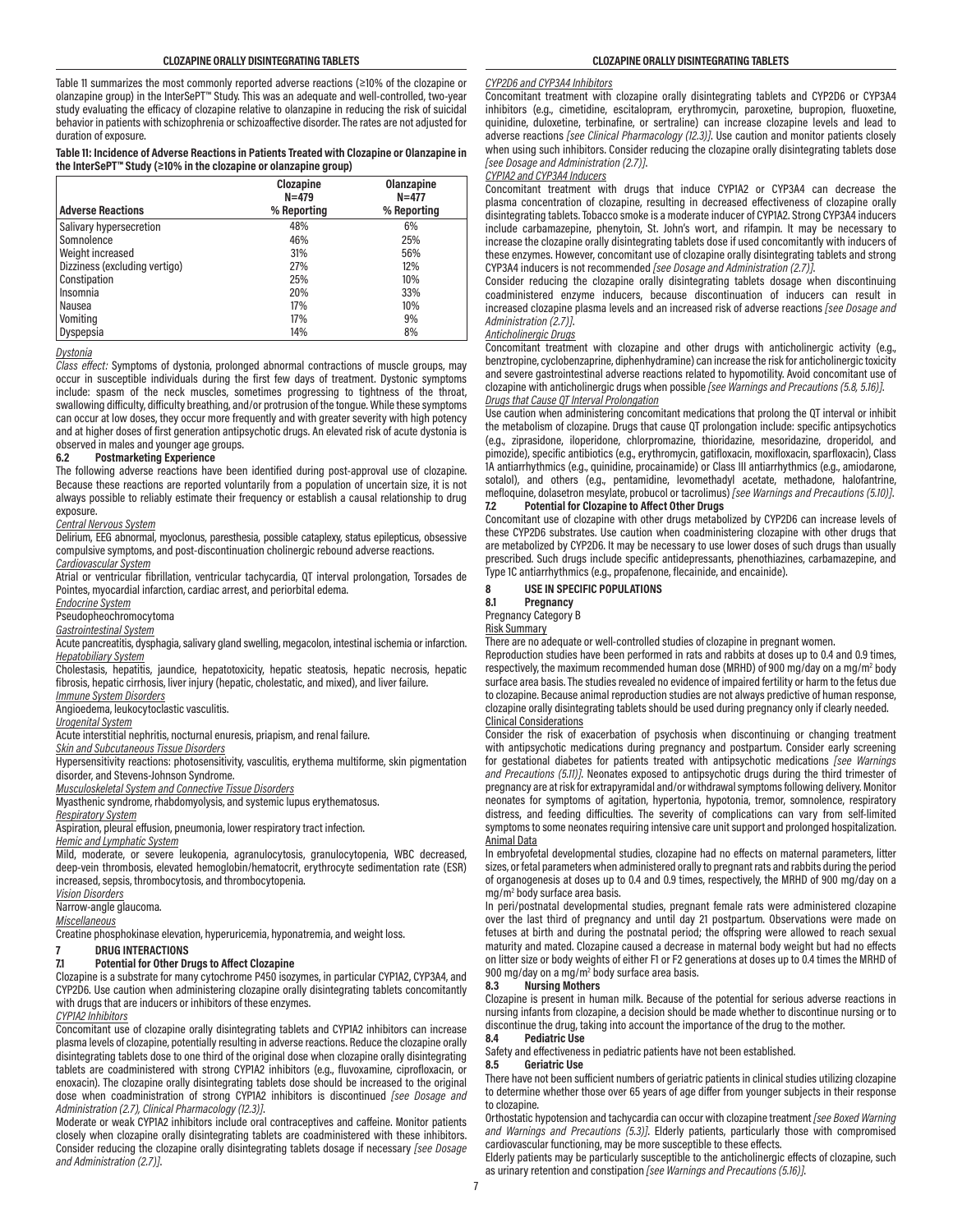Table 11 summarizes the most commonly reported adverse reactions (≥10% of the clozapine or olanzapine group) in the InterSePT™ Study. This was an adequate and well-controlled, two-year study evaluating the efficacy of clozapine relative to olanzapine in reducing the risk of suicidal behavior in patients with schizophrenia or schizoaffective disorder. The rates are not adjusted for duration of exposure.

**Table 11: Incidence of Adverse Reactions in Patients Treated with Clozapine or Olanzapine in the InterSePT™ Study (≥10% in the clozapine or olanzapine group)**

| Adverse Reactions | Clozapine N=479 % Reporting | Olanzapine N=477 % Reporting |
|---|---|---|
| Salivary hypersecretion | 48% | 6% |
| Somnolence | 46% | 25% |
| Weight increased | 31% | 56% |
| Dizziness (excluding vertigo) | 27% | 12% |
| Constipation | 25% | 10% |
| Insomnia | 20% | 33% |
| Nausea | 17% | 10% |
| Vomiting | 17% | 9% |
| Dyspepsia | 14% | 8% |

*Dystonia*

*Class effect:* Symptoms of dystonia, prolonged abnormal contractions of muscle groups, may occur in susceptible individuals during the first few days of treatment. Dystonic symptoms include: spasm of the neck muscles, sometimes progressing to tightness of the throat, swallowing difficulty, difficulty breathing, and/or protrusion of the tongue. While these symptoms can occur at low doses, they occur more frequently and with greater severity with high potency and at higher doses of first generation antipsychotic drugs. An elevated risk of acute dystonia is observed in males and younger age groups.

### 6.2 Postmarketing Experience

The following adverse reactions have been identified during post-approval use of clozapine. Because these reactions are reported voluntarily from a population of uncertain size, it is not always possible to reliably estimate their frequency or establish a causal relationship to drug exposure.

*Central Nervous System*

Delirium, EEG abnormal, myoclonus, paresthesia, possible cataplexy, status epilepticus, obsessive compulsive symptoms, and post-discontinuation cholinergic rebound adverse reactions.

*Cardiovascular System*

Atrial or ventricular fibrillation, ventricular tachycardia, QT interval prolongation, Torsades de Pointes, myocardial infarction, cardiac arrest, and periorbital edema.

*Endocrine System*

Pseudopheochromocytoma

*Gastrointestinal System*

Acute pancreatitis, dysphagia, salivary gland swelling, megacolon, intestinal ischemia or infarction.

*Hepatobiliary System*

Cholestasis, hepatitis, jaundice, hepatotoxicity, hepatic steatosis, hepatic necrosis, hepatic fibrosis, hepatic cirrhosis, liver injury (hepatic, cholestatic, and mixed), and liver failure.

*Immune System Disorders*

Angioedema, leukocytoclastic vasculitis.

*Urogenital System*

Acute interstitial nephritis, nocturnal enuresis, priapism, and renal failure.

*Skin and Subcutaneous Tissue Disorders*

Hypersensitivity reactions: photosensitivity, vasculitis, erythema multiforme, skin pigmentation disorder, and Stevens-Johnson Syndrome.

*Musculoskeletal System and Connective Tissue Disorders*

Myasthenic syndrome, rhabdomyolysis, and systemic lupus erythematosus.

*Respiratory System*

Aspiration, pleural effusion, pneumonia, lower respiratory tract infection.

*Hemic and Lymphatic System*

Mild, moderate, or severe leukopenia, agranulocytosis, granulocytopenia, WBC decreased, deep-vein thrombosis, elevated hemoglobin/hematocrit, erythrocyte sedimentation rate (ESR) increased, sepsis, thrombocytosis, and thrombocytopenia.

*Vision Disorders*

Narrow-angle glaucoma.

*Miscellaneous*

Creatine phosphokinase elevation, hyperuricemia, hyponatremia, and weight loss.

## 7 DRUG INTERACTIONS

### 7.1 Potential for Other Drugs to Affect Clozapine

Clozapine is a substrate for many cytochrome P450 isozymes, in particular CYP1A2, CYP3A4, and CYP2D6. Use caution when administering clozapine orally disintegrating tablets concomitantly with drugs that are inducers or inhibitors of these enzymes.

*CYP1A2 Inhibitors*

Concomitant use of clozapine orally disintegrating tablets and CYP1A2 inhibitors can increase plasma levels of clozapine, potentially resulting in adverse reactions. Reduce the clozapine orally disintegrating tablets dose to one third of the original dose when clozapine orally disintegrating tablets are coadministered with strong CYP1A2 inhibitors (e.g., fluvoxamine, ciprofloxacin, or enoxacin). The clozapine orally disintegrating tablets dose should be increased to the original dose when coadministration of strong CYP1A2 inhibitors is discontinued *[see Dosage and Administration (2.7), Clinical Pharmacology (12.3)]*.

Moderate or weak CYP1A2 inhibitors include oral contraceptives and caffeine. Monitor patients closely when clozapine orally disintegrating tablets are coadministered with these inhibitors. Consider reducing the clozapine orally disintegrating tablets dosage if necessary *[see Dosage and Administration (2.7)]*.

*CYP2D6 and CYP3A4 Inhibitors*

Concomitant treatment with clozapine orally disintegrating tablets and CYP2D6 or CYP3A4 inhibitors (e.g., cimetidine, escitalopram, erythromycin, paroxetine, bupropion, fluoxetine, quinidine, duloxetine, terbinafine, or sertraline) can increase clozapine levels and lead to adverse reactions *[see Clinical Pharmacology (12.3)]*. Use caution and monitor patients closely when using such inhibitors. Consider reducing the clozapine orally disintegrating tablets dose *[see Dosage and Administration (2.7)]*.

*CYP1A2 and CYP3A4 Inducers*

Concomitant treatment with drugs that induce CYP1A2 or CYP3A4 can decrease the plasma concentration of clozapine, resulting in decreased effectiveness of clozapine orally disintegrating tablets. Tobacco smoke is a moderate inducer of CYP1A2. Strong CYP3A4 inducers include carbamazepine, phenytoin, St. John's wort, and rifampin. It may be necessary to increase the clozapine orally disintegrating tablets dose if used concomitantly with inducers of these enzymes. However, concomitant use of clozapine orally disintegrating tablets and strong CYP3A4 inducers is not recommended *[see Dosage and Administration (2.7)]*.

Consider reducing the clozapine orally disintegrating tablets dosage when discontinuing coadministered enzyme inducers, because discontinuation of inducers can result in increased clozapine plasma levels and an increased risk of adverse reactions *[see Dosage and Administration (2.7)]*.

*Anticholinergic Drugs*

Concomitant treatment with clozapine and other drugs with anticholinergic activity (e.g., benztropine, cyclobenzaprine, diphenhydramine) can increase the risk for anticholinergic toxicity and severe gastrointestinal adverse reactions related to hypomotility. Avoid concomitant use of clozapine with anticholinergic drugs when possible *[see Warnings and Precautions (5.8, 5.16)]*.

*Drugs that Cause QT Interval Prolongation*

Use caution when administering concomitant medications that prolong the QT interval or inhibit the metabolism of clozapine. Drugs that cause QT prolongation include: specific antipsychotics (e.g., ziprasidone, iloperidone, chlorpromazine, thioridazine, mesoridazine, droperidol, and pimozide), specific antibiotics (e.g., erythromycin, gatifloxacin, moxifloxacin, sparfloxacin), Class 1A antiarrhythmics (e.g., quinidine, procainamide) or Class III antiarrhythmics (e.g., amiodarone, sotalol), and others (e.g., pentamidine, levomethadyl acetate, methadone, halofantrine, mefloquine, dolasetron mesylate, probucol or tacrolimus) *[see Warnings and Precautions (5.10)]*.

### 7.2 Potential for Clozapine to Affect Other Drugs

Concomitant use of clozapine with other drugs metabolized by CYP2D6 can increase levels of these CYP2D6 substrates. Use caution when coadministering clozapine with other drugs that are metabolized by CYP2D6. It may be necessary to use lower doses of such drugs than usually prescribed. Such drugs include specific antidepressants, phenothiazines, carbamazepine, and Type 1C antiarrhythmics (e.g., propafenone, flecainide, and encainide).

## 8 USE IN SPECIFIC POPULATIONS

### 8.1 Pregnancy

Pregnancy Category B

Risk Summary

There are no adequate or well-controlled studies of clozapine in pregnant women.

Reproduction studies have been performed in rats and rabbits at doses up to 0.4 and 0.9 times, respectively, the maximum recommended human dose (MRHD) of 900 mg/day on a $mg/m^2$ body surface area basis. The studies revealed no evidence of impaired fertility or harm to the fetus due to clozapine. Because animal reproduction studies are not always predictive of human response, clozapine orally disintegrating tablets should be used during pregnancy only if clearly needed.

Clinical Considerations

Consider the risk of exacerbation of psychosis when discontinuing or changing treatment with antipsychotic medications during pregnancy and postpartum. Consider early screening for gestational diabetes for patients treated with antipsychotic medications *[see Warnings and Precautions (5.11)]*. Neonates exposed to antipsychotic drugs during the third trimester of pregnancy are at risk for extrapyramidal and/or withdrawal symptoms following delivery. Monitor neonates for symptoms of agitation, hypertonia, hypotonia, tremor, somnolence, respiratory distress, and feeding difficulties. The severity of complications can vary from self-limited symptoms to some neonates requiring intensive care unit support and prolonged hospitalization.

Animal Data

In embryofetal developmental studies, clozapine had no effects on maternal parameters, litter sizes, or fetal parameters when administered orally to pregnant rats and rabbits during the period of organogenesis at doses up to 0.4 and 0.9 times, respectively, the MRHD of 900 mg/day on a $mg/m^2$ body surface area basis.

In peri/postnatal developmental studies, pregnant female rats were administered clozapine over the last third of pregnancy and until day 21 postpartum. Observations were made on fetuses at birth and during the postnatal period; the offspring were allowed to reach sexual maturity and mated. Clozapine caused a decrease in maternal body weight but had no effects on litter size or body weights of either F1 or F2 generations at doses up to 0.4 times the MRHD of 900 mg/day on a $mg/m^2$ body surface area basis.

### 8.3 Nursing Mothers

Clozapine is present in human milk. Because of the potential for serious adverse reactions in nursing infants from clozapine, a decision should be made whether to discontinue nursing or to discontinue the drug, taking into account the importance of the drug to the mother.

### 8.4 Pediatric Use

Safety and effectiveness in pediatric patients have not been established.

### 8.5 Geriatric Use

There have not been sufficient numbers of geriatric patients in clinical studies utilizing clozapine to determine whether those over 65 years of age differ from younger subjects in their response to clozapine.

Orthostatic hypotension and tachycardia can occur with clozapine treatment *[see Boxed Warning and Warnings and Precautions (5.3)]*. Elderly patients, particularly those with compromised cardiovascular functioning, may be more susceptible to these effects.

Elderly patients may be particularly susceptible to the anticholinergic effects of clozapine, such as urinary retention and constipation *[see Warnings and Precautions (5.16)]*.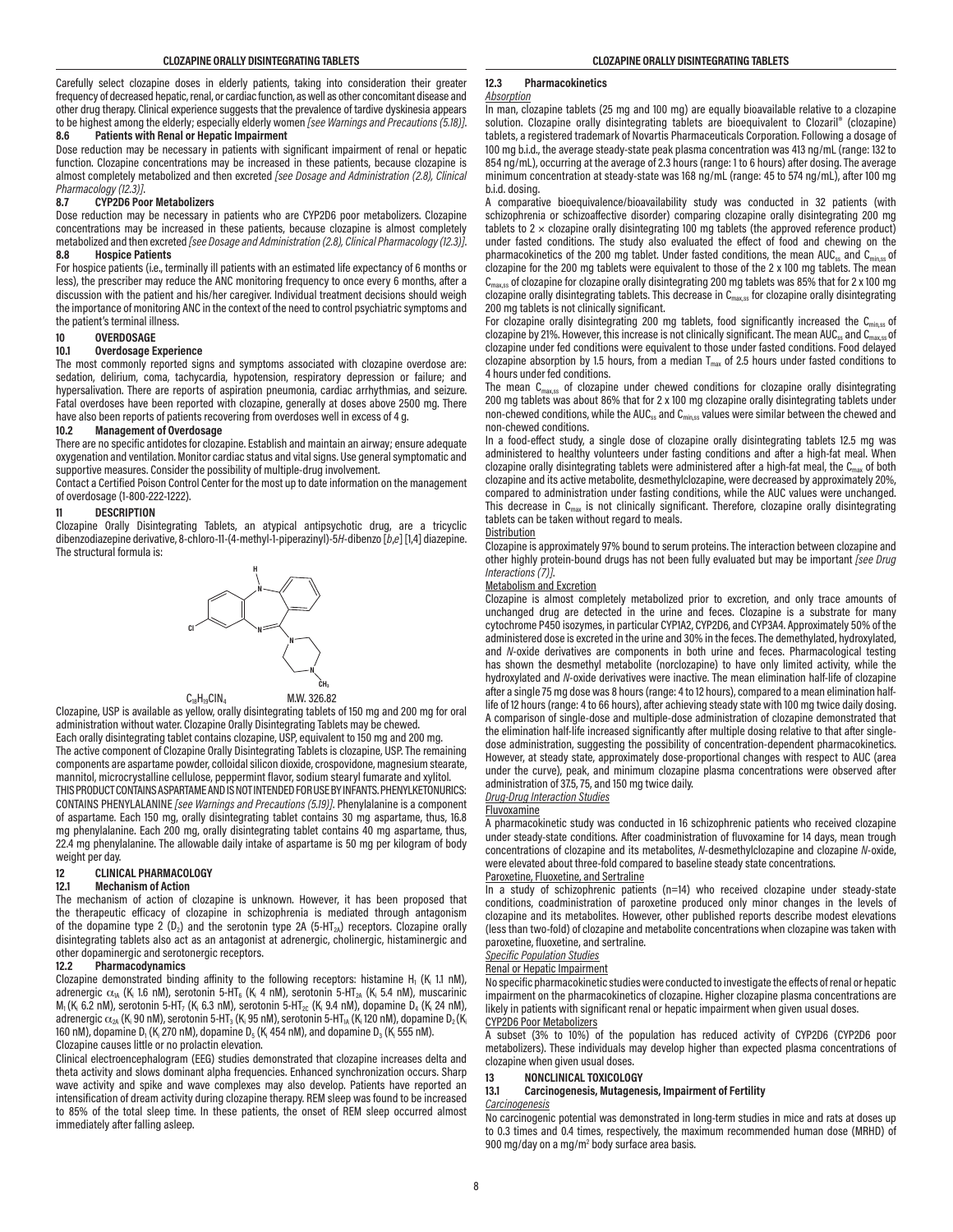Carefully select clozapine doses in elderly patients, taking into consideration their greater frequency of decreased hepatic, renal, or cardiac function, as well as other concomitant disease and other drug therapy. Clinical experience suggests that the prevalence of tardive dyskinesia appears to be highest among the elderly; especially elderly women *[see Warnings and Precautions (5.18)]*.

### 8.6 Patients with Renal or Hepatic Impairment

Dose reduction may be necessary in patients with significant impairment of renal or hepatic function. Clozapine concentrations may be increased in these patients, because clozapine is almost completely metabolized and then excreted *[see Dosage and Administration (2.8), Clinical Pharmacology (12.3)]*.

### 8.7 CYP2D6 Poor Metabolizers

Dose reduction may be necessary in patients who are CYP2D6 poor metabolizers. Clozapine concentrations may be increased in these patients, because clozapine is almost completely metabolized and then excreted *[see Dosage and Administration (2.8), Clinical Pharmacology (12.3)]*.

### 8.8 Hospice Patients

For hospice patients (i.e., terminally ill patients with an estimated life expectancy of 6 months or less), the prescriber may reduce the ANC monitoring frequency to once every 6 months, after a discussion with the patient and his/her caregiver. Individual treatment decisions should weigh the importance of monitoring ANC in the context of the need to control psychiatric symptoms and the patient's terminal illness.

## 10 OVERDOSAGE

### 10.1 Overdosage Experience

The most commonly reported signs and symptoms associated with clozapine overdose are: sedation, delirium, coma, tachycardia, hypotension, respiratory depression or failure; and hypersalivation. There are reports of aspiration pneumonia, cardiac arrhythmias, and seizure. Fatal overdoses have been reported with clozapine, generally at doses above 2500 mg. There have also been reports of patients recovering from overdoses well in excess of 4 g.

### 10.2 Management of Overdosage

There are no specific antidotes for clozapine. Establish and maintain an airway; ensure adequate oxygenation and ventilation. Monitor cardiac status and vital signs. Use general symptomatic and supportive measures. Consider the possibility of multiple-drug involvement.

Contact a Certified Poison Control Center for the most up to date information on the management of overdosage (1-800-222-1222).

## 11 DESCRIPTION

Clozapine Orally Disintegrating Tablets, an atypical antipsychotic drug, are a tricyclic dibenzodiazepine derivative, 8-chloro-11-(4-methyl-1-piperazinyl)-5*H*-dibenzo [*b,e*] [1,4] diazepine. The structural formula is:

$C_{18}H_{19}ClN_4$ M.W. 326.82

Clozapine, USP is available as yellow, orally disintegrating tablets of 150 mg and 200 mg for oral administration without water. Clozapine Orally Disintegrating Tablets may be chewed.

Each orally disintegrating tablet contains clozapine, USP, equivalent to 150 mg and 200 mg.

The active component of Clozapine Orally Disintegrating Tablets is clozapine, USP. The remaining components are aspartame powder, colloidal silicon dioxide, crospovidone, magnesium stearate, mannitol, microcrystalline cellulose, peppermint flavor, sodium stearyl fumarate and xylitol.

THIS PRODUCT CONTAINS ASPARTAME AND IS NOT INTENDED FOR USE BY INFANTS. PHENYLKETONURICS: CONTAINS PHENYLALANINE *[see Warnings and Precautions (5.19)]*. Phenylalanine is a component of aspartame. Each 150 mg, orally disintegrating tablet contains 30 mg aspartame, thus, 16.8 mg phenylalanine. Each 200 mg, orally disintegrating tablet contains 40 mg aspartame, thus, 22.4 mg phenylalanine. The allowable daily intake of aspartame is 50 mg per kilogram of body weight per day.

## 12 CLINICAL PHARMACOLOGY

### 12.1 Mechanism of Action

The mechanism of action of clozapine is unknown. However, it has been proposed that the therapeutic efficacy of clozapine in schizophrenia is mediated through antagonism of the dopamine type 2 ($D_2$) and the serotonin type 2A (5-$HT_{2A}$) receptors. Clozapine orally disintegrating tablets also act as an antagonist at adrenergic, cholinergic, histaminergic and other dopaminergic and serotonergic receptors.

### 12.2 Pharmacodynamics

Clozapine demonstrated binding affinity to the following receptors: histamine $H_1$ ($K_i$ 1.1 nM), adrenergic $\alpha_{1A}$ ($K_i$ 1.6 nM), serotonin 5-$HT_6$ ($K_i$ 4 nM), serotonin 5-$HT_{2A}$ ($K_i$ 5.4 nM), muscarinic $M_1$ ($K_i$ 6.2 nM), serotonin 5-$HT_7$ ($K_i$ 6.3 nM), serotonin 5-$HT_{2C}$ ($K_i$ 9.4 nM), dopamine $D_4$ ($K_i$ 24 nM), adrenergic $\alpha_{2A}$ ($K_i$ 90 nM), serotonin 5-$HT_3$ ($K_i$ 95 nM), serotonin 5-$HT_{1A}$ ($K_i$ 120 nM), dopamine $D_2$ ($K_i$ 160 nM), dopamine $D_1$ ($K_i$ 270 nM), dopamine $D_5$ ($K_i$ 454 nM), and dopamine $D_3$ ($K_i$ 555 nM).

Clozapine causes little or no prolactin elevation.

Clinical electroencephalogram (EEG) studies demonstrated that clozapine increases delta and theta activity and slows dominant alpha frequencies. Enhanced synchronization occurs. Sharp wave activity and spike and wave complexes may also develop. Patients have reported an intensification of dream activity during clozapine therapy. REM sleep was found to be increased to 85% of the total sleep time. In these patients, the onset of REM sleep occurred almost immediately after falling asleep.

### 12.3 Pharmacokinetics

*Absorption*

In man, clozapine tablets (25 mg and 100 mg) are equally bioavailable relative to a clozapine solution. Clozapine orally disintegrating tablets are bioequivalent to Clozaril® (clozapine) tablets, a registered trademark of Novartis Pharmaceuticals Corporation. Following a dosage of 100 mg b.i.d., the average steady-state peak plasma concentration was 413 ng/mL (range: 132 to 854 ng/mL), occurring at the average of 2.3 hours (range: 1 to 6 hours) after dosing. The average minimum concentration at steady-state was 168 ng/mL (range: 45 to 574 ng/mL), after 100 mg b.i.d. dosing.

A comparative bioequivalence/bioavailability study was conducted in 32 patients (with schizophrenia or schizoaffective disorder) comparing clozapine orally disintegrating 200 mg tablets to 2 × clozapine orally disintegrating 100 mg tablets (the approved reference product) under fasted conditions. The study also evaluated the effect of food and chewing on the pharmacokinetics of the 200 mg tablet. Under fasted conditions, the mean $AUC_{ss}$ and $C_{min,ss}$ of clozapine for the 200 mg tablets were equivalent to those of the 2 x 100 mg tablets. The mean $C_{max,ss}$ of clozapine for clozapine orally disintegrating 200 mg tablets was 85% that for 2 x 100 mg clozapine orally disintegrating tablets. This decrease in $C_{max,ss}$ for clozapine orally disintegrating 200 mg tablets is not clinically significant.

For clozapine orally disintegrating 200 mg tablets, food significantly increased the $C_{min,ss}$ of clozapine by 21%. However, this increase is not clinically significant. The mean $AUC_{ss}$ and $C_{max,ss}$ of clozapine under fed conditions were equivalent to those under fasted conditions. Food delayed clozapine absorption by 1.5 hours, from a median $T_{max}$ of 2.5 hours under fasted conditions to 4 hours under fed conditions.

The mean $C_{max,ss}$ of clozapine under chewed conditions for clozapine orally disintegrating 200 mg tablets was about 86% that for 2 x 100 mg clozapine orally disintegrating tablets under non-chewed conditions, while the $AUC_{ss}$ and $C_{min,ss}$ values were similar between the chewed and non-chewed conditions.

In a food-effect study, a single dose of clozapine orally disintegrating tablets 12.5 mg was administered to healthy volunteers under fasting conditions and after a high-fat meal. When clozapine orally disintegrating tablets were administered after a high-fat meal, the $C_{max}$ of both clozapine and its active metabolite, desmethylclozapine, were decreased by approximately 20%, compared to administration under fasting conditions, while the AUC values were unchanged. This decrease in $C_{max}$ is not clinically significant. Therefore, clozapine orally disintegrating tablets can be taken without regard to meals.

*Distribution*

Clozapine is approximately 97% bound to serum proteins. The interaction between clozapine and other highly protein-bound drugs has not been fully evaluated but may be important *[see Drug Interactions (7)]*.

*Metabolism and Excretion*

Clozapine is almost completely metabolized prior to excretion, and only trace amounts of unchanged drug are detected in the urine and feces. Clozapine is a substrate for many cytochrome P450 isozymes, in particular CYP1A2, CYP2D6, and CYP3A4. Approximately 50% of the administered dose is excreted in the urine and 30% in the feces. The demethylated, hydroxylated, and *N*-oxide derivatives are components in both urine and feces. Pharmacological testing has shown the desmethyl metabolite (norclozapine) to have only limited activity, while the hydroxylated and *N*-oxide derivatives were inactive. The mean elimination half-life of clozapine after a single 75 mg dose was 8 hours (range: 4 to 12 hours), compared to a mean elimination half-life of 12 hours (range: 4 to 66 hours), after achieving steady state with 100 mg twice daily dosing. A comparison of single-dose and multiple-dose administration of clozapine demonstrated that the elimination half-life increased significantly after multiple dosing relative to that after single-dose administration, suggesting the possibility of concentration-dependent pharmacokinetics. However, at steady state, approximately dose-proportional changes with respect to AUC (area under the curve), peak, and minimum clozapine plasma concentrations were observed after administration of 37.5, 75, and 150 mg twice daily.

*Drug-Drug Interaction Studies*

Fluvoxamine

A pharmacokinetic study was conducted in 16 schizophrenic patients who received clozapine under steady-state conditions. After coadministration of fluvoxamine for 14 days, mean trough concentrations of clozapine and its metabolites, *N*-desmethylclozapine and clozapine *N*-oxide, were elevated about three-fold compared to baseline steady state concentrations.

Paroxetine, Fluoxetine, and Sertraline

In a study of schizophrenic patients (n=14) who received clozapine under steady-state conditions, coadministration of paroxetine produced only minor changes in the levels of clozapine and its metabolites. However, other published reports describe modest elevations (less than two-fold) of clozapine and metabolite concentrations when clozapine was taken with paroxetine, fluoxetine, and sertraline.

*Specific Population Studies*

Renal or Hepatic Impairment

No specific pharmacokinetic studies were conducted to investigate the effects of renal or hepatic impairment on the pharmacokinetics of clozapine. Higher clozapine plasma concentrations are likely in patients with significant renal or hepatic impairment when given usual doses.

CYP2D6 Poor Metabolizers

A subset (3% to 10%) of the population has reduced activity of CYP2D6 (CYP2D6 poor metabolizers). These individuals may develop higher than expected plasma concentrations of clozapine when given usual doses.

## 13 NONCLINICAL TOXICOLOGY

### 13.1 Carcinogenesis, Mutagenesis, Impairment of Fertility

*Carcinogenesis*

No carcinogenic potential was demonstrated in long-term studies in mice and rats at doses up to 0.3 times and 0.4 times, respectively, the maximum recommended human dose (MRHD) of 900 mg/day on a mg/m² body surface area basis.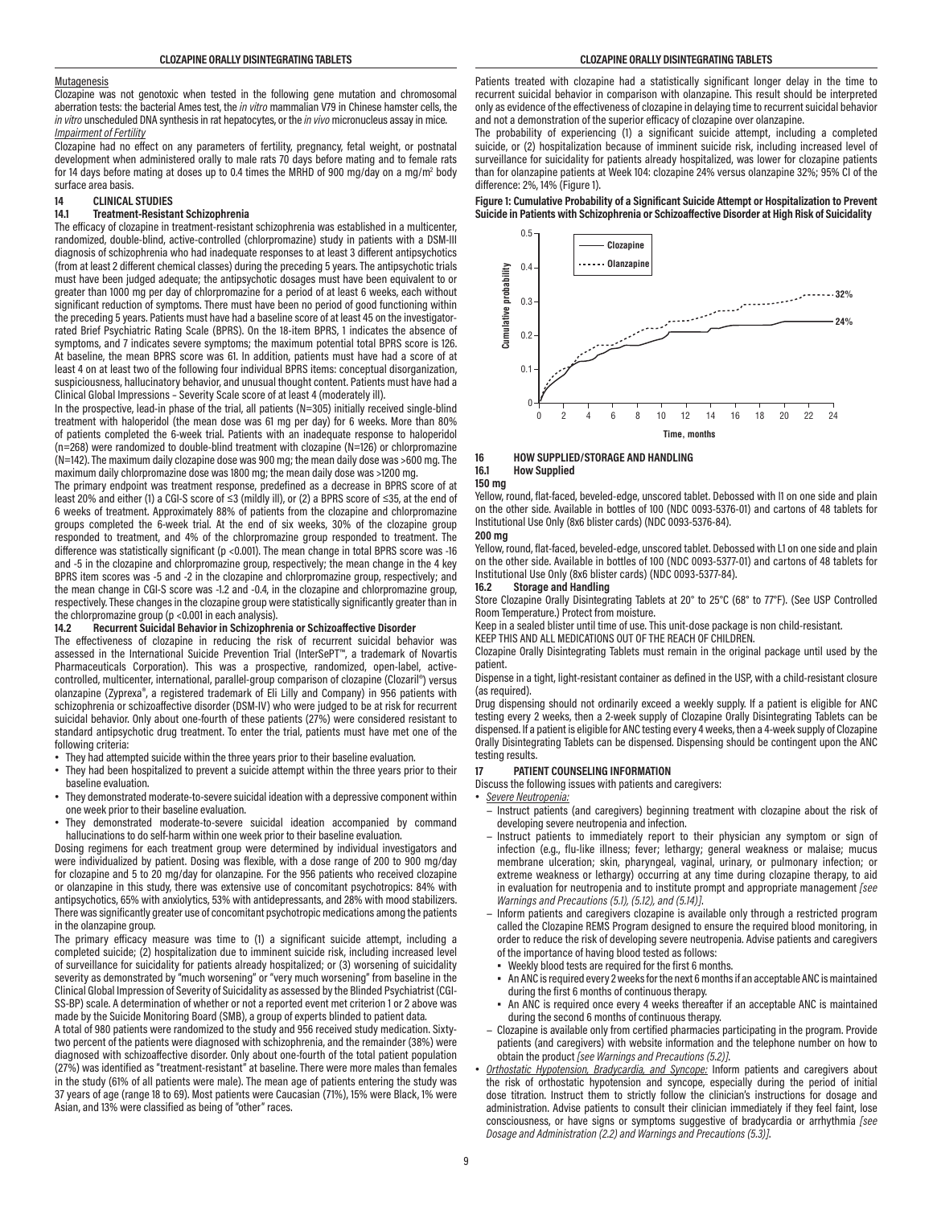Mutagenesis

Clozapine was not genotoxic when tested in the following gene mutation and chromosomal aberration tests: the bacterial Ames test, the *in vitro* mammalian V79 in Chinese hamster cells, the *in vitro* unscheduled DNA synthesis in rat hepatocytes, or the *in vivo* micronucleus assay in mice.

*Impairment of Fertility*

Clozapine had no effect on any parameters of fertility, pregnancy, fetal weight, or postnatal development when administered orally to male rats 70 days before mating and to female rats for 14 days before mating at doses up to 0.4 times the MRHD of 900 mg/day on a mg/m$^2$ body surface area basis.

## 14 CLINICAL STUDIES

### 14.1 Treatment-Resistant Schizophrenia

The efficacy of clozapine in treatment-resistant schizophrenia was established in a multicenter, randomized, double-blind, active-controlled (chlorpromazine) study in patients with a DSM-III diagnosis of schizophrenia who had inadequate responses to at least 3 different antipsychotics (from at least 2 different chemical classes) during the preceding 5 years. The antipsychotic trials must have been judged adequate; the antipsychotic dosages must have been equivalent to or greater than 1000 mg per day of chlorpromazine for a period of at least 6 weeks, each without significant reduction of symptoms. There must have been no period of good functioning within the preceding 5 years. Patients must have had a baseline score of at least 45 on the investigator-rated Brief Psychiatric Rating Scale (BPRS). On the 18-item BPRS, 1 indicates the absence of symptoms, and 7 indicates severe symptoms; the maximum potential total BPRS score is 126. At baseline, the mean BPRS score was 61. In addition, patients must have had a score of at least 4 on at least two of the following four individual BPRS items: conceptual disorganization, suspiciousness, hallucinatory behavior, and unusual thought content. Patients must have had a Clinical Global Impressions – Severity Scale score of at least 4 (moderately ill).

In the prospective, lead-in phase of the trial, all patients (N=305) initially received single-blind treatment with haloperidol (the mean dose was 61 mg per day) for 6 weeks. More than 80% of patients completed the 6-week trial. Patients with an inadequate response to haloperidol (n=268) were randomized to double-blind treatment with clozapine (N=126) or chlorpromazine (N=142). The maximum daily clozapine dose was 900 mg; the mean daily dose was >600 mg. The maximum daily chlorpromazine dose was 1800 mg; the mean daily dose was >1200 mg.

The primary endpoint was treatment response, predefined as a decrease in BPRS score of at least 20% and either (1) a CGI-S score of ≤3 (mildly ill), or (2) a BPRS score of ≤35, at the end of 6 weeks of treatment. Approximately 88% of patients from the clozapine and chlorpromazine groups completed the 6-week trial. At the end of six weeks, 30% of the clozapine group responded to treatment, and 4% of the chlorpromazine group responded to treatment. The difference was statistically significant ($p < 0.001$). The mean change in total BPRS score was -16 and -5 in the clozapine and chlorpromazine group, respectively; the mean change in the 4 key BPRS item scores was -5 and -2 in the clozapine and chlorpromazine group, respectively; and the mean change in CGI-S score was -1.2 and -0.4, in the clozapine and chlorpromazine group, respectively. These changes in the clozapine group were statistically significantly greater than in the chlorpromazine group ($p < 0.001$ in each analysis).

### 14.2 Recurrent Suicidal Behavior in Schizophrenia or Schizoaffective Disorder

The effectiveness of clozapine in reducing the risk of recurrent suicidal behavior was assessed in the International Suicide Prevention Trial (InterSePT™, a trademark of Novartis Pharmaceuticals Corporation). This was a prospective, randomized, open-label, active-controlled, multicenter, international, parallel-group comparison of clozapine (Clozaril®) versus olanzapine (Zyprexa®, a registered trademark of Eli Lilly and Company) in 956 patients with schizophrenia or schizoaffective disorder (DSM-IV) who were judged to be at risk for recurrent suicidal behavior. Only about one-fourth of these patients (27%) were considered resistant to standard antipsychotic drug treatment. To enter the trial, patients must have met one of the following criteria:

- They had attempted suicide within the three years prior to their baseline evaluation.
- They had been hospitalized to prevent a suicide attempt within the three years prior to their baseline evaluation.
- They demonstrated moderate-to-severe suicidal ideation with a depressive component within one week prior to their baseline evaluation.
- They demonstrated moderate-to-severe suicidal ideation accompanied by command hallucinations to do self-harm within one week prior to their baseline evaluation.

Dosing regimens for each treatment group were determined by individual investigators and were individualized by patient. Dosing was flexible, with a dose range of 200 to 900 mg/day for clozapine and 5 to 20 mg/day for olanzapine. For the 956 patients who received clozapine or olanzapine in this study, there was extensive use of concomitant psychotropics: 84% with antipsychotics, 65% with anxiolytics, 53% with antidepressants, and 28% with mood stabilizers. There was significantly greater use of concomitant psychotropic medications among the patients in the olanzapine group.

The primary efficacy measure was time to (1) a significant suicide attempt, including a completed suicide; (2) hospitalization due to imminent suicide risk, including increased level of surveillance for suicidality for patients already hospitalized; or (3) worsening of suicidality severity as demonstrated by "much worsening" or "very much worsening" from baseline in the Clinical Global Impression of Severity of Suicidality as assessed by the Blinded Psychiatrist (CGI-SS-BP) scale. A determination of whether or not a reported event met criterion 1 or 2 above was made by the Suicide Monitoring Board (SMB), a group of experts blinded to patient data.

A total of 980 patients were randomized to the study and 956 received study medication. Sixty-two percent of the patients were diagnosed with schizophrenia, and the remainder (38%) were diagnosed with schizoaffective disorder. Only about one-fourth of the total patient population (27%) was identified as "treatment-resistant" at baseline. There were more males than females in the study (61% of all patients were male). The mean age of patients entering the study was 37 years of age (range 18 to 69). Most patients were Caucasian (71%), 15% were Black, 1% were Asian, and 13% were classified as being of "other" races.

Patients treated with clozapine had a statistically significant longer delay in the time to recurrent suicidal behavior in comparison with olanzapine. This result should be interpreted only as evidence of the effectiveness of clozapine in delaying time to recurrent suicidal behavior and not a demonstration of the superior efficacy of clozapine over olanzapine.

The probability of experiencing (1) a significant suicide attempt, including a completed suicide, or (2) hospitalization because of imminent suicide risk, including increased level of surveillance for suicidality for patients already hospitalized, was lower for clozapine patients than for olanzapine patients at Week 104: clozapine 24% versus olanzapine 32%; 95% CI of the difference: 2%, 14% (Figure 1).

**Figure 1: Cumulative Probability of a Significant Suicide Attempt or Hospitalization to Prevent Suicide in Patients with Schizophrenia or Schizoaffective Disorder at High Risk of Suicidality**

## 16 HOW SUPPLIED/STORAGE AND HANDLING

### 16.1 How Supplied

**150 mg**

Yellow, round, flat-faced, beveled-edge, unscored tablet. Debossed with I1 on one side and plain on the other side. Available in bottles of 100 (NDC 0093-5376-01) and cartons of 48 tablets for Institutional Use Only (8x6 blister cards) (NDC 0093-5376-84).

**200 mg**

Yellow, round, flat-faced, beveled-edge, unscored tablet. Debossed with L1 on one side and plain on the other side. Available in bottles of 100 (NDC 0093-5377-01) and cartons of 48 tablets for Institutional Use Only (8x6 blister cards) (NDC 0093-5377-84).

### 16.2 Storage and Handling

Store Clozapine Orally Disintegrating Tablets at 20° to 25°C (68° to 77°F). (See USP Controlled Room Temperature.) Protect from moisture.

Keep in a sealed blister until time of use. This unit-dose package is non child-resistant.

KEEP THIS AND ALL MEDICATIONS OUT OF THE REACH OF CHILDREN.

Clozapine Orally Disintegrating Tablets must remain in the original package until used by the patient.

Dispense in a tight, light-resistant container as defined in the USP, with a child-resistant closure (as required).

Drug dispensing should not ordinarily exceed a weekly supply. If a patient is eligible for ANC testing every 2 weeks, then a 2-week supply of Clozapine Orally Disintegrating Tablets can be dispensed. If a patient is eligible for ANC testing every 4 weeks, then a 4-week supply of Clozapine Orally Disintegrating Tablets can be dispensed. Dispensing should be contingent upon the ANC testing results.

## 17 PATIENT COUNSELING INFORMATION

Discuss the following issues with patients and caregivers:

- *Severe Neutropenia:*
  - Instruct patients (and caregivers) beginning treatment with clozapine about the risk of developing severe neutropenia and infection.
  - Instruct patients to immediately report to their physician any symptom or sign of infection (e.g., flu-like illness; fever; lethargy; general weakness or malaise; mucus membrane ulceration; skin, pharyngeal, vaginal, urinary, or pulmonary infection; or extreme weakness or lethargy) occurring at any time during clozapine therapy, to aid in evaluation for neutropenia and to institute prompt and appropriate management *[see Warnings and Precautions (5.1), (5.12), and (5.14)]*.
  - Inform patients and caregivers clozapine is available only through a restricted program called the Clozapine REMS Program designed to ensure the required blood monitoring, in order to reduce the risk of developing severe neutropenia. Advise patients and caregivers of the importance of having blood tested as follows:
    - Weekly blood tests are required for the first 6 months.
    - An ANC is required every 2 weeks for the next 6 months if an acceptable ANC is maintained during the first 6 months of continuous therapy.
    - An ANC is required once every 4 weeks thereafter if an acceptable ANC is maintained during the second 6 months of continuous therapy.
  - Clozapine is available only from certified pharmacies participating in the program. Provide patients (and caregivers) with website information and the telephone number on how to obtain the product *[see Warnings and Precautions (5.2)]*.
- *Orthostatic Hypotension, Bradycardia, and Syncope:* Inform patients and caregivers about the risk of orthostatic hypotension and syncope, especially during the period of initial dose titration. Instruct them to strictly follow the clinician's instructions for dosage and administration. Advise patients to consult their clinician immediately if they feel faint, lose consciousness, or have signs or symptoms suggestive of bradycardia or arrhythmia *[see Dosage and Administration (2.2) and Warnings and Precautions (5.3)]*.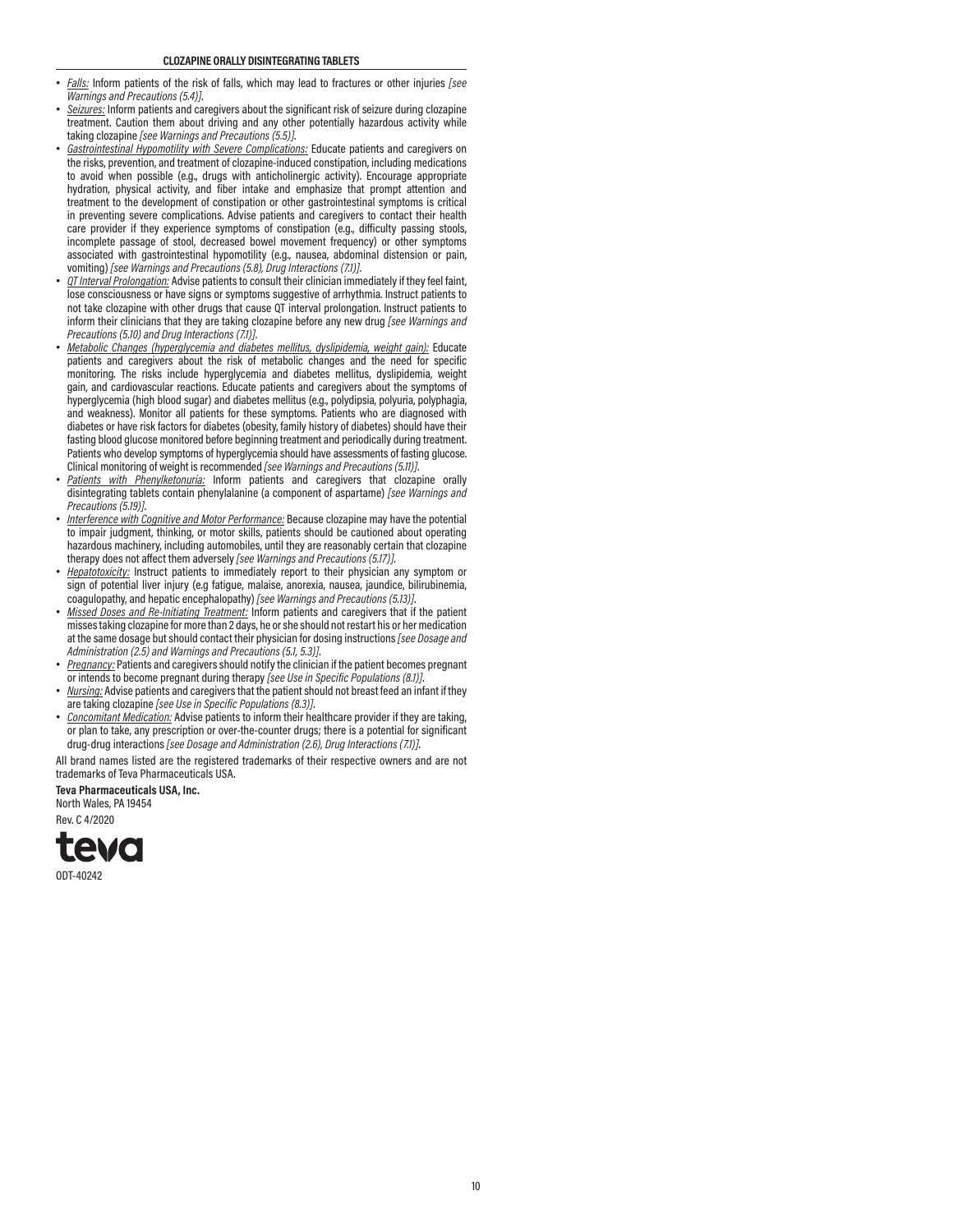- *Falls:* Inform patients of the risk of falls, which may lead to fractures or other injuries *[see Warnings and Precautions (5.4)]*.
- *Seizures:* Inform patients and caregivers about the significant risk of seizure during clozapine treatment. Caution them about driving and any other potentially hazardous activity while taking clozapine *[see Warnings and Precautions (5.5)]*.
- *Gastrointestinal Hypomotility with Severe Complications:* Educate patients and caregivers on the risks, prevention, and treatment of clozapine-induced constipation, including medications to avoid when possible (e.g., drugs with anticholinergic activity). Encourage appropriate hydration, physical activity, and fiber intake and emphasize that prompt attention and treatment to the development of constipation or other gastrointestinal symptoms is critical in preventing severe complications. Advise patients and caregivers to contact their health care provider if they experience symptoms of constipation (e.g., difficulty passing stools, incomplete passage of stool, decreased bowel movement frequency) or other symptoms associated with gastrointestinal hypomotility (e.g., nausea, abdominal distension or pain, vomiting) *[see Warnings and Precautions (5.8), Drug Interactions (7.1)]*.
- *QT Interval Prolongation:* Advise patients to consult their clinician immediately if they feel faint, lose consciousness or have signs or symptoms suggestive of arrhythmia. Instruct patients to not take clozapine with other drugs that cause QT interval prolongation. Instruct patients to inform their clinicians that they are taking clozapine before any new drug *[see Warnings and Precautions (5.10) and Drug Interactions (7.1)]*.
- *Metabolic Changes (hyperglycemia and diabetes mellitus, dyslipidemia, weight gain):* Educate patients and caregivers about the risk of metabolic changes and the need for specific monitoring. The risks include hyperglycemia and diabetes mellitus, dyslipidemia, weight gain, and cardiovascular reactions. Educate patients and caregivers about the symptoms of hyperglycemia (high blood sugar) and diabetes mellitus (e.g., polydipsia, polyuria, polyphagia, and weakness). Monitor all patients for these symptoms. Patients who are diagnosed with diabetes or have risk factors for diabetes (obesity, family history of diabetes) should have their fasting blood glucose monitored before beginning treatment and periodically during treatment. Patients who develop symptoms of hyperglycemia should have assessments of fasting glucose. Clinical monitoring of weight is recommended *[see Warnings and Precautions (5.11)]*.
- *Patients with Phenylketonuria:* Inform patients and caregivers that clozapine orally disintegrating tablets contain phenylalanine (a component of aspartame) *[see Warnings and Precautions (5.19)]*.
- *Interference with Cognitive and Motor Performance:* Because clozapine may have the potential to impair judgment, thinking, or motor skills, patients should be cautioned about operating hazardous machinery, including automobiles, until they are reasonably certain that clozapine therapy does not affect them adversely *[see Warnings and Precautions (5.17)]*.
- *Hepatotoxicity:* Instruct patients to immediately report to their physician any symptom or sign of potential liver injury (e.g fatigue, malaise, anorexia, nausea, jaundice, bilirubinemia, coagulopathy, and hepatic encephalopathy) *[see Warnings and Precautions (5.13)]*.
- *Missed Doses and Re-Initiating Treatment:* Inform patients and caregivers that if the patient misses taking clozapine for more than 2 days, he or she should not restart his or her medication at the same dosage but should contact their physician for dosing instructions *[see Dosage and Administration (2.5) and Warnings and Precautions (5.1, 5.3)]*.
- *Pregnancy:* Patients and caregivers should notify the clinician if the patient becomes pregnant or intends to become pregnant during therapy *[see Use in Specific Populations (8.1)]*.
- *Nursing:* Advise patients and caregivers that the patient should not breast feed an infant if they are taking clozapine *[see Use in Specific Populations (8.3)]*.
- *Concomitant Medication:* Advise patients to inform their healthcare provider if they are taking, or plan to take, any prescription or over-the-counter drugs; there is a potential for significant drug-drug interactions *[see Dosage and Administration (2.6), Drug Interactions (7.1)]*.

All brand names listed are the registered trademarks of their respective owners and are not trademarks of Teva Pharmaceuticals USA.

**Teva Pharmaceuticals USA, Inc.**
North Wales, PA 19454

Rev. C 4/2020

teva

ODT-40242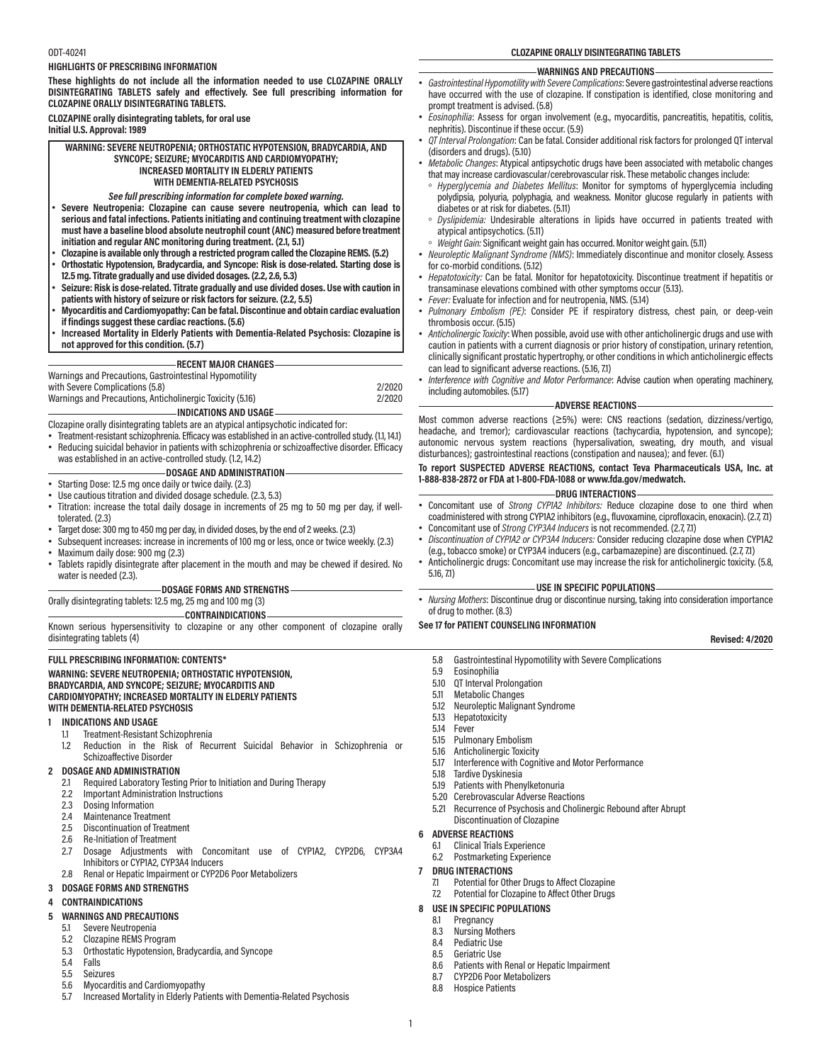ODT-40241

**HIGHLIGHTS OF PRESCRIBING INFORMATION**

**These highlights do not include all the information needed to use CLOZAPINE ORALLY DISINTEGRATING TABLETS safely and effectively. See full prescribing information for CLOZAPINE ORALLY DISINTEGRATING TABLETS.**

**CLOZAPINE orally disintegrating tablets, for oral use**
**Initial U.S. Approval: 1989**

**WARNING: SEVERE NEUTROPENIA; ORTHOSTATIC HYPOTENSION, BRADYCARDIA, AND SYNCOPE; SEIZURE; MYOCARDITIS AND CARDIOMYOPATHY; INCREASED MORTALITY IN ELDERLY PATIENTS WITH DEMENTIA-RELATED PSYCHOSIS**

***See full prescribing information for complete boxed warning.***

- **Severe Neutropenia: Clozapine can cause severe neutropenia, which can lead to serious and fatal infections. Patients initiating and continuing treatment with clozapine must have a baseline blood absolute neutrophil count (ANC) measured before treatment initiation and regular ANC monitoring during treatment. (2.1, 5.1)**
- **Clozapine is available only through a restricted program called the Clozapine REMS. (5.2)**
- **Orthostatic Hypotension, Bradycardia, and Syncope: Risk is dose-related. Starting dose is 12.5 mg. Titrate gradually and use divided dosages. (2.2, 2.6, 5.3)**
- **Seizure: Risk is dose-related. Titrate gradually and use divided doses. Use with caution in patients with history of seizure or risk factors for seizure. (2.2, 5.5)**
- **Myocarditis and Cardiomyopathy: Can be fatal. Discontinue and obtain cardiac evaluation if findings suggest these cardiac reactions. (5.6)**
- **Increased Mortality in Elderly Patients with Dementia-Related Psychosis: Clozapine is not approved for this condition. (5.7)**

**RECENT MAJOR CHANGES**

| | |
|---|---|
| Warnings and Precautions, Gastrointestinal Hypomotility with Severe Complications (5.8) | 2/2020 |
| Warnings and Precautions, Anticholinergic Toxicity (5.16) | 2/2020 |

**INDICATIONS AND USAGE**

Clozapine orally disintegrating tablets are an atypical antipsychotic indicated for:

- Treatment-resistant schizophrenia. Efficacy was established in an active-controlled study. (1.1, 14.1)
- Reducing suicidal behavior in patients with schizophrenia or schizoaffective disorder. Efficacy was established in an active-controlled study. (1.2, 14.2)

**DOSAGE AND ADMINISTRATION**

- Starting Dose: 12.5 mg once daily or twice daily. (2.3)
- Use cautious titration and divided dosage schedule. (2.3, 5.3)
- Titration: increase the total daily dosage in increments of 25 mg to 50 mg per day, if well-tolerated. (2.3)
- Target dose: 300 mg to 450 mg per day, in divided doses, by the end of 2 weeks. (2.3)
- Subsequent increases: increase in increments of 100 mg or less, once or twice weekly. (2.3)
- Maximum daily dose: 900 mg (2.3)
- Tablets rapidly disintegrate after placement in the mouth and may be chewed if desired. No water is needed (2.3).

**DOSAGE FORMS AND STRENGTHS**

Orally disintegrating tablets: 12.5 mg, 25 mg and 100 mg (3)

**CONTRAINDICATIONS**

Known serious hypersensitivity to clozapine or any other component of clozapine orally disintegrating tablets (4)

**WARNINGS AND PRECAUTIONS**

- *Gastrointestinal Hypomotility with Severe Complications*: Severe gastrointestinal adverse reactions have occurred with the use of clozapine. If constipation is identified, close monitoring and prompt treatment is advised. (5.8)
- *Eosinophilia*: Assess for organ involvement (e.g., myocarditis, pancreatitis, hepatitis, colitis, nephritis). Discontinue if these occur. (5.9)
- *QT Interval Prolongation*: Can be fatal. Consider additional risk factors for prolonged QT interval (disorders and drugs). (5.10)
- *Metabolic Changes*: Atypical antipsychotic drugs have been associated with metabolic changes that may increase cardiovascular/cerebrovascular risk. These metabolic changes include:
  - *Hyperglycemia and Diabetes Mellitus*: Monitor for symptoms of hyperglycemia including polydipsia, polyuria, polyphagia, and weakness. Monitor glucose regularly in patients with diabetes or at risk for diabetes. (5.11)
  - *Dyslipidemia:* Undesirable alterations in lipids have occurred in patients treated with atypical antipsychotics. (5.11)
  - *Weight Gain:* Significant weight gain has occurred. Monitor weight gain. (5.11)
- *Neuroleptic Malignant Syndrome (NMS)*: Immediately discontinue and monitor closely. Assess for co-morbid conditions. (5.12)
- *Hepatotoxicity:* Can be fatal. Monitor for hepatotoxicity. Discontinue treatment if hepatitis or transaminase elevations combined with other symptoms occur (5.13).
- *Fever:* Evaluate for infection and for neutropenia, NMS. (5.14)
- *Pulmonary Embolism (PE)*: Consider PE if respiratory distress, chest pain, or deep-vein thrombosis occur. (5.15)
- *Anticholinergic Toxicity*: When possible, avoid use with other anticholinergic drugs and use with caution in patients with a current diagnosis or prior history of constipation, urinary retention, clinically significant prostatic hypertrophy, or other conditions in which anticholinergic effects can lead to significant adverse reactions. (5.16, 7.1)
- *Interference with Cognitive and Motor Performance*: Advise caution when operating machinery, including automobiles. (5.17)

**ADVERSE REACTIONS**

Most common adverse reactions (≥5%) were: CNS reactions (sedation, dizziness/vertigo, headache, and tremor); cardiovascular reactions (tachycardia, hypotension, and syncope); autonomic nervous system reactions (hypersalivation, sweating, dry mouth, and visual disturbances); gastrointestinal reactions (constipation and nausea); and fever. (6.1)

**To report SUSPECTED ADVERSE REACTIONS, contact Teva Pharmaceuticals USA, Inc. at 1-888-838-2872 or FDA at 1-800-FDA-1088 or www.fda.gov/medwatch.**

**DRUG INTERACTIONS**

- Concomitant use of *Strong CYP1A2 Inhibitors:* Reduce clozapine dose to one third when coadministered with strong CYP1A2 inhibitors (e.g., fluvoxamine, ciprofloxacin, enoxacin). (2.7, 7.1)
- Concomitant use of *Strong CYP3A4 Inducers* is not recommended. (2.7, 7.1)
- *Discontinuation of CYP1A2 or CYP3A4 Inducers:* Consider reducing clozapine dose when CYP1A2 (e.g., tobacco smoke) or CYP3A4 inducers (e.g., carbamazepine) are discontinued. (2.7, 7.1)
- Anticholinergic drugs: Concomitant use may increase the risk for anticholinergic toxicity. (5.8, 5.16, 7.1)

**USE IN SPECIFIC POPULATIONS**

- *Nursing Mothers*: Discontinue drug or discontinue nursing, taking into consideration importance of drug to mother. (8.3)

**See 17 for PATIENT COUNSELING INFORMATION**

**Revised: 4/2020**

**FULL PRESCRIBING INFORMATION: CONTENTS***

**WARNING: SEVERE NEUTROPENIA; ORTHOSTATIC HYPOTENSION, BRADYCARDIA, AND SYNCOPE; SEIZURE; MYOCARDITIS AND CARDIOMYOPATHY; INCREASED MORTALITY IN ELDERLY PATIENTS WITH DEMENTIA-RELATED PSYCHOSIS**

**1 INDICATIONS AND USAGE**
- 1.1 Treatment-Resistant Schizophrenia
- 1.2 Reduction in the Risk of Recurrent Suicidal Behavior in Schizophrenia or Schizoaffective Disorder

**2 DOSAGE AND ADMINISTRATION**
- 2.1 Required Laboratory Testing Prior to Initiation and During Therapy
- 2.2 Important Administration Instructions
- 2.3 Dosing Information
- 2.4 Maintenance Treatment
- 2.5 Discontinuation of Treatment
- 2.6 Re-Initiation of Treatment
- 2.7 Dosage Adjustments with Concomitant use of CYP1A2, CYP2D6, CYP3A4 Inhibitors or CYP1A2, CYP3A4 Inducers
- 2.8 Renal or Hepatic Impairment or CYP2D6 Poor Metabolizers

**3 DOSAGE FORMS AND STRENGTHS**

**4 CONTRAINDICATIONS**

**5 WARNINGS AND PRECAUTIONS**
- 5.1 Severe Neutropenia
- 5.2 Clozapine REMS Program
- 5.3 Orthostatic Hypotension, Bradycardia, and Syncope
- 5.4 Falls
- 5.5 Seizures
- 5.6 Myocarditis and Cardiomyopathy
- 5.7 Increased Mortality in Elderly Patients with Dementia-Related Psychosis
- 5.8 Gastrointestinal Hypomotility with Severe Complications
- 5.9 Eosinophilia
- 5.10 QT Interval Prolongation
- 5.11 Metabolic Changes
- 5.12 Neuroleptic Malignant Syndrome
- 5.13 Hepatotoxicity
- 5.14 Fever
- 5.15 Pulmonary Embolism
- 5.16 Anticholinergic Toxicity
- 5.17 Interference with Cognitive and Motor Performance
- 5.18 Tardive Dyskinesia
- 5.19 Patients with Phenylketonuria
- 5.20 Cerebrovascular Adverse Reactions
- 5.21 Recurrence of Psychosis and Cholinergic Rebound after Abrupt Discontinuation of Clozapine

**6 ADVERSE REACTIONS**
- 6.1 Clinical Trials Experience
- 6.2 Postmarketing Experience

**7 DRUG INTERACTIONS**
- 7.1 Potential for Other Drugs to Affect Clozapine
- 7.2 Potential for Clozapine to Affect Other Drugs

**8 USE IN SPECIFIC POPULATIONS**
- 8.1 Pregnancy
- 8.3 Nursing Mothers
- 8.4 Pediatric Use
- 8.5 Geriatric Use
- 8.6 Patients with Renal or Hepatic Impairment
- 8.7 CYP2D6 Poor Metabolizers
- 8.8 Hospice Patients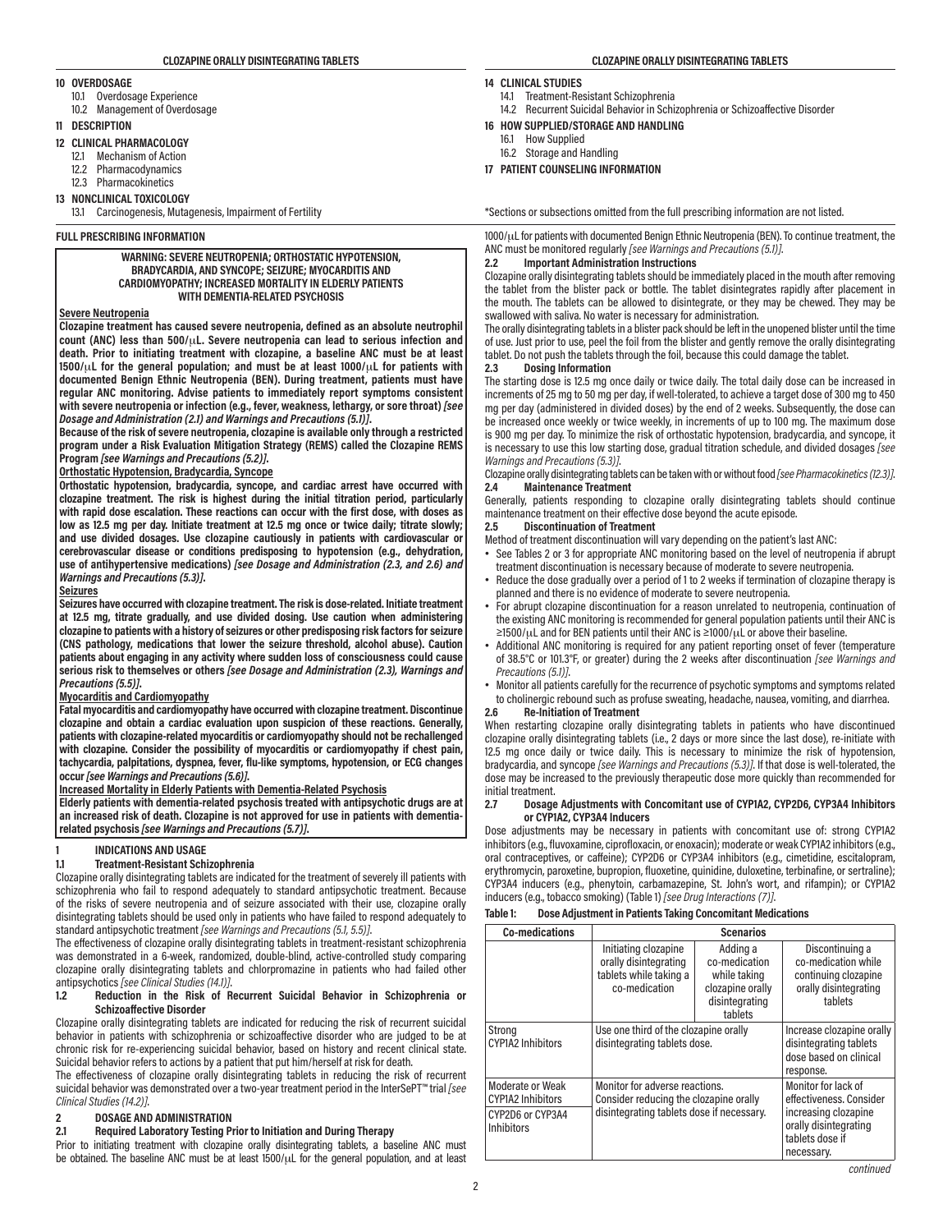- 10 OVERDOSAGE
  - 10.1 Overdosage Experience
  - 10.2 Management of Overdosage
- 11 DESCRIPTION
- 12 CLINICAL PHARMACOLOGY
  - 12.1 Mechanism of Action
  - 12.2 Pharmacodynamics
  - 12.3 Pharmacokinetics
- 13 NONCLINICAL TOXICOLOGY
  - 13.1 Carcinogenesis, Mutagenesis, Impairment of Fertility
- 14 CLINICAL STUDIES
  - 14.1 Treatment-Resistant Schizophrenia
  - 14.2 Recurrent Suicidal Behavior in Schizophrenia or Schizoaffective Disorder
- 16 HOW SUPPLIED/STORAGE AND HANDLING
  - 16.1 How Supplied
  - 16.2 Storage and Handling
- 17 PATIENT COUNSELING INFORMATION

*Sections or subsections omitted from the full prescribing information are not listed.

## FULL PRESCRIBING INFORMATION

**WARNING: SEVERE NEUTROPENIA; ORTHOSTATIC HYPOTENSION, BRADYCARDIA, AND SYNCOPE; SEIZURE; MYOCARDITIS AND CARDIOMYOPATHY; INCREASED MORTALITY IN ELDERLY PATIENTS WITH DEMENTIA-RELATED PSYCHOSIS**

**Severe Neutropenia**

**Clozapine treatment has caused severe neutropenia, defined as an absolute neutrophil count (ANC) less than 500/μL. Severe neutropenia can lead to serious infection and death. Prior to initiating treatment with clozapine, a baseline ANC must be at least 1500/μL for the general population; and must be at least 1000/μL for patients with documented Benign Ethnic Neutropenia (BEN). During treatment, patients must have regular ANC monitoring. Advise patients to immediately report symptoms consistent with severe neutropenia or infection (e.g., fever, weakness, lethargy, or sore throat) *[see Dosage and Administration (2.1) and Warnings and Precautions (5.1)]*.**

**Because of the risk of severe neutropenia, clozapine is available only through a restricted program under a Risk Evaluation Mitigation Strategy (REMS) called the Clozapine REMS Program *[see Warnings and Precautions (5.2)]*.**

**Orthostatic Hypotension, Bradycardia, Syncope**

**Orthostatic hypotension, bradycardia, syncope, and cardiac arrest have occurred with clozapine treatment. The risk is highest during the initial titration period, particularly with rapid dose escalation. These reactions can occur with the first dose, with doses as low as 12.5 mg per day. Initiate treatment at 12.5 mg once or twice daily; titrate slowly; and use divided dosages. Use clozapine cautiously in patients with cardiovascular or cerebrovascular disease or conditions predisposing to hypotension (e.g., dehydration, use of antihypertensive medications) *[see Dosage and Administration (2.3, and 2.6) and Warnings and Precautions (5.3)]*.**

**Seizures**

**Seizures have occurred with clozapine treatment. The risk is dose-related. Initiate treatment at 12.5 mg, titrate gradually, and use divided dosing. Use caution when administering clozapine to patients with a history of seizures or other predisposing risk factors for seizure (CNS pathology, medications that lower the seizure threshold, alcohol abuse). Caution patients about engaging in any activity where sudden loss of consciousness could cause serious risk to themselves or others *[see Dosage and Administration (2.3), Warnings and Precautions (5.5)]*.**

**Myocarditis and Cardiomyopathy**

**Fatal myocarditis and cardiomyopathy have occurred with clozapine treatment. Discontinue clozapine and obtain a cardiac evaluation upon suspicion of these reactions. Generally, patients with clozapine-related myocarditis or cardiomyopathy should not be rechallenged with clozapine. Consider the possibility of myocarditis or cardiomyopathy if chest pain, tachycardia, palpitations, dyspnea, fever, flu-like symptoms, hypotension, or ECG changes occur *[see Warnings and Precautions (5.6)]*.**

**Increased Mortality in Elderly Patients with Dementia-Related Psychosis**

**Elderly patients with dementia-related psychosis treated with antipsychotic drugs are at an increased risk of death. Clozapine is not approved for use in patients with dementia-related psychosis *[see Warnings and Precautions (5.7)]*.**

### 1 INDICATIONS AND USAGE

#### 1.1 Treatment-Resistant Schizophrenia

Clozapine orally disintegrating tablets are indicated for the treatment of severely ill patients with schizophrenia who fail to respond adequately to standard antipsychotic treatment. Because of the risks of severe neutropenia and of seizure associated with their use, clozapine orally disintegrating tablets should be used only in patients who have failed to respond adequately to standard antipsychotic treatment *[see Warnings and Precautions (5.1, 5.5)]*.

The effectiveness of clozapine orally disintegrating tablets in treatment-resistant schizophrenia was demonstrated in a 6-week, randomized, double-blind, active-controlled study comparing clozapine orally disintegrating tablets and chlorpromazine in patients who had failed other antipsychotics *[see Clinical Studies (14.1)]*.

#### 1.2 Reduction in the Risk of Recurrent Suicidal Behavior in Schizophrenia or Schizoaffective Disorder

Clozapine orally disintegrating tablets are indicated for reducing the risk of recurrent suicidal behavior in patients with schizophrenia or schizoaffective disorder who are judged to be at chronic risk for re-experiencing suicidal behavior, based on history and recent clinical state. Suicidal behavior refers to actions by a patient that put him/herself at risk for death.

The effectiveness of clozapine orally disintegrating tablets in reducing the risk of recurrent suicidal behavior was demonstrated over a two-year treatment period in the InterSePT™ trial *[see Clinical Studies (14.2)]*.

### 2 DOSAGE AND ADMINISTRATION

#### 2.1 Required Laboratory Testing Prior to Initiation and During Therapy

Prior to initiating treatment with clozapine orally disintegrating tablets, a baseline ANC must be obtained. The baseline ANC must be at least 1500/μL for the general population, and at least 1000/μL for patients with documented Benign Ethnic Neutropenia (BEN). To continue treatment, the ANC must be monitored regularly *[see Warnings and Precautions (5.1)]*.

#### 2.2 Important Administration Instructions

Clozapine orally disintegrating tablets should be immediately placed in the mouth after removing the tablet from the blister pack or bottle. The tablet disintegrates rapidly after placement in the mouth. The tablets can be allowed to disintegrate, or they may be chewed. They may be swallowed with saliva. No water is necessary for administration.

The orally disintegrating tablets in a blister pack should be left in the unopened blister until the time of use. Just prior to use, peel the foil from the blister and gently remove the orally disintegrating tablet. Do not push the tablets through the foil, because this could damage the tablet.

#### 2.3 Dosing Information

The starting dose is 12.5 mg once daily or twice daily. The total daily dose can be increased in increments of 25 mg to 50 mg per day, if well-tolerated, to achieve a target dose of 300 mg to 450 mg per day (administered in divided doses) by the end of 2 weeks. Subsequently, the dose can be increased once weekly or twice weekly, in increments of up to 100 mg. The maximum dose is 900 mg per day. To minimize the risk of orthostatic hypotension, bradycardia, and syncope, it is necessary to use this low starting dose, gradual titration schedule, and divided dosages *[see Warnings and Precautions (5.3)]*.

Clozapine orally disintegrating tablets can be taken with or without food *[see Pharmacokinetics (12.3)]*.

#### 2.4 Maintenance Treatment

Generally, patients responding to clozapine orally disintegrating tablets should continue maintenance treatment on their effective dose beyond the acute episode.

#### 2.5 Discontinuation of Treatment

Method of treatment discontinuation will vary depending on the patient's last ANC:

- See Tables 2 or 3 for appropriate ANC monitoring based on the level of neutropenia if abrupt treatment discontinuation is necessary because of moderate to severe neutropenia.
- Reduce the dose gradually over a period of 1 to 2 weeks if termination of clozapine therapy is planned and there is no evidence of moderate to severe neutropenia.
- For abrupt clozapine discontinuation for a reason unrelated to neutropenia, continuation of the existing ANC monitoring is recommended for general population patients until their ANC is ≥1500/μL and for BEN patients until their ANC is ≥1000/μL or above their baseline.
- Additional ANC monitoring is required for any patient reporting onset of fever (temperature of 38.5°C or 101.3°F, or greater) during the 2 weeks after discontinuation *[see Warnings and Precautions (5.1)]*.
- Monitor all patients carefully for the recurrence of psychotic symptoms and symptoms related to cholinergic rebound such as profuse sweating, headache, nausea, vomiting, and diarrhea.

#### 2.6 Re-Initiation of Treatment

When restarting clozapine orally disintegrating tablets in patients who have discontinued clozapine orally disintegrating tablets (i.e., 2 days or more since the last dose), re-initiate with 12.5 mg once daily or twice daily. This is necessary to minimize the risk of hypotension, bradycardia, and syncope *[see Warnings and Precautions (5.3)]*. If that dose is well-tolerated, the dose may be increased to the previously therapeutic dose more quickly than recommended for initial treatment.

#### 2.7 Dosage Adjustments with Concomitant use of CYP1A2, CYP2D6, CYP3A4 Inhibitors or CYP1A2, CYP3A4 Inducers

Dose adjustments may be necessary in patients with concomitant use of: strong CYP1A2 inhibitors (e.g., fluvoxamine, ciprofloxacin, or enoxacin); moderate or weak CYP1A2 inhibitors (e.g., oral contraceptives, or caffeine); CYP2D6 or CYP3A4 inhibitors (e.g., cimetidine, escitalopram, erythromycin, paroxetine, bupropion, fluoxetine, quinidine, duloxetine, terbinafine, or sertraline); CYP3A4 inducers (e.g., phenytoin, carbamazepine, St. John's wort, and rifampin); or CYP1A2 inducers (e.g., tobacco smoking) (Table 1) *[see Drug Interactions (7)]*.

**Table 1: Dose Adjustment in Patients Taking Concomitant Medications**

| Co-medications | Scenarios | | |
|---|---|---|---|
| | Initiating clozapine orally disintegrating tablets while taking a co-medication | Adding a co-medication while taking clozapine orally disintegrating tablets | Discontinuing a co-medication while continuing clozapine orally disintegrating tablets |
| Strong CYP1A2 Inhibitors | Use one third of the clozapine orally disintegrating tablets dose. | | Increase clozapine orally disintegrating tablets dose based on clinical response. |
| Moderate or Weak CYP1A2 Inhibitors<br>CYP2D6 or CYP3A4 Inhibitors | Monitor for adverse reactions. Consider reducing the clozapine orally disintegrating tablets dose if necessary. | | Monitor for lack of effectiveness. Consider increasing clozapine orally disintegrating tablets dose if necessary. |

*continued*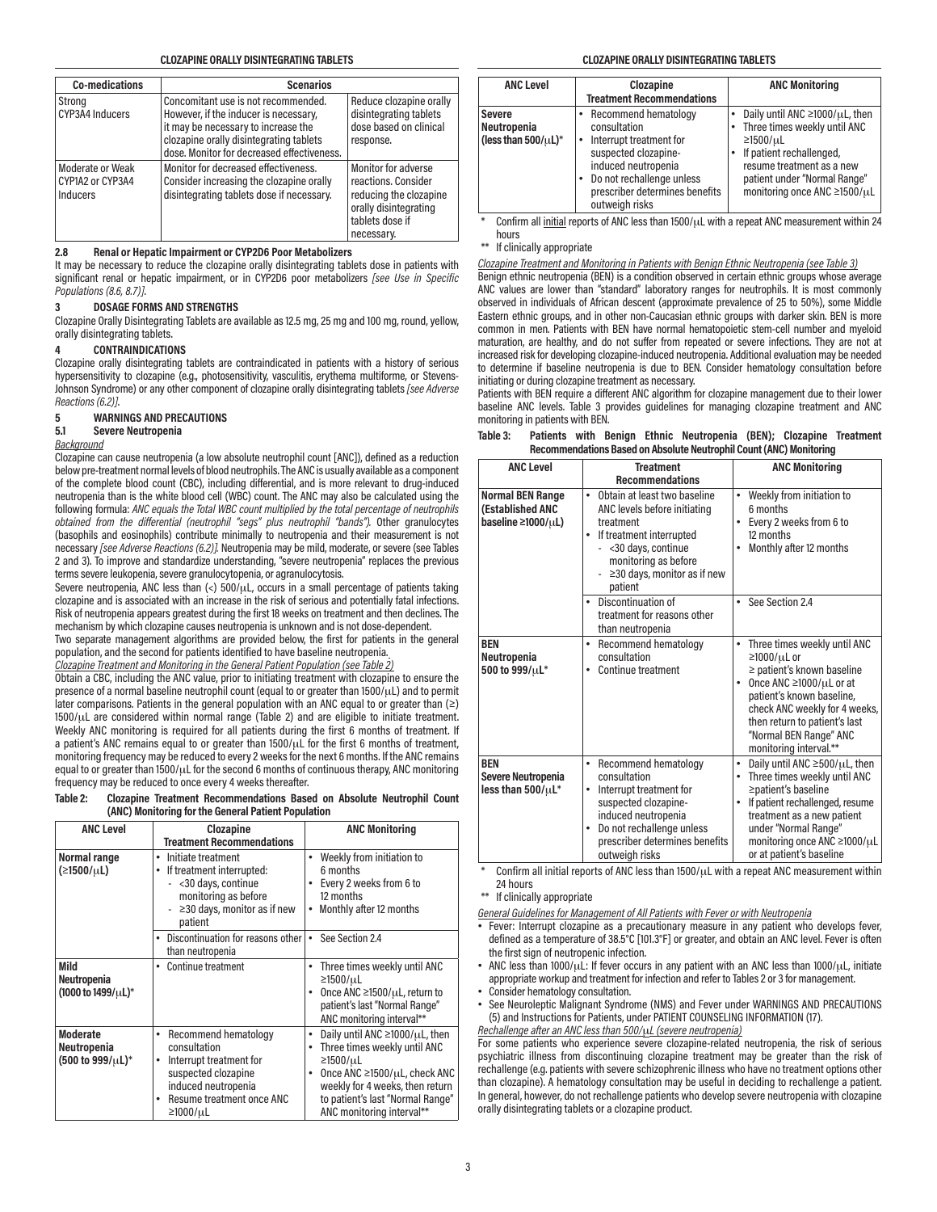| Co-medications | Scenarios | |
|---|---|---|
| Strong CYP3A4 Inducers | Concomitant use is not recommended. However, if the inducer is necessary, it may be necessary to increase the clozapine orally disintegrating tablets dose. Monitor for decreased effectiveness. | Reduce clozapine orally disintegrating tablets dose based on clinical response. |
| Moderate or Weak CYP1A2 or CYP3A4 Inducers | Monitor for decreased effectiveness. Consider increasing the clozapine orally disintegrating tablets dose if necessary. | Monitor for adverse reactions. Consider reducing the clozapine orally disintegrating tablets dose if necessary. |

### 2.8 Renal or Hepatic Impairment or CYP2D6 Poor Metabolizers

It may be necessary to reduce the clozapine orally disintegrating tablets dose in patients with significant renal or hepatic impairment, or in CYP2D6 poor metabolizers *[see Use in Specific Populations (8.6, 8.7)]*.

## 3 DOSAGE FORMS AND STRENGTHS

Clozapine Orally Disintegrating Tablets are available as 12.5 mg, 25 mg and 100 mg, round, yellow, orally disintegrating tablets.

## 4 CONTRAINDICATIONS

Clozapine orally disintegrating tablets are contraindicated in patients with a history of serious hypersensitivity to clozapine (e.g., photosensitivity, vasculitis, erythema multiforme, or Stevens-Johnson Syndrome) or any other component of clozapine orally disintegrating tablets *[see Adverse Reactions (6.2)]*.

## 5 WARNINGS AND PRECAUTIONS

### 5.1 Severe Neutropenia

*Background*

Clozapine can cause neutropenia (a low absolute neutrophil count [ANC]), defined as a reduction below pre-treatment normal levels of blood neutrophils. The ANC is usually available as a component of the complete blood count (CBC), including differential, and is more relevant to drug-induced neutropenia than is the white blood cell (WBC) count. The ANC may also be calculated using the following formula: *ANC equals the Total WBC count multiplied by the total percentage of neutrophils obtained from the differential (neutrophil "segs" plus neutrophil "bands").* Other granulocytes (basophils and eosinophils) contribute minimally to neutropenia and their measurement is not necessary *[see Adverse Reactions (6.2)]*. Neutropenia may be mild, moderate, or severe (see Tables 2 and 3). To improve and standardize understanding, "severe neutropenia" replaces the previous terms severe leukopenia, severe granulocytopenia, or agranulocytosis.

Severe neutropenia, ANC less than (<) 500/μL, occurs in a small percentage of patients taking clozapine and is associated with an increase in the risk of serious and potentially fatal infections. Risk of neutropenia appears greatest during the first 18 weeks on treatment and then declines. The mechanism by which clozapine causes neutropenia is unknown and is not dose-dependent.

Two separate management algorithms are provided below, the first for patients in the general population, and the second for patients identified to have baseline neutropenia.

*Clozapine Treatment and Monitoring in the General Patient Population (see Table 2)*

Obtain a CBC, including the ANC value, prior to initiating treatment with clozapine to ensure the presence of a normal baseline neutrophil count (equal to or greater than 1500/μL) and to permit later comparisons. Patients in the general population with an ANC equal to or greater than (≥) 1500/μL are considered within normal range (Table 2) and are eligible to initiate treatment. Weekly ANC monitoring is required for all patients during the first 6 months of treatment. If a patient's ANC remains equal to or greater than 1500/μL for the first 6 months of treatment, monitoring frequency may be reduced to every 2 weeks for the next 6 months. If the ANC remains equal to or greater than 1500/μL for the second 6 months of continuous therapy, ANC monitoring frequency may be reduced to once every 4 weeks thereafter.

**Table 2: Clozapine Treatment Recommendations Based on Absolute Neutrophil Count (ANC) Monitoring for the General Patient Population**

| ANC Level | Clozapine Treatment Recommendations | ANC Monitoring |
|---|---|---|
| **Normal range (≥1500/μL)** | • Initiate treatment<br>• If treatment interrupted:<br>- <30 days, continue monitoring as before<br>- ≥30 days, monitor as if new patient | • Weekly from initiation to 6 months<br>• Every 2 weeks from 6 to 12 months<br>• Monthly after 12 months |
| | • Discontinuation for reasons other than neutropenia | • See Section 2.4 |
| **Mild Neutropenia (1000 to 1499/μL)*** | • Continue treatment | • Three times weekly until ANC ≥1500/μL<br>• Once ANC ≥1500/μL, return to patient's last "Normal Range" ANC monitoring interval** |
| **Moderate Neutropenia (500 to 999/μL)*** | • Recommend hematology consultation<br>• Interrupt treatment for suspected clozapine induced neutropenia<br>• Resume treatment once ANC ≥1000/μL | • Daily until ANC ≥1000/μL, then<br>• Three times weekly until ANC ≥1500/μL<br>• Once ANC ≥1500/μL, check ANC weekly for 4 weeks, then return to patient's last "Normal Range" ANC monitoring interval** |
| **Severe Neutropenia (less than 500/μL)*** | • Recommend hematology consultation<br>• Interrupt treatment for suspected clozapine-induced neutropenia<br>• Do not rechallenge unless prescriber determines benefits outweigh risks | • Daily until ANC ≥1000/μL, then<br>• Three times weekly until ANC ≥1500/μL<br>• If patient rechallenged, resume treatment as a new patient under "Normal Range" monitoring once ANC ≥1500/μL |

\* Confirm all initial reports of ANC less than 1500/μL with a repeat ANC measurement within 24 hours

\** If clinically appropriate

*Clozapine Treatment and Monitoring in Patients with Benign Ethnic Neutropenia (see Table 3)*

Benign ethnic neutropenia (BEN) is a condition observed in certain ethnic groups whose average ANC values are lower than "standard" laboratory ranges for neutrophils. It is most commonly observed in individuals of African descent (approximate prevalence of 25 to 50%), some Middle Eastern ethnic groups, and in other non-Caucasian ethnic groups with darker skin. BEN is more common in men. Patients with BEN have normal hematopoietic stem-cell number and myeloid maturation, are healthy, and do not suffer from repeated or severe infections. They are not at increased risk for developing clozapine-induced neutropenia. Additional evaluation may be needed to determine if baseline neutropenia is due to BEN. Consider hematology consultation before initiating or during clozapine treatment as necessary.

Patients with BEN require a different ANC algorithm for clozapine management due to their lower baseline ANC levels. Table 3 provides guidelines for managing clozapine treatment and ANC monitoring in patients with BEN.

**Table 3: Patients with Benign Ethnic Neutropenia (BEN); Clozapine Treatment Recommendations Based on Absolute Neutrophil Count (ANC) Monitoring**

| ANC Level | Treatment Recommendations | ANC Monitoring |
|---|---|---|
| **Normal BEN Range (Established ANC baseline ≥1000/μL)** | • Obtain at least two baseline ANC levels before initiating treatment<br>• If treatment interrupted<br>- <30 days, continue monitoring as before<br>- ≥30 days, monitor as if new patient | • Weekly from initiation to 6 months<br>• Every 2 weeks from 6 to 12 months<br>• Monthly after 12 months |
| | • Discontinuation of treatment for reasons other than neutropenia | • See Section 2.4 |
| **BEN Neutropenia 500 to 999/μL*** | • Recommend hematology consultation<br>• Continue treatment | • Three times weekly until ANC ≥1000/μL or ≥ patient's known baseline<br>• Once ANC ≥1000/μL or at patient's known baseline, check ANC weekly for 4 weeks, then return to patient's last "Normal BEN Range" ANC monitoring interval.** |
| **BEN Severe Neutropenia less than 500/μL*** | • Recommend hematology consultation<br>• Interrupt treatment for suspected clozapine-induced neutropenia<br>• Do not rechallenge unless prescriber determines benefits outweigh risks | • Daily until ANC ≥500/μL, then<br>• Three times weekly until ANC ≥patient's baseline<br>• If patient rechallenged, resume treatment as a new patient under "Normal Range" monitoring once ANC ≥1000/μL or at patient's baseline |

\* Confirm all initial reports of ANC less than 1500/μL with a repeat ANC measurement within 24 hours

\** If clinically appropriate

*General Guidelines for Management of All Patients with Fever or with Neutropenia*

- Fever: Interrupt clozapine as a precautionary measure in any patient who develops fever, defined as a temperature of 38.5°C [101.3°F] or greater, and obtain an ANC level. Fever is often the first sign of neutropenic infection.
- ANC less than 1000/μL: If fever occurs in any patient with an ANC less than 1000/μL, initiate appropriate workup and treatment for infection and refer to Tables 2 or 3 for management.
- Consider hematology consultation.
- See Neuroleptic Malignant Syndrome (NMS) and Fever under WARNINGS AND PRECAUTIONS (5) and Instructions for Patients, under PATIENT COUNSELING INFORMATION (17).

*Rechallenge after an ANC less than 500/μL (severe neutropenia)*

For some patients who experience severe clozapine-related neutropenia, the risk of serious psychiatric illness from discontinuing clozapine treatment may be greater than the risk of rechallenge (e.g. patients with severe schizophrenic illness who have no treatment options other than clozapine). A hematology consultation may be useful in deciding to rechallenge a patient. In general, however, do not rechallenge patients who develop severe neutropenia with clozapine orally disintegrating tablets or a clozapine product.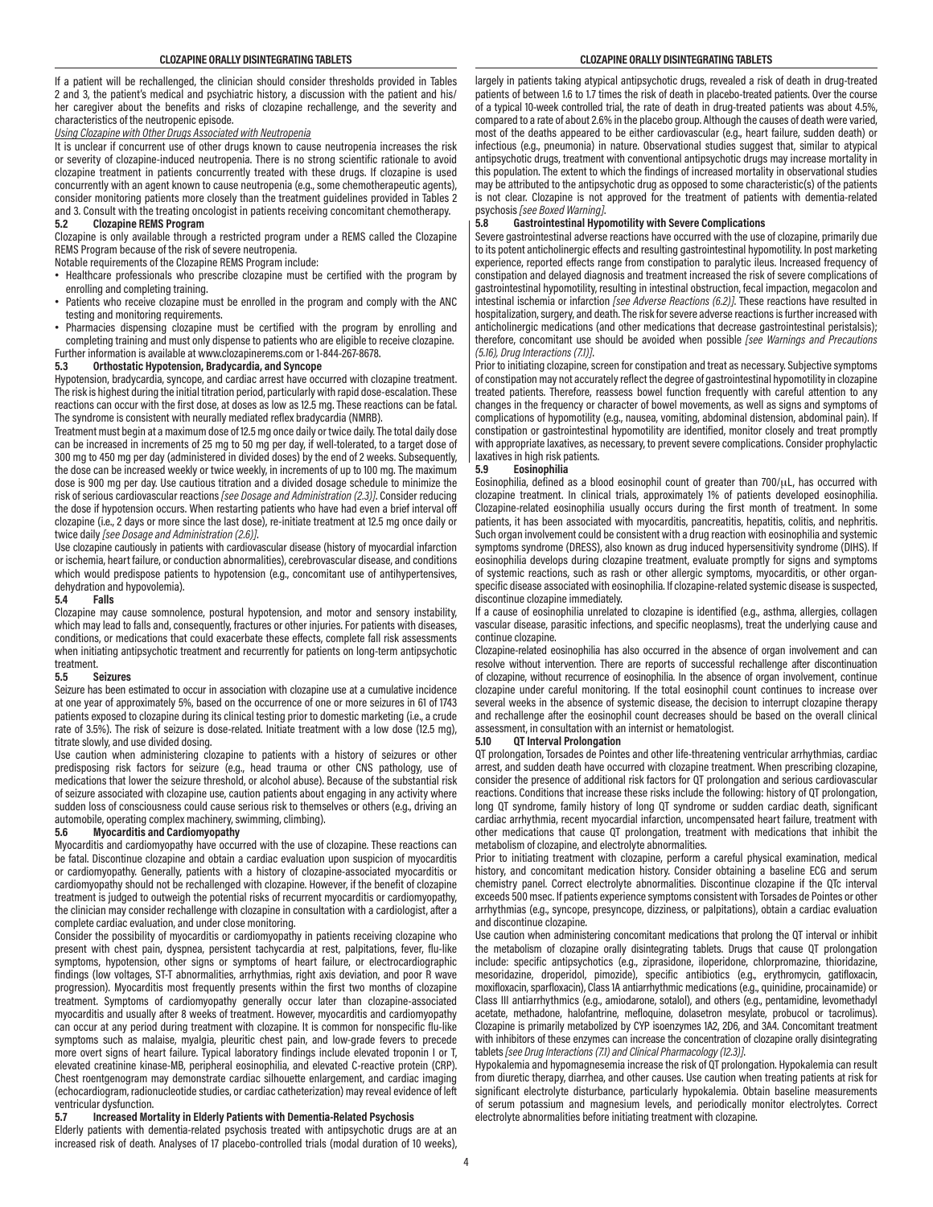If a patient will be rechallenged, the clinician should consider thresholds provided in Tables 2 and 3, the patient's medical and psychiatric history, a discussion with the patient and his/her caregiver about the benefits and risks of clozapine rechallenge, and the severity and characteristics of the neutropenic episode.

*Using Clozapine with Other Drugs Associated with Neutropenia*

It is unclear if concurrent use of other drugs known to cause neutropenia increases the risk or severity of clozapine-induced neutropenia. There is no strong scientific rationale to avoid clozapine treatment in patients concurrently treated with these drugs. If clozapine is used concurrently with an agent known to cause neutropenia (e.g., some chemotherapeutic agents), consider monitoring patients more closely than the treatment guidelines provided in Tables 2 and 3. Consult with the treating oncologist in patients receiving concomitant chemotherapy.

### 5.2 Clozapine REMS Program

Clozapine is only available through a restricted program under a REMS called the Clozapine REMS Program because of the risk of severe neutropenia.

Notable requirements of the Clozapine REMS Program include:

- Healthcare professionals who prescribe clozapine must be certified with the program by enrolling and completing training.
- Patients who receive clozapine must be enrolled in the program and comply with the ANC testing and monitoring requirements.
- Pharmacies dispensing clozapine must be certified with the program by enrolling and completing training and must only dispense to patients who are eligible to receive clozapine.

Further information is available at www.clozapinerems.com or 1-844-267-8678.

### 5.3 Orthostatic Hypotension, Bradycardia, and Syncope

Hypotension, bradycardia, syncope, and cardiac arrest have occurred with clozapine treatment. The risk is highest during the initial titration period, particularly with rapid dose-escalation. These reactions can occur with the first dose, at doses as low as 12.5 mg. These reactions can be fatal. The syndrome is consistent with neurally mediated reflex bradycardia (NMRB).

Treatment must begin at a maximum dose of 12.5 mg once daily or twice daily. The total daily dose can be increased in increments of 25 mg to 50 mg per day, if well-tolerated, to a target dose of 300 mg to 450 mg per day (administered in divided doses) by the end of 2 weeks. Subsequently, the dose can be increased weekly or twice weekly, in increments of up to 100 mg. The maximum dose is 900 mg per day. Use cautious titration and a divided dosage schedule to minimize the risk of serious cardiovascular reactions *[see Dosage and Administration (2.3)]*. Consider reducing the dose if hypotension occurs. When restarting patients who have had even a brief interval off clozapine (i.e., 2 days or more since the last dose), re-initiate treatment at 12.5 mg once daily or twice daily *[see Dosage and Administration (2.6)]*.

Use clozapine cautiously in patients with cardiovascular disease (history of myocardial infarction or ischemia, heart failure, or conduction abnormalities), cerebrovascular disease, and conditions which would predispose patients to hypotension (e.g., concomitant use of antihypertensives, dehydration and hypovolemia).

### 5.4 Falls

Clozapine may cause somnolence, postural hypotension, and motor and sensory instability, which may lead to falls and, consequently, fractures or other injuries. For patients with diseases, conditions, or medications that could exacerbate these effects, complete fall risk assessments when initiating antipsychotic treatment and recurrently for patients on long-term antipsychotic treatment.

### 5.5 Seizures

Seizure has been estimated to occur in association with clozapine use at a cumulative incidence at one year of approximately 5%, based on the occurrence of one or more seizures in 61 of 1743 patients exposed to clozapine during its clinical testing prior to domestic marketing (i.e., a crude rate of 3.5%). The risk of seizure is dose-related. Initiate treatment with a low dose (12.5 mg), titrate slowly, and use divided dosing.

Use caution when administering clozapine to patients with a history of seizures or other predisposing risk factors for seizure (e.g., head trauma or other CNS pathology, use of medications that lower the seizure threshold, or alcohol abuse). Because of the substantial risk of seizure associated with clozapine use, caution patients about engaging in any activity where sudden loss of consciousness could cause serious risk to themselves or others (e.g., driving an automobile, operating complex machinery, swimming, climbing).

### 5.6 Myocarditis and Cardiomyopathy

Myocarditis and cardiomyopathy have occurred with the use of clozapine. These reactions can be fatal. Discontinue clozapine and obtain a cardiac evaluation upon suspicion of myocarditis or cardiomyopathy. Generally, patients with a history of clozapine-associated myocarditis or cardiomyopathy should not be rechallenged with clozapine. However, if the benefit of clozapine treatment is judged to outweigh the potential risks of recurrent myocarditis or cardiomyopathy, the clinician may consider rechallenge with clozapine in consultation with a cardiologist, after a complete cardiac evaluation, and under close monitoring.

Consider the possibility of myocarditis or cardiomyopathy in patients receiving clozapine who present with chest pain, dyspnea, persistent tachycardia at rest, palpitations, fever, flu-like symptoms, hypotension, other signs or symptoms of heart failure, or electrocardiographic findings (low voltages, ST-T abnormalities, arrhythmias, right axis deviation, and poor R wave progression). Myocarditis most frequently presents within the first two months of clozapine treatment. Symptoms of cardiomyopathy generally occur later than clozapine-associated myocarditis and usually after 8 weeks of treatment. However, myocarditis and cardiomyopathy can occur at any period during treatment with clozapine. It is common for nonspecific flu-like symptoms such as malaise, myalgia, pleuritic chest pain, and low-grade fevers to precede more overt signs of heart failure. Typical laboratory findings include elevated troponin I or T, elevated creatinine kinase-MB, peripheral eosinophilia, and elevated C-reactive protein (CRP). Chest roentgenogram may demonstrate cardiac silhouette enlargement, and cardiac imaging (echocardiogram, radionucleotide studies, or cardiac catheterization) may reveal evidence of left ventricular dysfunction.

### 5.7 Increased Mortality in Elderly Patients with Dementia-Related Psychosis

Elderly patients with dementia-related psychosis treated with antipsychotic drugs are at an increased risk of death. Analyses of 17 placebo-controlled trials (modal duration of 10 weeks), largely in patients taking atypical antipsychotic drugs, revealed a risk of death in drug-treated patients of between 1.6 to 1.7 times the risk of death in placebo-treated patients. Over the course of a typical 10-week controlled trial, the rate of death in drug-treated patients was about 4.5%, compared to a rate of about 2.6% in the placebo group. Although the causes of death were varied, most of the deaths appeared to be either cardiovascular (e.g., heart failure, sudden death) or infectious (e.g., pneumonia) in nature. Observational studies suggest that, similar to atypical antipsychotic drugs, treatment with conventional antipsychotic drugs may increase mortality in this population. The extent to which the findings of increased mortality in observational studies may be attributed to the antipsychotic drug as opposed to some characteristic(s) of the patients is not clear. Clozapine is not approved for the treatment of patients with dementia-related psychosis *[see Boxed Warning]*.

### 5.8 Gastrointestinal Hypomotility with Severe Complications

Severe gastrointestinal adverse reactions have occurred with the use of clozapine, primarily due to its potent anticholinergic effects and resulting gastrointestinal hypomotility. In post marketing experience, reported effects range from constipation to paralytic ileus. Increased frequency of constipation and delayed diagnosis and treatment increased the risk of severe complications of gastrointestinal hypomotility, resulting in intestinal obstruction, fecal impaction, megacolon and intestinal ischemia or infarction *[see Adverse Reactions (6.2)]*. These reactions have resulted in hospitalization, surgery, and death. The risk for severe adverse reactions is further increased with anticholinergic medications (and other medications that decrease gastrointestinal peristalsis); therefore, concomitant use should be avoided when possible *[see Warnings and Precautions (5.16), Drug Interactions (7.1)]*.

Prior to initiating clozapine, screen for constipation and treat as necessary. Subjective symptoms of constipation may not accurately reflect the degree of gastrointestinal hypomotility in clozapine treated patients. Therefore, reassess bowel function frequently with careful attention to any changes in the frequency or character of bowel movements, as well as signs and symptoms of complications of hypomotility (e.g., nausea, vomiting, abdominal distension, abdominal pain). If constipation or gastrointestinal hypomotility are identified, monitor closely and treat promptly with appropriate laxatives, as necessary, to prevent severe complications. Consider prophylactic laxatives in high risk patients.

### 5.9 Eosinophilia

Eosinophilia, defined as a blood eosinophil count of greater than 700/μL, has occurred with clozapine treatment. In clinical trials, approximately 1% of patients developed eosinophilia. Clozapine-related eosinophilia usually occurs during the first month of treatment. In some patients, it has been associated with myocarditis, pancreatitis, hepatitis, colitis, and nephritis. Such organ involvement could be consistent with a drug reaction with eosinophilia and systemic symptoms syndrome (DRESS), also known as drug induced hypersensitivity syndrome (DIHS). If eosinophilia develops during clozapine treatment, evaluate promptly for signs and symptoms of systemic reactions, such as rash or other allergic symptoms, myocarditis, or other organ-specific disease associated with eosinophilia. If clozapine-related systemic disease is suspected, discontinue clozapine immediately.

If a cause of eosinophilia unrelated to clozapine is identified (e.g., asthma, allergies, collagen vascular disease, parasitic infections, and specific neoplasms), treat the underlying cause and continue clozapine.

Clozapine-related eosinophilia has also occurred in the absence of organ involvement and can resolve without intervention. There are reports of successful rechallenge after discontinuation of clozapine, without recurrence of eosinophilia. In the absence of organ involvement, continue clozapine under careful monitoring. If the total eosinophil count continues to increase over several weeks in the absence of systemic disease, the decision to interrupt clozapine therapy and rechallenge after the eosinophil count decreases should be based on the overall clinical assessment, in consultation with an internist or hematologist.

### 5.10 QT Interval Prolongation

QT prolongation, Torsades de Pointes and other life-threatening ventricular arrhythmias, cardiac arrest, and sudden death have occurred with clozapine treatment. When prescribing clozapine, consider the presence of additional risk factors for QT prolongation and serious cardiovascular reactions. Conditions that increase these risks include the following: history of QT prolongation, long QT syndrome, family history of long QT syndrome or sudden cardiac death, significant cardiac arrhythmia, recent myocardial infarction, uncompensated heart failure, treatment with other medications that cause QT prolongation, treatment with medications that inhibit the metabolism of clozapine, and electrolyte abnormalities.

Prior to initiating treatment with clozapine, perform a careful physical examination, medical history, and concomitant medication history. Consider obtaining a baseline ECG and serum chemistry panel. Correct electrolyte abnormalities. Discontinue clozapine if the QTc interval exceeds 500 msec. If patients experience symptoms consistent with Torsades de Pointes or other arrhythmias (e.g., syncope, presyncope, dizziness, or palpitations), obtain a cardiac evaluation and discontinue clozapine.

Use caution when administering concomitant medications that prolong the QT interval or inhibit the metabolism of clozapine orally disintegrating tablets. Drugs that cause QT prolongation include: specific antipsychotics (e.g., ziprasidone, iloperidone, chlorpromazine, thioridazine, mesoridazine, droperidol, pimozide), specific antibiotics (e.g., erythromycin, gatifloxacin, moxifloxacin, sparfloxacin), Class 1A antiarrhythmic medications (e.g., quinidine, procainamide) or Class III antiarrhythmics (e.g., amiodarone, sotalol), and others (e.g., pentamidine, levomethadyl acetate, methadone, halofantrine, mefloquine, dolasetron mesylate, probucol or tacrolimus). Clozapine is primarily metabolized by CYP isoenzymes 1A2, 2D6, and 3A4. Concomitant treatment with inhibitors of these enzymes can increase the concentration of clozapine orally disintegrating tablets *[see Drug Interactions (7.1) and Clinical Pharmacology (12.3)]*.

Hypokalemia and hypomagnesemia increase the risk of QT prolongation. Hypokalemia can result from diuretic therapy, diarrhea, and other causes. Use caution when treating patients at risk for significant electrolyte disturbance, particularly hypokalemia. Obtain baseline measurements of serum potassium and magnesium levels, and periodically monitor electrolytes. Correct electrolyte abnormalities before initiating treatment with clozapine.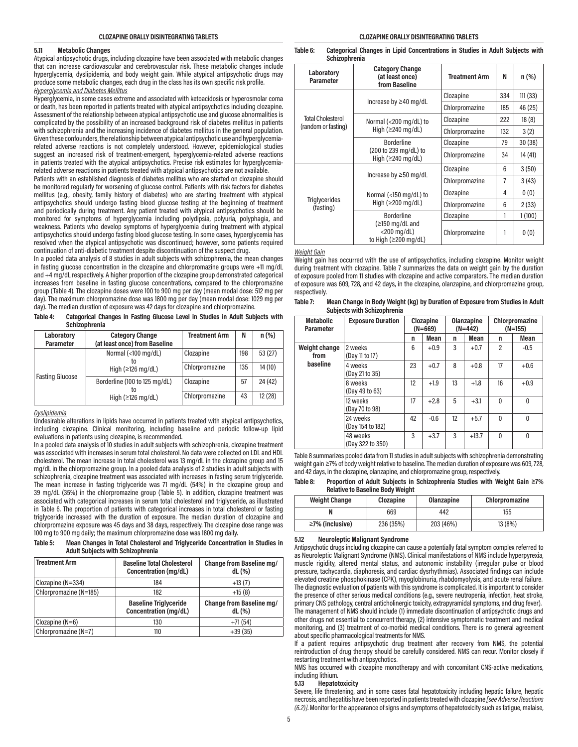### 5.11 Metabolic Changes

Atypical antipsychotic drugs, including clozapine have been associated with metabolic changes that can increase cardiovascular and cerebrovascular risk. These metabolic changes include hyperglycemia, dyslipidemia, and body weight gain. While atypical antipsychotic drugs may produce some metabolic changes, each drug in the class has its own specific risk profile.

*Hyperglycemia and Diabetes Mellitus*

Hyperglycemia, in some cases extreme and associated with ketoacidosis or hyperosmolar coma or death, has been reported in patients treated with atypical antipsychotics including clozapine. Assessment of the relationship between atypical antipsychotic use and glucose abnormalities is complicated by the possibility of an increased background risk of diabetes mellitus in patients with schizophrenia and the increasing incidence of diabetes mellitus in the general population. Given these confounders, the relationship between atypical antipsychotic use and hyperglycemia-related adverse reactions is not completely understood. However, epidemiological studies suggest an increased risk of treatment-emergent, hyperglycemia-related adverse reactions in patients treated with the atypical antipsychotics. Precise risk estimates for hyperglycemia-related adverse reactions in patients treated with atypical antipsychotics are not available.

Patients with an established diagnosis of diabetes mellitus who are started on clozapine should be monitored regularly for worsening of glucose control. Patients with risk factors for diabetes mellitus (e.g., obesity, family history of diabetes) who are starting treatment with atypical antipsychotics should undergo fasting blood glucose testing at the beginning of treatment and periodically during treatment. Any patient treated with atypical antipsychotics should be monitored for symptoms of hyperglycemia including polydipsia, polyuria, polyphagia, and weakness. Patients who develop symptoms of hyperglycemia during treatment with atypical antipsychotics should undergo fasting blood glucose testing. In some cases, hyperglycemia has resolved when the atypical antipsychotic was discontinued; however, some patients required continuation of anti-diabetic treatment despite discontinuation of the suspect drug.

In a pooled data analysis of 8 studies in adult subjects with schizophrenia, the mean changes in fasting glucose concentration in the clozapine and chlorpromazine groups were +11 mg/dL and +4 mg/dL respectively. A higher proportion of the clozapine group demonstrated categorical increases from baseline in fasting glucose concentrations, compared to the chlorpromazine group (Table 4). The clozapine doses were 100 to 900 mg per day (mean modal dose: 512 mg per day). The maximum chlorpromazine dose was 1800 mg per day (mean modal dose: 1029 mg per day). The median duration of exposure was 42 days for clozapine and chlorpromazine.

**Table 4: Categorical Changes in Fasting Glucose Level in Studies in Adult Subjects with Schizophrenia**

| Laboratory Parameter | Category Change (at least once) from Baseline | Treatment Arm | N | n (%) |
|---|---|---|---|---|
| Fasting Glucose | Normal (<100 mg/dL) to High (≥126 mg/dL) | Clozapine | 198 | 53 (27) |
| | | Chlorpromazine | 135 | 14 (10) |
| | Borderline (100 to 125 mg/dL) to High (≥126 mg/dL) | Clozapine | 57 | 24 (42) |
| | | Chlorpromazine | 43 | 12 (28) |

*Dyslipidemia*

Undesirable alterations in lipids have occurred in patients treated with atypical antipsychotics, including clozapine. Clinical monitoring, including baseline and periodic follow-up lipid evaluations in patients using clozapine, is recommended.

In a pooled data analysis of 10 studies in adult subjects with schizophrenia, clozapine treatment was associated with increases in serum total cholesterol. No data were collected on LDL and HDL cholesterol. The mean increase in total cholesterol was 13 mg/dL in the clozapine group and 15 mg/dL in the chlorpromazine group. In a pooled data analysis of 2 studies in adult subjects with schizophrenia, clozapine treatment was associated with increases in fasting serum triglyceride. The mean increase in fasting triglyceride was 71 mg/dL (54%) in the clozapine group and 39 mg/dL (35%) in the chlorpromazine group (Table 5). In addition, clozapine treatment was associated with categorical increases in serum total cholesterol and triglyceride, as illustrated in Table 6. The proportion of patients with categorical increases in total cholesterol or fasting triglyceride increased with the duration of exposure. The median duration of clozapine and chlorpromazine exposure was 45 days and 38 days, respectively. The clozapine dose range was 100 mg to 900 mg daily; the maximum chlorpromazine dose was 1800 mg daily.

**Table 5: Mean Changes in Total Cholesterol and Triglyceride Concentration in Studies in Adult Subjects with Schizophrenia**

| Treatment Arm | Baseline Total Cholesterol Concentration (mg/dL) | Change from Baseline mg/dL (%) |
|---|---|---|
| Clozapine (N=334) | 184 | +13 (7) |
| Chlorpromazine (N=185) | 182 | +15 (8) |
| | **Baseline Triglyceride Concentration (mg/dL)** | **Change from Baseline mg/dL (%)** |
| Clozapine (N=6) | 130 | +71 (54) |
| Chlorpromazine (N=7) | 110 | +39 (35) |

**Table 6: Categorical Changes in Lipid Concentrations in Studies in Adult Subjects with Schizophrenia**

| Laboratory Parameter | Category Change (at least once) from Baseline | Treatment Arm | N | n (%) |
|---|---|---|---|---|
| Total Cholesterol (random or fasting) | Increase by ≥40 mg/dL | Clozapine | 334 | 111 (33) |
| | | Chlorpromazine | 185 | 46 (25) |
| | Normal (<200 mg/dL) to High (≥240 mg/dL) | Clozapine | 222 | 18 (8) |
| | | Chlorpromazine | 132 | 3 (2) |
| | Borderline (200 to 239 mg/dL) to High (≥240 mg/dL) | Clozapine | 79 | 30 (38) |
| | | Chlorpromazine | 34 | 14 (41) |
| Triglycerides (fasting) | Increase by ≥50 mg/dL | Clozapine | 6 | 3 (50) |
| | | Chlorpromazine | 7 | 3 (43) |
| | Normal (<150 mg/dL) to High (≥200 mg/dL) | Clozapine | 4 | 0 (0) |
| | | Chlorpromazine | 6 | 2 (33) |
| | Borderline (≥150 mg/dL and <200 mg/dL) to High (≥200 mg/dL) | Clozapine | 1 | 1 (100) |
| | | Chlorpromazine | 1 | 0 (0) |

*Weight Gain*

Weight gain has occurred with the use of antipsychotics, including clozapine. Monitor weight during treatment with clozapine. Table 7 summarizes the data on weight gain by the duration of exposure pooled from 11 studies with clozapine and active comparators. The median duration of exposure was 609, 728, and 42 days, in the clozapine, olanzapine, and chlorpromazine group, respectively.

**Table 7: Mean Change in Body Weight (kg) by Duration of Exposure from Studies in Adult Subjects with Schizophrenia**

| Metabolic Parameter | Exposure Duration | Clozapine (N=669) | | Olanzapine (N=442) | | Chlorpromazine (N=155) | |
|---|---|---|---|---|---|---|---|
| | | n | Mean | n | Mean | n | Mean |
| Weight change from baseline | 2 weeks (Day 11 to 17) | 6 | +0.9 | 3 | +0.7 | 2 | -0.5 |
| | 4 weeks (Day 21 to 35) | 23 | +0.7 | 8 | +0.8 | 17 | +0.6 |
| | 8 weeks (Day 49 to 63) | 12 | +1.9 | 13 | +1.8 | 16 | +0.9 |
| | 12 weeks (Day 70 to 98) | 17 | +2.8 | 5 | +3.1 | 0 | 0 |
| | 24 weeks (Day 154 to 182) | 42 | -0.6 | 12 | +5.7 | 0 | 0 |
| | 48 weeks (Day 322 to 350) | 3 | +3.7 | 3 | +13.7 | 0 | 0 |

Table 8 summarizes pooled data from 11 studies in adult subjects with schizophrenia demonstrating weight gain ≥7% of body weight relative to baseline. The median duration of exposure was 609, 728, and 42 days, in the clozapine, olanzapine, and chlorpromazine group, respectively.

**Table 8: Proportion of Adult Subjects in Schizophrenia Studies with Weight Gain ≥7% Relative to Baseline Body Weight**

| Weight Change | Clozapine | Olanzapine | Chlorpromazine |
|---|---|---|---|
| N | 669 | 442 | 155 |
| ≥7% (inclusive) | 236 (35%) | 203 (46%) | 13 (8%) |

### 5.12 Neuroleptic Malignant Syndrome

Antipsychotic drugs including clozapine can cause a potentially fatal symptom complex referred to as Neuroleptic Malignant Syndrome (NMS). Clinical manifestations of NMS include hyperpyrexia, muscle rigidity, altered mental status, and autonomic instability (irregular pulse or blood pressure, tachycardia, diaphoresis, and cardiac dysrhythmias). Associated findings can include elevated creatine phosphokinase (CPK), myoglobinuria, rhabdomyolysis, and acute renal failure.

The diagnostic evaluation of patients with this syndrome is complicated. It is important to consider the presence of other serious medical conditions (e.g., severe neutropenia, infection, heat stroke, primary CNS pathology, central anticholinergic toxicity, extrapyramidal symptoms, and drug fever).

The management of NMS should include (1) immediate discontinuation of antipsychotic drugs and other drugs not essential to concurrent therapy, (2) intensive symptomatic treatment and medical monitoring, and (3) treatment of co-morbid medical conditions. There is no general agreement about specific pharmacological treatments for NMS.

If a patient requires antipsychotic drug treatment after recovery from NMS, the potential reintroduction of drug therapy should be carefully considered. NMS can recur. Monitor closely if restarting treatment with antipsychotics.

NMS has occurred with clozapine monotherapy and with concomitant CNS-active medications, including lithium.

### 5.13 Hepatotoxicity

Severe, life threatening, and in some cases fatal hepatotoxicity including hepatic failure, hepatic necrosis, and hepatitis have been reported in patients treated with clozapine *[see Adverse Reactions (6.2)]*. Monitor for the appearance of signs and symptoms of hepatotoxicity such as fatigue, malaise,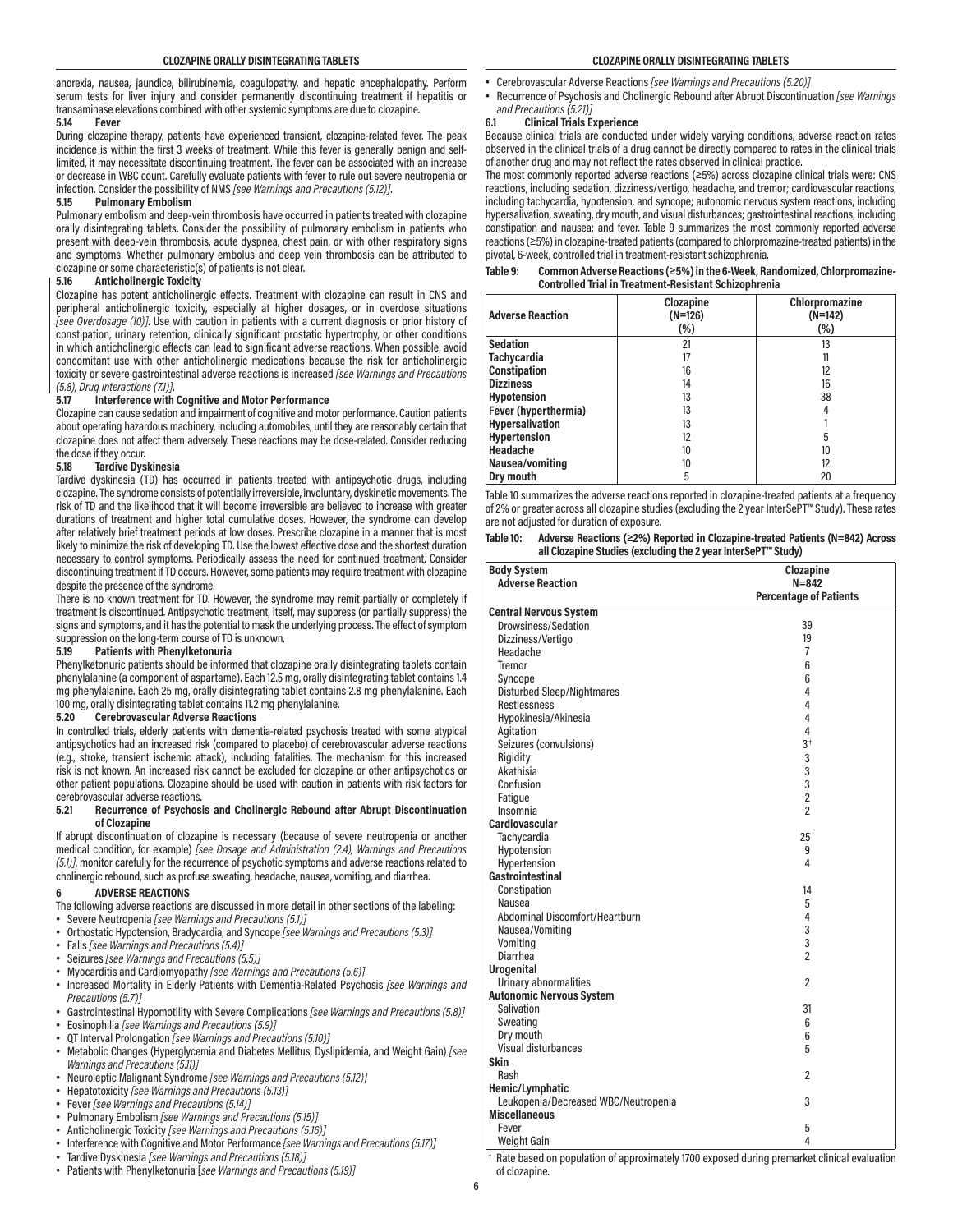anorexia, nausea, jaundice, bilirubinemia, coagulopathy, and hepatic encephalopathy. Perform serum tests for liver injury and consider permanently discontinuing treatment if hepatitis or transaminase elevations combined with other systemic symptoms are due to clozapine.

### 5.14 Fever

During clozapine therapy, patients have experienced transient, clozapine-related fever. The peak incidence is within the first 3 weeks of treatment. While this fever is generally benign and self-limited, it may necessitate discontinuing treatment. The fever can be associated with an increase or decrease in WBC count. Carefully evaluate patients with fever to rule out severe neutropenia or infection. Consider the possibility of NMS *[see Warnings and Precautions (5.12)]*.

### 5.15 Pulmonary Embolism

Pulmonary embolism and deep-vein thrombosis have occurred in patients treated with clozapine orally disintegrating tablets. Consider the possibility of pulmonary embolism in patients who present with deep-vein thrombosis, acute dyspnea, chest pain, or with other respiratory signs and symptoms. Whether pulmonary embolus and deep vein thrombosis can be attributed to clozapine or some characteristic(s) of patients is not clear.

### 5.16 Anticholinergic Toxicity

Clozapine has potent anticholinergic effects. Treatment with clozapine can result in CNS and peripheral anticholinergic toxicity, especially at higher dosages, or in overdose situations *[see Overdosage (10)]*. Use with caution in patients with a current diagnosis or prior history of constipation, urinary retention, clinically significant prostatic hypertrophy, or other conditions in which anticholinergic effects can lead to significant adverse reactions. When possible, avoid concomitant use with other anticholinergic medications because the risk for anticholinergic toxicity or severe gastrointestinal adverse reactions is increased *[see Warnings and Precautions (5.8), Drug Interactions (7.1)]*.

### 5.17 Interference with Cognitive and Motor Performance

Clozapine can cause sedation and impairment of cognitive and motor performance. Caution patients about operating hazardous machinery, including automobiles, until they are reasonably certain that clozapine does not affect them adversely. These reactions may be dose-related. Consider reducing the dose if they occur.

### 5.18 Tardive Dyskinesia

Tardive dyskinesia (TD) has occurred in patients treated with antipsychotic drugs, including clozapine. The syndrome consists of potentially irreversible, involuntary, dyskinetic movements. The risk of TD and the likelihood that it will become irreversible are believed to increase with greater durations of treatment and higher total cumulative doses. However, the syndrome can develop after relatively brief treatment periods at low doses. Prescribe clozapine in a manner that is most likely to minimize the risk of developing TD. Use the lowest effective dose and the shortest duration necessary to control symptoms. Periodically assess the need for continued treatment. Consider discontinuing treatment if TD occurs. However, some patients may require treatment with clozapine despite the presence of the syndrome.

There is no known treatment for TD. However, the syndrome may remit partially or completely if treatment is discontinued. Antipsychotic treatment, itself, may suppress (or partially suppress) the signs and symptoms, and it has the potential to mask the underlying process. The effect of symptom suppression on the long-term course of TD is unknown.

### 5.19 Patients with Phenylketonuria

Phenylketonuric patients should be informed that clozapine orally disintegrating tablets contain phenylalanine (a component of aspartame). Each 12.5 mg, orally disintegrating tablet contains 1.4 mg phenylalanine. Each 25 mg, orally disintegrating tablet contains 2.8 mg phenylalanine. Each 100 mg, orally disintegrating tablet contains 11.2 mg phenylalanine.

### 5.20 Cerebrovascular Adverse Reactions

In controlled trials, elderly patients with dementia-related psychosis treated with some atypical antipsychotics had an increased risk (compared to placebo) of cerebrovascular adverse reactions (e.g., stroke, transient ischemic attack), including fatalities. The mechanism for this increased risk is not known. An increased risk cannot be excluded for clozapine or other antipsychotics or other patient populations. Clozapine should be used with caution in patients with risk factors for cerebrovascular adverse reactions.

### 5.21 Recurrence of Psychosis and Cholinergic Rebound after Abrupt Discontinuation of Clozapine

If abrupt discontinuation of clozapine is necessary (because of severe neutropenia or another medical condition, for example) *[see Dosage and Administration (2.4), Warnings and Precautions (5.1)]*, monitor carefully for the recurrence of psychotic symptoms and adverse reactions related to cholinergic rebound, such as profuse sweating, headache, nausea, vomiting, and diarrhea.

## 6 ADVERSE REACTIONS

The following adverse reactions are discussed in more detail in other sections of the labeling:

- Severe Neutropenia *[see Warnings and Precautions (5.1)]*
- Orthostatic Hypotension, Bradycardia, and Syncope *[see Warnings and Precautions (5.3)]*
- Falls *[see Warnings and Precautions (5.4)]*
- Seizures *[see Warnings and Precautions (5.5)]*
- Myocarditis and Cardiomyopathy *[see Warnings and Precautions (5.6)]*
- Increased Mortality in Elderly Patients with Dementia-Related Psychosis *[see Warnings and Precautions (5.7)]*
- Gastrointestinal Hypomotility with Severe Complications *[see Warnings and Precautions (5.8)]*
- Eosinophilia *[see Warnings and Precautions (5.9)]*
- QT Interval Prolongation *[see Warnings and Precautions (5.10)]*
- Metabolic Changes (Hyperglycemia and Diabetes Mellitus, Dyslipidemia, and Weight Gain) *[see Warnings and Precautions (5.11)]*
- Neuroleptic Malignant Syndrome *[see Warnings and Precautions (5.12)]*
- Hepatotoxicity *[see Warnings and Precautions (5.13)]*
- Fever *[see Warnings and Precautions (5.14)]*
- Pulmonary Embolism *[see Warnings and Precautions (5.15)]*
- Anticholinergic Toxicity *[see Warnings and Precautions (5.16)]*
- Interference with Cognitive and Motor Performance *[see Warnings and Precautions (5.17)]*
- Tardive Dyskinesia *[see Warnings and Precautions (5.18)]*
- Patients with Phenylketonuria [*see Warnings and Precautions (5.19)]*
- Cerebrovascular Adverse Reactions *[see Warnings and Precautions (5.20)]*
- Recurrence of Psychosis and Cholinergic Rebound after Abrupt Discontinuation *[see Warnings and Precautions (5.21)]*

### 6.1 Clinical Trials Experience

Because clinical trials are conducted under widely varying conditions, adverse reaction rates observed in the clinical trials of a drug cannot be directly compared to rates in the clinical trials of another drug and may not reflect the rates observed in clinical practice.

The most commonly reported adverse reactions (≥5%) across clozapine clinical trials were: CNS reactions, including sedation, dizziness/vertigo, headache, and tremor; cardiovascular reactions, including tachycardia, hypotension, and syncope; autonomic nervous system reactions, including hypersalivation, sweating, dry mouth, and visual disturbances; gastrointestinal reactions, including constipation and nausea; and fever. Table 9 summarizes the most commonly reported adverse reactions (≥5%) in clozapine-treated patients (compared to chlorpromazine-treated patients) in the pivotal, 6-week, controlled trial in treatment-resistant schizophrenia.

**Table 9: Common Adverse Reactions (≥5%) in the 6-Week, Randomized, Chlorpromazine-Controlled Trial in Treatment-Resistant Schizophrenia**

| Adverse Reaction | Clozapine (N=126) (%) | Chlorpromazine (N=142) (%) |
|---|---|---|
| Sedation | 21 | 13 |
| Tachycardia | 17 | 11 |
| Constipation | 16 | 12 |
| Dizziness | 14 | 16 |
| Hypotension | 13 | 38 |
| Fever (hyperthermia) | 13 | 4 |
| Hypersalivation | 13 | 1 |
| Hypertension | 12 | 5 |
| Headache | 10 | 10 |
| Nausea/vomiting | 10 | 12 |
| Dry mouth | 5 | 20 |

Table 10 summarizes the adverse reactions reported in clozapine-treated patients at a frequency of 2% or greater across all clozapine studies (excluding the 2 year InterSePT™ Study). These rates are not adjusted for duration of exposure.

**Table 10: Adverse Reactions (≥2%) Reported in Clozapine-treated Patients (N=842) Across all Clozapine Studies (excluding the 2 year InterSePT™ Study)**

| Body System<br>Adverse Reaction | Clozapine<br>N=842<br>Percentage of Patients |
|---|---|
| **Central Nervous System** | |
| Drowsiness/Sedation | 39 |
| Dizziness/Vertigo | 19 |
| Headache | 7 |
| Tremor | 6 |
| Syncope | 6 |
| Disturbed Sleep/Nightmares | 4 |
| Restlessness | 4 |
| Hypokinesia/Akinesia | 4 |
| Agitation | 4 |
| Seizures (convulsions) | 3† |
| Rigidity | 3 |
| Akathisia | 3 |
| Confusion | 3 |
| Fatigue | 2 |
| Insomnia | 2 |
| **Cardiovascular** | |
| Tachycardia | 25† |
| Hypotension | 9 |
| Hypertension | 4 |
| **Gastrointestinal** | |
| Constipation | 14 |
| Nausea | 5 |
| Abdominal Discomfort/Heartburn | 4 |
| Nausea/Vomiting | 3 |
| Vomiting | 3 |
| Diarrhea | 2 |
| **Urogenital** | |
| Urinary abnormalities | 2 |
| **Autonomic Nervous System** | |
| Salivation | 31 |
| Sweating | 6 |
| Dry mouth | 6 |
| Visual disturbances | 5 |
| **Skin** | |
| Rash | 2 |
| **Hemic/Lymphatic** | |
| Leukopenia/Decreased WBC/Neutropenia | 3 |
| **Miscellaneous** | |
| Fever | 5 |
| Weight Gain | 4 |

† Rate based on population of approximately 1700 exposed during premarket clinical evaluation of clozapine.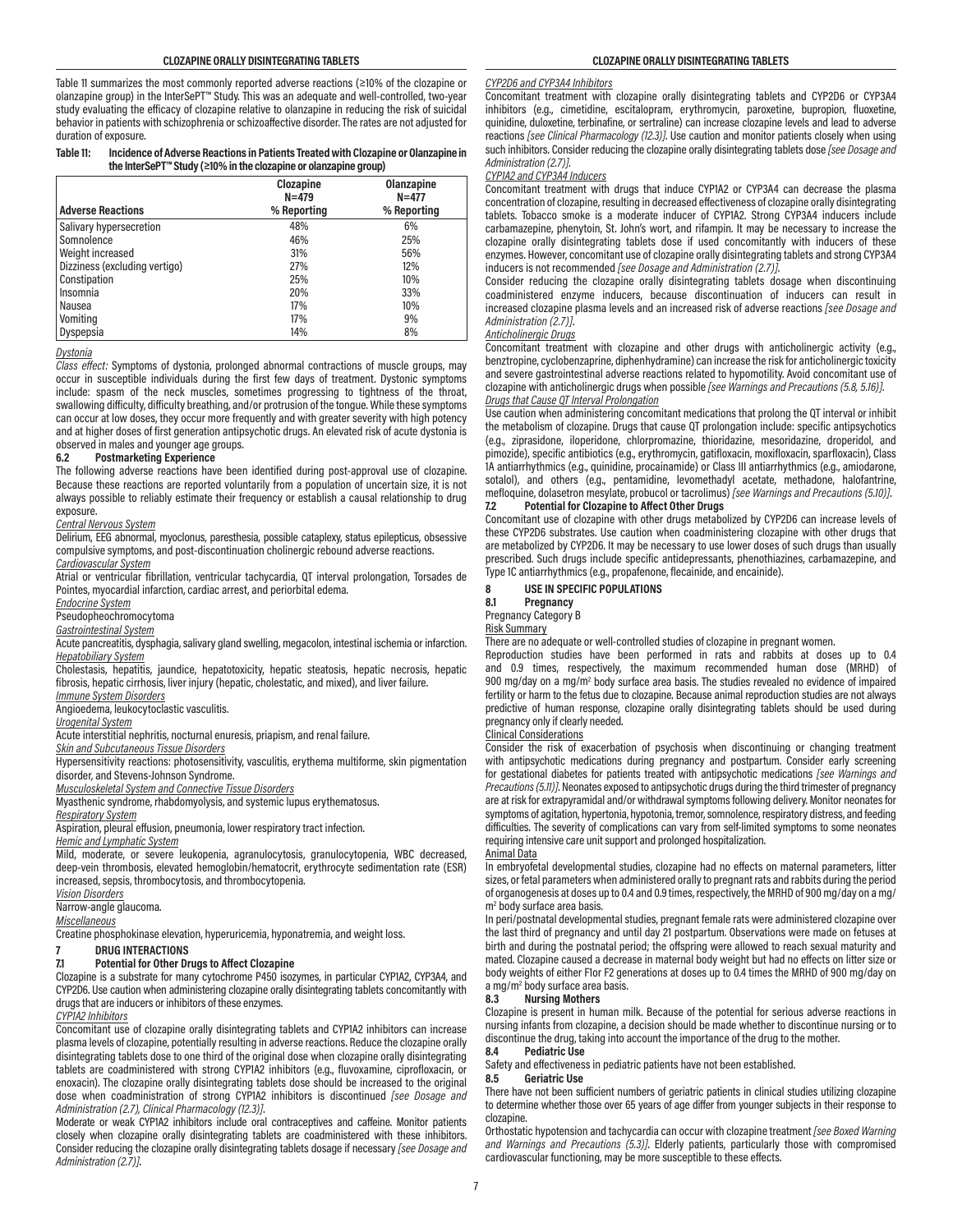Table 11 summarizes the most commonly reported adverse reactions (≥10% of the clozapine or olanzapine group) in the InterSePT™ Study. This was an adequate and well-controlled, two-year study evaluating the efficacy of clozapine relative to olanzapine in reducing the risk of suicidal behavior in patients with schizophrenia or schizoaffective disorder. The rates are not adjusted for duration of exposure.

**Table 11: Incidence of Adverse Reactions in Patients Treated with Clozapine or Olanzapine in the InterSePT™ Study (≥10% in the clozapine or olanzapine group)**

| Adverse Reactions | Clozapine N=479 % Reporting | Olanzapine N=477 % Reporting |
|---|---|---|
| Salivary hypersecretion | 48% | 6% |
| Somnolence | 46% | 25% |
| Weight increased | 31% | 56% |
| Dizziness (excluding vertigo) | 27% | 12% |
| Constipation | 25% | 10% |
| Insomnia | 20% | 33% |
| Nausea | 17% | 10% |
| Vomiting | 17% | 9% |
| Dyspepsia | 14% | 8% |

*Dystonia*

*Class effect:* Symptoms of dystonia, prolonged abnormal contractions of muscle groups, may occur in susceptible individuals during the first few days of treatment. Dystonic symptoms include: spasm of the neck muscles, sometimes progressing to tightness of the throat, swallowing difficulty, difficulty breathing, and/or protrusion of the tongue. While these symptoms can occur at low doses, they occur more frequently and with greater severity with high potency and at higher doses of first generation antipsychotic drugs. An elevated risk of acute dystonia is observed in males and younger age groups.

### 6.2 Postmarketing Experience

The following adverse reactions have been identified during post-approval use of clozapine. Because these reactions are reported voluntarily from a population of uncertain size, it is not always possible to reliably estimate their frequency or establish a causal relationship to drug exposure.

*Central Nervous System*

Delirium, EEG abnormal, myoclonus, paresthesia, possible cataplexy, status epilepticus, obsessive compulsive symptoms, and post-discontinuation cholinergic rebound adverse reactions.

*Cardiovascular System*

Atrial or ventricular fibrillation, ventricular tachycardia, QT interval prolongation, Torsades de Pointes, myocardial infarction, cardiac arrest, and periorbital edema.

*Endocrine System*

Pseudopheochromocytoma

*Gastrointestinal System*

Acute pancreatitis, dysphagia, salivary gland swelling, megacolon, intestinal ischemia or infarction.

*Hepatobiliary System*

Cholestasis, hepatitis, jaundice, hepatotoxicity, hepatic steatosis, hepatic necrosis, hepatic fibrosis, hepatic cirrhosis, liver injury (hepatic, cholestatic, and mixed), and liver failure.

*Immune System Disorders*

Angioedema, leukocytoclastic vasculitis.

*Urogenital System*

Acute interstitial nephritis, nocturnal enuresis, priapism, and renal failure.

*Skin and Subcutaneous Tissue Disorders*

Hypersensitivity reactions: photosensitivity, vasculitis, erythema multiforme, skin pigmentation disorder, and Stevens-Johnson Syndrome.

*Musculoskeletal System and Connective Tissue Disorders*

Myasthenic syndrome, rhabdomyolysis, and systemic lupus erythematosus.

*Respiratory System*

Aspiration, pleural effusion, pneumonia, lower respiratory tract infection.

*Hemic and Lymphatic System*

Mild, moderate, or severe leukopenia, agranulocytosis, granulocytopenia, WBC decreased, deep-vein thrombosis, elevated hemoglobin/hematocrit, erythrocyte sedimentation rate (ESR) increased, sepsis, thrombocytosis, and thrombocytopenia.

*Vision Disorders*

Narrow-angle glaucoma.

*Miscellaneous*

Creatine phosphokinase elevation, hyperuricemia, hyponatremia, and weight loss.

## 7 DRUG INTERACTIONS

### 7.1 Potential for Other Drugs to Affect Clozapine

Clozapine is a substrate for many cytochrome P450 isozymes, in particular CYP1A2, CYP3A4, and CYP2D6. Use caution when administering clozapine orally disintegrating tablets concomitantly with drugs that are inducers or inhibitors of these enzymes.

*CYP1A2 Inhibitors*

Concomitant use of clozapine orally disintegrating tablets and CYP1A2 inhibitors can increase plasma levels of clozapine, potentially resulting in adverse reactions. Reduce the clozapine orally disintegrating tablets dose to one third of the original dose when clozapine orally disintegrating tablets are coadministered with strong CYP1A2 inhibitors (e.g., fluvoxamine, ciprofloxacin, or enoxacin). The clozapine orally disintegrating tablets dose should be increased to the original dose when coadministration of strong CYP1A2 inhibitors is discontinued *[see Dosage and Administration (2.7), Clinical Pharmacology (12.3)]*.

Moderate or weak CYP1A2 inhibitors include oral contraceptives and caffeine. Monitor patients closely when clozapine orally disintegrating tablets are coadministered with these inhibitors. Consider reducing the clozapine orally disintegrating tablets dosage if necessary *[see Dosage and Administration (2.7)]*.

*CYP2D6 and CYP3A4 Inhibitors*

Concomitant treatment with clozapine orally disintegrating tablets and CYP2D6 or CYP3A4 inhibitors (e.g., cimetidine, escitalopram, erythromycin, paroxetine, bupropion, fluoxetine, quinidine, duloxetine, terbinafine, or sertraline) can increase clozapine levels and lead to adverse reactions *[see Clinical Pharmacology (12.3)]*. Use caution and monitor patients closely when using such inhibitors. Consider reducing the clozapine orally disintegrating tablets dose *[see Dosage and Administration (2.7)]*.

*CYP1A2 and CYP3A4 Inducers*

Concomitant treatment with drugs that induce CYP1A2 or CYP3A4 can decrease the plasma concentration of clozapine, resulting in decreased effectiveness of clozapine orally disintegrating tablets. Tobacco smoke is a moderate inducer of CYP1A2. Strong CYP3A4 inducers include carbamazepine, phenytoin, St. John's wort, and rifampin. It may be necessary to increase the clozapine orally disintegrating tablets dose if used concomitantly with inducers of these enzymes. However, concomitant use of clozapine orally disintegrating tablets and strong CYP3A4 inducers is not recommended *[see Dosage and Administration (2.7)]*.

Consider reducing the clozapine orally disintegrating tablets dosage when discontinuing coadministered enzyme inducers, because discontinuation of inducers can result in increased clozapine plasma levels and an increased risk of adverse reactions *[see Dosage and Administration (2.7)]*.

*Anticholinergic Drugs*

Concomitant treatment with clozapine and other drugs with anticholinergic activity (e.g., benztropine, cyclobenzaprine, diphenhydramine) can increase the risk for anticholinergic toxicity and severe gastrointestinal adverse reactions related to hypomotility. Avoid concomitant use of clozapine with anticholinergic drugs when possible *[see Warnings and Precautions (5.8, 5.16)]*.

*Drugs that Cause QT Interval Prolongation*

Use caution when administering concomitant medications that prolong the QT interval or inhibit the metabolism of clozapine. Drugs that cause QT prolongation include: specific antipsychotics (e.g., ziprasidone, iloperidone, chlorpromazine, thioridazine, mesoridazine, droperidol, and pimozide), specific antibiotics (e.g., erythromycin, gatifloxacin, moxifloxacin, sparfloxacin), Class 1A antiarrhythmics (e.g., quinidine, procainamide) or Class III antiarrhythmics (e.g., amiodarone, sotalol), and others (e.g., pentamidine, levomethadyl acetate, methadone, halofantrine, mefloquine, dolasetron mesylate, probucol or tacrolimus) *[see Warnings and Precautions (5.10)]*.

### 7.2 Potential for Clozapine to Affect Other Drugs

Concomitant use of clozapine with other drugs metabolized by CYP2D6 can increase levels of these CYP2D6 substrates. Use caution when coadministering clozapine with other drugs that are metabolized by CYP2D6. It may be necessary to use lower doses of such drugs than usually prescribed. Such drugs include specific antidepressants, phenothiazines, carbamazepine, and Type 1C antiarrhythmics (e.g., propafenone, flecainide, and encainide).

## 8 USE IN SPECIFIC POPULATIONS

### 8.1 Pregnancy

Pregnancy Category B

Risk Summary

There are no adequate or well-controlled studies of clozapine in pregnant women.

Reproduction studies have been performed in rats and rabbits at doses up to 0.4 and 0.9 times, respectively, the maximum recommended human dose (MRHD) of 900 mg/day on a mg/m[2] body surface area basis. The studies revealed no evidence of impaired fertility or harm to the fetus due to clozapine. Because animal reproduction studies are not always predictive of human response, clozapine orally disintegrating tablets should be used during pregnancy only if clearly needed.

Clinical Considerations

Consider the risk of exacerbation of psychosis when discontinuing or changing treatment with antipsychotic medications during pregnancy and postpartum. Consider early screening for gestational diabetes for patients treated with antipsychotic medications *[see Warnings and Precautions (5.11)]*. Neonates exposed to antipsychotic drugs during the third trimester of pregnancy are at risk for extrapyramidal and/or withdrawal symptoms following delivery. Monitor neonates for symptoms of agitation, hypertonia, hypotonia, tremor, somnolence, respiratory distress, and feeding difficulties. The severity of complications can vary from self-limited symptoms to some neonates requiring intensive care unit support and prolonged hospitalization.

Animal Data

In embryofetal developmental studies, clozapine had no effects on maternal parameters, litter sizes, or fetal parameters when administered orally to pregnant rats and rabbits during the period of organogenesis at doses up to 0.4 and 0.9 times, respectively, the MRHD of 900 mg/day on a mg/m[2] body surface area basis.

In peri/postnatal developmental studies, pregnant female rats were administered clozapine over the last third of pregnancy and until day 21 postpartum. Observations were made on fetuses at birth and during the postnatal period; the offspring were allowed to reach sexual maturity and mated. Clozapine caused a decrease in maternal body weight but had no effects on litter size or body weights of either F1or F2 generations at doses up to 0.4 times the MRHD of 900 mg/day on a mg/m[2] body surface area basis.

### 8.3 Nursing Mothers

Clozapine is present in human milk. Because of the potential for serious adverse reactions in nursing infants from clozapine, a decision should be made whether to discontinue nursing or to discontinue the drug, taking into account the importance of the drug to the mother.

### 8.4 Pediatric Use

Safety and effectiveness in pediatric patients have not been established.

### 8.5 Geriatric Use

There have not been sufficient numbers of geriatric patients in clinical studies utilizing clozapine to determine whether those over 65 years of age differ from younger subjects in their response to clozapine.

Orthostatic hypotension and tachycardia can occur with clozapine treatment *[see Boxed Warning and Warnings and Precautions (5.3)]*. Elderly patients, particularly those with compromised cardiovascular functioning, may be more susceptible to these effects.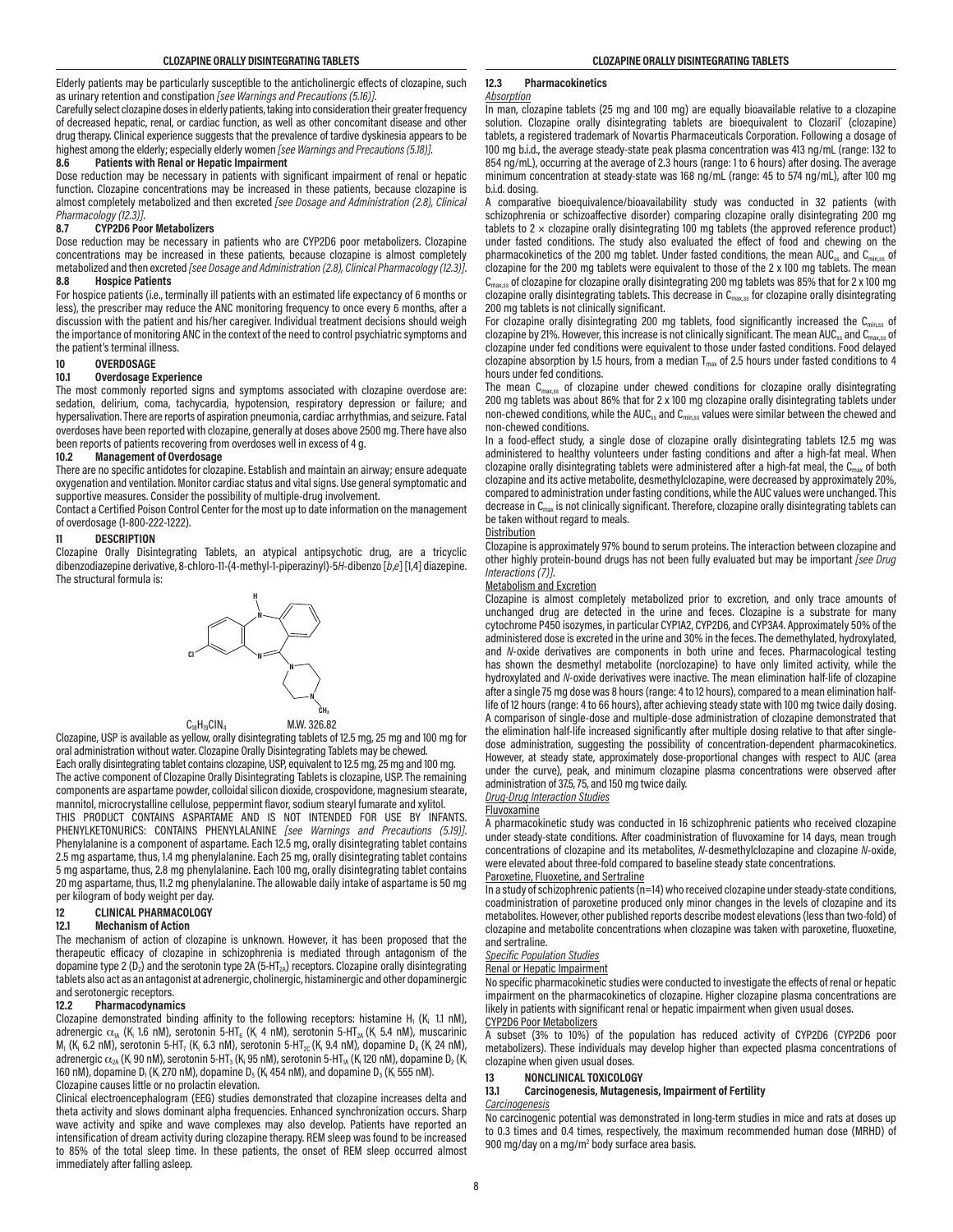Elderly patients may be particularly susceptible to the anticholinergic effects of clozapine, such as urinary retention and constipation *[see Warnings and Precautions (5.16)]*.

Carefully select clozapine doses in elderly patients, taking into consideration their greater frequency of decreased hepatic, renal, or cardiac function, as well as other concomitant disease and other drug therapy. Clinical experience suggests that the prevalence of tardive dyskinesia appears to be highest among the elderly; especially elderly women *[see Warnings and Precautions (5.18)]*.

### 8.6 Patients with Renal or Hepatic Impairment

Dose reduction may be necessary in patients with significant impairment of renal or hepatic function. Clozapine concentrations may be increased in these patients, because clozapine is almost completely metabolized and then excreted *[see Dosage and Administration (2.8), Clinical Pharmacology (12.3)]*.

### 8.7 CYP2D6 Poor Metabolizers

Dose reduction may be necessary in patients who are CYP2D6 poor metabolizers. Clozapine concentrations may be increased in these patients, because clozapine is almost completely metabolized and then excreted *[see Dosage and Administration (2.8), Clinical Pharmacology (12.3)]*.

### 8.8 Hospice Patients

For hospice patients (i.e., terminally ill patients with an estimated life expectancy of 6 months or less), the prescriber may reduce the ANC monitoring frequency to once every 6 months, after a discussion with the patient and his/her caregiver. Individual treatment decisions should weigh the importance of monitoring ANC in the context of the need to control psychiatric symptoms and the patient's terminal illness.

## 10 OVERDOSAGE

### 10.1 Overdosage Experience

The most commonly reported signs and symptoms associated with clozapine overdose are: sedation, delirium, coma, tachycardia, hypotension, respiratory depression or failure; and hypersalivation. There are reports of aspiration pneumonia, cardiac arrhythmias, and seizure. Fatal overdoses have been reported with clozapine, generally at doses above 2500 mg. There have also been reports of patients recovering from overdoses well in excess of 4 g.

### 10.2 Management of Overdosage

There are no specific antidotes for clozapine. Establish and maintain an airway; ensure adequate oxygenation and ventilation. Monitor cardiac status and vital signs. Use general symptomatic and supportive measures. Consider the possibility of multiple-drug involvement.

Contact a Certified Poison Control Center for the most up to date information on the management of overdosage (1-800-222-1222).

## 11 DESCRIPTION

Clozapine Orally Disintegrating Tablets, an atypical antipsychotic drug, are a tricyclic dibenzodiazepine derivative, 8-chloro-11-(4-methyl-1-piperazinyl)-5*H*-dibenzo [*b*,*e*] [1,4] diazepine. The structural formula is:

$C_{18}H_{19}ClN_4$ M.W. 326.82

Clozapine, USP is available as yellow, orally disintegrating tablets of 12.5 mg, 25 mg and 100 mg for oral administration without water. Clozapine Orally Disintegrating Tablets may be chewed.

Each orally disintegrating tablet contains clozapine, USP, equivalent to 12.5 mg, 25 mg and 100 mg.

The active component of Clozapine Orally Disintegrating Tablets is clozapine, USP. The remaining components are aspartame powder, colloidal silicon dioxide, crospovidone, magnesium stearate, mannitol, microcrystalline cellulose, peppermint flavor, sodium stearyl fumarate and xylitol.

THIS PRODUCT CONTAINS ASPARTAME AND IS NOT INTENDED FOR USE BY INFANTS. PHENYLKETONURICS: CONTAINS PHENYLALANINE *[see Warnings and Precautions (5.19)]*. Phenylalanine is a component of aspartame. Each 12.5 mg, orally disintegrating tablet contains 2.5 mg aspartame, thus, 1.4 mg phenylalanine. Each 25 mg, orally disintegrating tablet contains 5 mg aspartame, thus, 2.8 mg phenylalanine. Each 100 mg, orally disintegrating tablet contains 20 mg aspartame, thus, 11.2 mg phenylalanine. The allowable daily intake of aspartame is 50 mg per kilogram of body weight per day.

## 12 CLINICAL PHARMACOLOGY

### 12.1 Mechanism of Action

The mechanism of action of clozapine is unknown. However, it has been proposed that the therapeutic efficacy of clozapine in schizophrenia is mediated through antagonism of the dopamine type 2 ($D_2$) and the serotonin type 2A ($5\text{-}HT_{2A}$) receptors. Clozapine orally disintegrating tablets also act as an antagonist at adrenergic, cholinergic, histaminergic and other dopaminergic and serotonergic receptors.

### 12.2 Pharmacodynamics

Clozapine demonstrated binding affinity to the following receptors: histamine $H_1$ ($K_i$ 1.1 nM), adrenergic $\alpha_{1A}$ ($K_i$ 1.6 nM), serotonin $5\text{-}HT_6$ ($K_i$ 4 nM), serotonin $5\text{-}HT_{2A}$ ($K_i$ 5.4 nM), muscarinic $M_1$ ($K_i$ 6.2 nM), serotonin $5\text{-}HT_7$ ($K_i$ 6.3 nM), serotonin $5\text{-}HT_{2C}$ ($K_i$ 9.4 nM), dopamine $D_4$ ($K_i$ 24 nM), adrenergic $\alpha_{2A}$ ($K_i$ 90 nM), serotonin $5\text{-}HT_3$ ($K_i$ 95 nM), serotonin $5\text{-}HT_{1A}$ ($K_i$ 120 nM), dopamine $D_2$ ($K_i$ 160 nM), dopamine $D_1$ ($K_i$ 270 nM), dopamine $D_5$ ($K_i$ 454 nM), and dopamine $D_3$ ($K_i$ 555 nM).

Clozapine causes little or no prolactin elevation.

Clinical electroencephalogram (EEG) studies demonstrated that clozapine increases delta and theta activity and slows dominant alpha frequencies. Enhanced synchronization occurs. Sharp wave activity and spike and wave complexes may also develop. Patients have reported an intensification of dream activity during clozapine therapy. REM sleep was found to be increased to 85% of the total sleep time. In these patients, the onset of REM sleep occurred almost immediately after falling asleep.

### 12.3 Pharmacokinetics

*Absorption*

In man, clozapine tablets (25 mg and 100 mg) are equally bioavailable relative to a clozapine solution. Clozapine orally disintegrating tablets are bioequivalent to Clozaril® (clozapine) tablets, a registered trademark of Novartis Pharmaceuticals Corporation. Following a dosage of 100 mg b.i.d., the average steady-state peak plasma concentration was 413 ng/mL (range: 132 to 854 ng/mL), occurring at the average of 2.3 hours (range: 1 to 6 hours) after dosing. The average minimum concentration at steady-state was 168 ng/mL (range: 45 to 574 ng/mL), after 100 mg b.i.d. dosing.

A comparative bioequivalence/bioavailability study was conducted in 32 patients (with schizophrenia or schizoaffective disorder) comparing clozapine orally disintegrating 200 mg tablets to 2 × clozapine orally disintegrating 100 mg tablets (the approved reference product) under fasted conditions. The study also evaluated the effect of food and chewing on the pharmacokinetics of the 200 mg tablet. Under fasted conditions, the mean $AUC_{ss}$ and $C_{min,ss}$ of clozapine for the 200 mg tablets were equivalent to those of the 2 x 100 mg tablets. The mean $C_{max,ss}$ of clozapine for clozapine orally disintegrating 200 mg tablets was 85% that for 2 x 100 mg clozapine orally disintegrating tablets. This decrease in $C_{max,ss}$ for clozapine orally disintegrating 200 mg tablets is not clinically significant.

For clozapine orally disintegrating 200 mg tablets, food significantly increased the $C_{min,ss}$ of clozapine by 21%. However, this increase is not clinically significant. The mean $AUC_{ss}$ and $C_{max,ss}$ of clozapine under fed conditions were equivalent to those under fasted conditions. Food delayed clozapine absorption by 1.5 hours, from a median $T_{max}$ of 2.5 hours under fasted conditions to 4 hours under fed conditions.

The mean $C_{max,ss}$ of clozapine under chewed conditions for clozapine orally disintegrating 200 mg tablets was about 86% that for 2 x 100 mg clozapine orally disintegrating tablets under non-chewed conditions, while the $AUC_{ss}$ and $C_{min,ss}$ values were similar between the chewed and non-chewed conditions.

In a food-effect study, a single dose of clozapine orally disintegrating tablets 12.5 mg was administered to healthy volunteers under fasting conditions and after a high-fat meal. When clozapine orally disintegrating tablets were administered after a high-fat meal, the $C_{max}$ of both clozapine and its active metabolite, desmethylclozapine, were decreased by approximately 20%, compared to administration under fasting conditions, while the AUC values were unchanged. This decrease in $C_{max}$ is not clinically significant. Therefore, clozapine orally disintegrating tablets can be taken without regard to meals.

Distribution

Clozapine is approximately 97% bound to serum proteins. The interaction between clozapine and other highly protein-bound drugs has not been fully evaluated but may be important *[see Drug Interactions (7)]*.

Metabolism and Excretion

Clozapine is almost completely metabolized prior to excretion, and only trace amounts of unchanged drug are detected in the urine and feces. Clozapine is a substrate for many cytochrome P450 isozymes, in particular CYP1A2, CYP2D6, and CYP3A4. Approximately 50% of the administered dose is excreted in the urine and 30% in the feces. The demethylated, hydroxylated, and *N*-oxide derivatives are components in both urine and feces. Pharmacological testing has shown the desmethyl metabolite (norclozapine) to have only limited activity, while the hydroxylated and *N*-oxide derivatives were inactive. The mean elimination half-life of clozapine after a single 75 mg dose was 8 hours (range: 4 to 12 hours), compared to a mean elimination half-life of 12 hours (range: 4 to 66 hours), after achieving steady state with 100 mg twice daily dosing. A comparison of single-dose and multiple-dose administration of clozapine demonstrated that the elimination half-life increased significantly after multiple dosing relative to that after single-dose administration, suggesting the possibility of concentration-dependent pharmacokinetics. However, at steady state, approximately dose-proportional changes with respect to AUC (area under the curve), peak, and minimum clozapine plasma concentrations were observed after administration of 37.5, 75, and 150 mg twice daily.

*Drug-Drug Interaction Studies*

Fluvoxamine

A pharmacokinetic study was conducted in 16 schizophrenic patients who received clozapine under steady-state conditions. After coadministration of fluvoxamine for 14 days, mean trough concentrations of clozapine and its metabolites, *N*-desmethylclozapine and clozapine *N*-oxide, were elevated about three-fold compared to baseline steady state concentrations.

Paroxetine, Fluoxetine, and Sertraline

In a study of schizophrenic patients (n=14) who received clozapine under steady-state conditions, coadministration of paroxetine produced only minor changes in the levels of clozapine and its metabolites. However, other published reports describe modest elevations (less than two-fold) of clozapine and metabolite concentrations when clozapine was taken with paroxetine, fluoxetine, and sertraline.

*Specific Population Studies*

Renal or Hepatic Impairment

No specific pharmacokinetic studies were conducted to investigate the effects of renal or hepatic impairment on the pharmacokinetics of clozapine. Higher clozapine plasma concentrations are likely in patients with significant renal or hepatic impairment when given usual doses.

CYP2D6 Poor Metabolizers

A subset (3% to 10%) of the population has reduced activity of CYP2D6 (CYP2D6 poor metabolizers). These individuals may develop higher than expected plasma concentrations of clozapine when given usual doses.

## 13 NONCLINICAL TOXICOLOGY

### 13.1 Carcinogenesis, Mutagenesis, Impairment of Fertility

*Carcinogenesis*

No carcinogenic potential was demonstrated in long-term studies in mice and rats at doses up to 0.3 times and 0.4 times, respectively, the maximum recommended human dose (MRHD) of 900 mg/day on a mg/m² body surface area basis.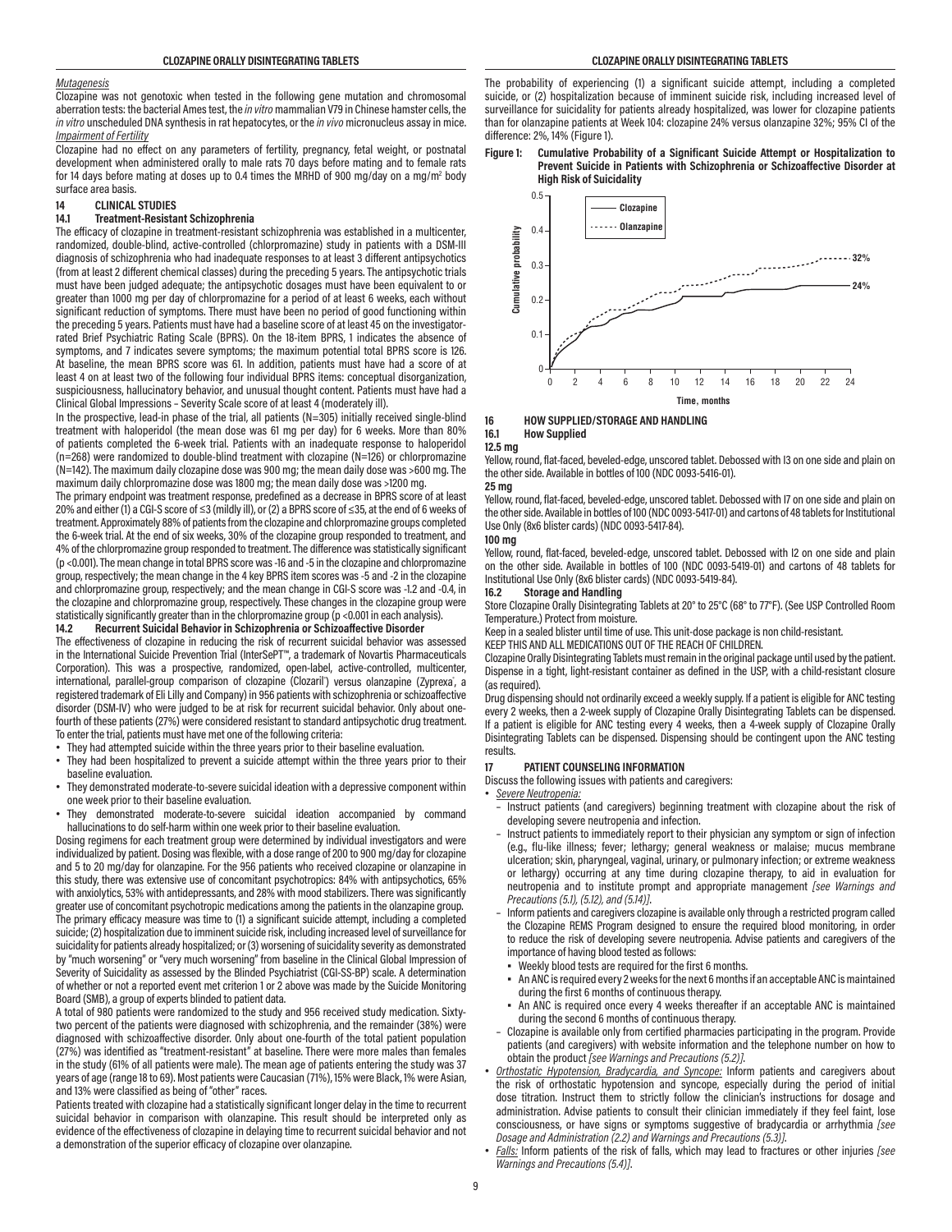*Mutagenesis*

Clozapine was not genotoxic when tested in the following gene mutation and chromosomal aberration tests: the bacterial Ames test, the *in vitro* mammalian V79 in Chinese hamster cells, the *in vitro* unscheduled DNA synthesis in rat hepatocytes, or the *in vivo* micronucleus assay in mice.

*Impairment of Fertility*

Clozapine had no effect on any parameters of fertility, pregnancy, fetal weight, or postnatal development when administered orally to male rats 70 days before mating and to female rats for 14 days before mating at doses up to 0.4 times the MRHD of 900 mg/day on a mg/m[2] body surface area basis.

## 14 CLINICAL STUDIES

### 14.1 Treatment-Resistant Schizophrenia

The efficacy of clozapine in treatment-resistant schizophrenia was established in a multicenter, randomized, double-blind, active-controlled (chlorpromazine) study in patients with a DSM-III diagnosis of schizophrenia who had inadequate responses to at least 3 different antipsychotics (from at least 2 different chemical classes) during the preceding 5 years. The antipsychotic trials must have been judged adequate; the antipsychotic dosages must have been equivalent to or greater than 1000 mg per day of chlorpromazine for a period of at least 6 weeks, each without significant reduction of symptoms. There must have been no period of good functioning within the preceding 5 years. Patients must have had a baseline score of at least 45 on the investigator-rated Brief Psychiatric Rating Scale (BPRS). On the 18-item BPRS, 1 indicates the absence of symptoms, and 7 indicates severe symptoms; the maximum potential total BPRS score is 126. At baseline, the mean BPRS score was 61. In addition, patients must have had a score of at least 4 on at least two of the following four individual BPRS items: conceptual disorganization, suspiciousness, hallucinatory behavior, and unusual thought content. Patients must have had a Clinical Global Impressions – Severity Scale score of at least 4 (moderately ill).

In the prospective, lead-in phase of the trial, all patients (N=305) initially received single-blind treatment with haloperidol (the mean dose was 61 mg per day) for 6 weeks. More than 80% of patients completed the 6-week trial. Patients with an inadequate response to haloperidol (n=268) were randomized to double-blind treatment with clozapine (N=126) or chlorpromazine (N=142). The maximum daily clozapine dose was 900 mg; the mean daily dose was >600 mg. The maximum daily chlorpromazine dose was 1800 mg; the mean daily dose was >1200 mg.

The primary endpoint was treatment response, predefined as a decrease in BPRS score of at least 20% and either (1) a CGI-S score of ≤3 (mildly ill), or (2) a BPRS score of ≤35, at the end of 6 weeks of treatment. Approximately 88% of patients from the clozapine and chlorpromazine groups completed the 6-week trial. At the end of six weeks, 30% of the clozapine group responded to treatment, and 4% of the chlorpromazine group responded to treatment. The difference was statistically significant ($p < 0.001$). The mean change in total BPRS score was -16 and -5 in the clozapine and chlorpromazine group, respectively; the mean change in the 4 key BPRS item scores was -5 and -2 in the clozapine and chlorpromazine group, respectively; and the mean change in CGI-S score was -1.2 and -0.4, in the clozapine and chlorpromazine group, respectively. These changes in the clozapine group were statistically significantly greater than in the chlorpromazine group ($p < 0.001$ in each analysis).

### 14.2 Recurrent Suicidal Behavior in Schizophrenia or Schizoaffective Disorder

The effectiveness of clozapine in reducing the risk of recurrent suicidal behavior was assessed in the International Suicide Prevention Trial (InterSePT™, a trademark of Novartis Pharmaceuticals Corporation). This was a prospective, randomized, open-label, active-controlled, multicenter, international, parallel-group comparison of clozapine (Clozaril®) versus olanzapine (Zyprexa®, a registered trademark of Eli Lilly and Company) in 956 patients with schizophrenia or schizoaffective disorder (DSM-IV) who were judged to be at risk for recurrent suicidal behavior. Only about one-fourth of these patients (27%) were considered resistant to standard antipsychotic drug treatment. To enter the trial, patients must have met one of the following criteria:

- They had attempted suicide within the three years prior to their baseline evaluation.
- They had been hospitalized to prevent a suicide attempt within the three years prior to their baseline evaluation.
- They demonstrated moderate-to-severe suicidal ideation with a depressive component within one week prior to their baseline evaluation.
- They demonstrated moderate-to-severe suicidal ideation accompanied by command hallucinations to do self-harm within one week prior to their baseline evaluation.

Dosing regimens for each treatment group were determined by individual investigators and were individualized by patient. Dosing was flexible, with a dose range of 200 to 900 mg/day for clozapine and 5 to 20 mg/day for olanzapine. For the 956 patients who received clozapine or olanzapine in this study, there was extensive use of concomitant psychotropics: 84% with antipsychotics, 65% with anxiolytics, 53% with antidepressants, and 28% with mood stabilizers. There was significantly greater use of concomitant psychotropic medications among the patients in the olanzapine group.

The primary efficacy measure was time to (1) a significant suicide attempt, including a completed suicide; (2) hospitalization due to imminent suicide risk, including increased level of surveillance for suicidality for patients already hospitalized; or (3) worsening of suicidality severity as demonstrated by "much worsening" or "very much worsening" from baseline in the Clinical Global Impression of Severity of Suicidality as assessed by the Blinded Psychiatrist (CGI-SS-BP) scale. A determination of whether or not a reported event met criterion 1 or 2 above was made by the Suicide Monitoring Board (SMB), a group of experts blinded to patient data.

A total of 980 patients were randomized to the study and 956 received study medication. Sixty-two percent of the patients were diagnosed with schizophrenia, and the remainder (38%) were diagnosed with schizoaffective disorder. Only about one-fourth of the total patient population (27%) was identified as "treatment-resistant" at baseline. There were more males than females in the study (61% of all patients were male). The mean age of patients entering the study was 37 years of age (range 18 to 69). Most patients were Caucasian (71%), 15% were Black, 1% were Asian, and 13% were classified as being of "other" races.

Patients treated with clozapine had a statistically significant longer delay in the time to recurrent suicidal behavior in comparison with olanzapine. This result should be interpreted only as evidence of the effectiveness of clozapine in delaying time to recurrent suicidal behavior and not a demonstration of the superior efficacy of clozapine over olanzapine.

The probability of experiencing (1) a significant suicide attempt, including a completed suicide, or (2) hospitalization because of imminent suicide risk, including increased level of surveillance for suicidality for patients already hospitalized, was lower for clozapine patients than for olanzapine patients at Week 104: clozapine 24% versus olanzapine 32%; 95% CI of the difference: 2%, 14% (Figure 1).

**Figure 1: Cumulative Probability of a Significant Suicide Attempt or Hospitalization to Prevent Suicide in Patients with Schizophrenia or Schizoaffective Disorder at High Risk of Suicidality**

## 16 HOW SUPPLIED/STORAGE AND HANDLING

### 16.1 How Supplied

**12.5 mg**

Yellow, round, flat-faced, beveled-edge, unscored tablet. Debossed with I3 on one side and plain on the other side. Available in bottles of 100 (NDC 0093-5416-01).

**25 mg**

Yellow, round, flat-faced, beveled-edge, unscored tablet. Debossed with I7 on one side and plain on the other side. Available in bottles of 100 (NDC 0093-5417-01) and cartons of 48 tablets for Institutional Use Only (8x6 blister cards) (NDC 0093-5417-84).

**100 mg**

Yellow, round, flat-faced, beveled-edge, unscored tablet. Debossed with I2 on one side and plain on the other side. Available in bottles of 100 (NDC 0093-5419-01) and cartons of 48 tablets for Institutional Use Only (8x6 blister cards) (NDC 0093-5419-84).

### 16.2 Storage and Handling

Store Clozapine Orally Disintegrating Tablets at 20° to 25°C (68° to 77°F). (See USP Controlled Room Temperature.) Protect from moisture.

Keep in a sealed blister until time of use. This unit-dose package is non child-resistant.

KEEP THIS AND ALL MEDICATIONS OUT OF THE REACH OF CHILDREN.

Clozapine Orally Disintegrating Tablets must remain in the original package until used by the patient. Dispense in a tight, light-resistant container as defined in the USP, with a child-resistant closure (as required).

Drug dispensing should not ordinarily exceed a weekly supply. If a patient is eligible for ANC testing every 2 weeks, then a 2-week supply of Clozapine Orally Disintegrating Tablets can be dispensed. If a patient is eligible for ANC testing every 4 weeks, then a 4-week supply of Clozapine Orally Disintegrating Tablets can be dispensed. Dispensing should be contingent upon the ANC testing results.

## 17 PATIENT COUNSELING INFORMATION

Discuss the following issues with patients and caregivers:

- *Severe Neutropenia:*
  - Instruct patients (and caregivers) beginning treatment with clozapine about the risk of developing severe neutropenia and infection.
  - Instruct patients to immediately report to their physician any symptom or sign of infection (e.g., flu-like illness; fever; lethargy; general weakness or malaise; mucus membrane ulceration; skin, pharyngeal, vaginal, urinary, or pulmonary infection; or extreme weakness or lethargy) occurring at any time during clozapine therapy, to aid in evaluation for neutropenia and to institute prompt and appropriate management *[see Warnings and Precautions (5.1), (5.12), and (5.14)]*.
  - Inform patients and caregivers clozapine is available only through a restricted program called the Clozapine REMS Program designed to ensure the required blood monitoring, in order to reduce the risk of developing severe neutropenia. Advise patients and caregivers of the importance of having blood tested as follows:
    - Weekly blood tests are required for the first 6 months.
    - An ANC is required every 2 weeks for the next 6 months if an acceptable ANC is maintained during the first 6 months of continuous therapy.
    - An ANC is required once every 4 weeks thereafter if an acceptable ANC is maintained during the second 6 months of continuous therapy.
  - Clozapine is available only from certified pharmacies participating in the program. Provide patients (and caregivers) with website information and the telephone number on how to obtain the product *[see Warnings and Precautions (5.2)]*.
- *Orthostatic Hypotension, Bradycardia, and Syncope:* Inform patients and caregivers about the risk of orthostatic hypotension and syncope, especially during the period of initial dose titration. Instruct them to strictly follow the clinician's instructions for dosage and administration. Advise patients to consult their clinician immediately if they feel faint, lose consciousness, or have signs or symptoms suggestive of bradycardia or arrhythmia *[see Dosage and Administration (2.2) and Warnings and Precautions (5.3)]*.
- *Falls:* Inform patients of the risk of falls, which may lead to fractures or other injuries *[see Warnings and Precautions (5.4)]*.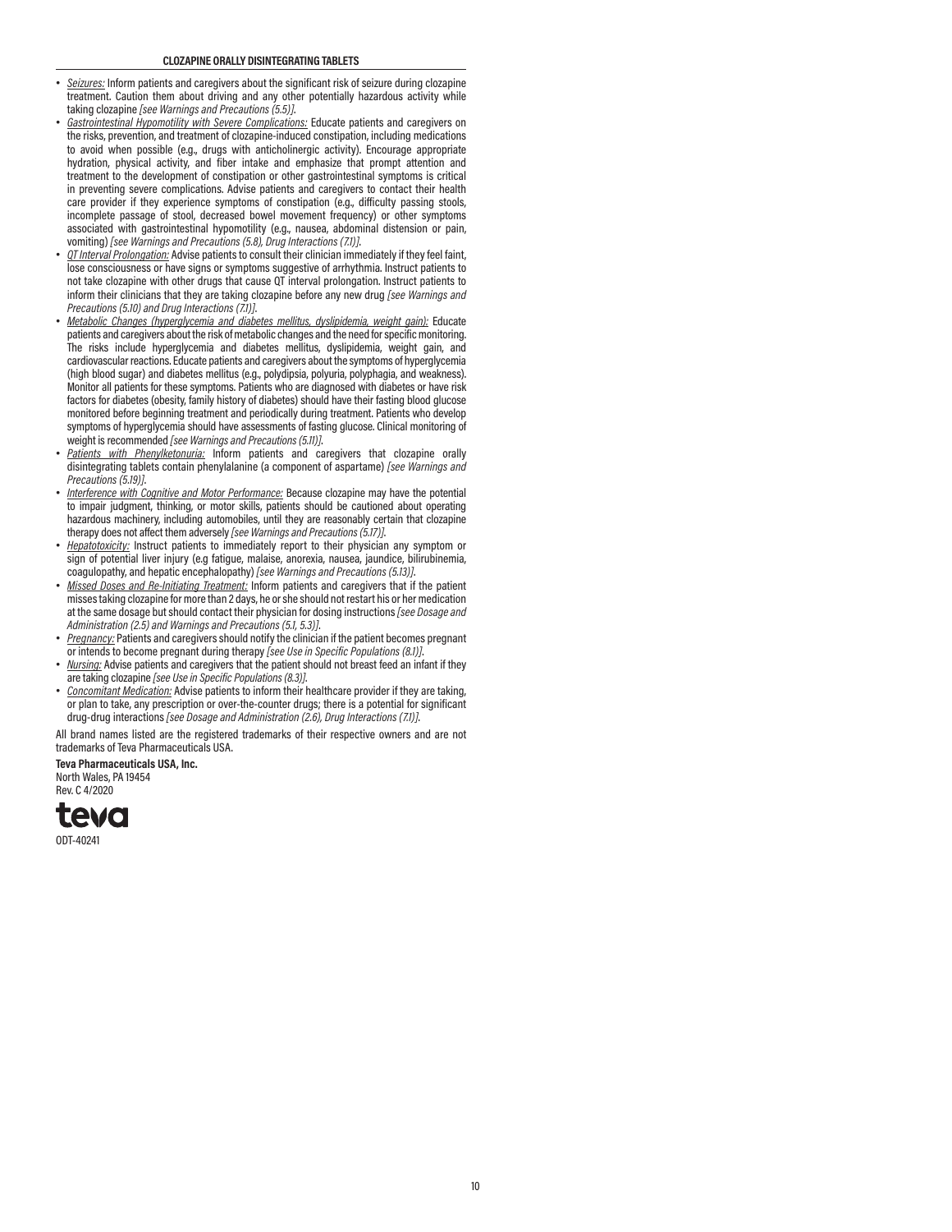- *Seizures:* Inform patients and caregivers about the significant risk of seizure during clozapine treatment. Caution them about driving and any other potentially hazardous activity while taking clozapine *[see Warnings and Precautions (5.5)]*.
- *Gastrointestinal Hypomotility with Severe Complications:* Educate patients and caregivers on the risks, prevention, and treatment of clozapine-induced constipation, including medications to avoid when possible (e.g., drugs with anticholinergic activity). Encourage appropriate hydration, physical activity, and fiber intake and emphasize that prompt attention and treatment to the development of constipation or other gastrointestinal symptoms is critical in preventing severe complications. Advise patients and caregivers to contact their health care provider if they experience symptoms of constipation (e.g., difficulty passing stools, incomplete passage of stool, decreased bowel movement frequency) or other symptoms associated with gastrointestinal hypomotility (e.g., nausea, abdominal distension or pain, vomiting) *[see Warnings and Precautions (5.8), Drug Interactions (7.1)]*.
- *QT Interval Prolongation:* Advise patients to consult their clinician immediately if they feel faint, lose consciousness or have signs or symptoms suggestive of arrhythmia. Instruct patients to not take clozapine with other drugs that cause QT interval prolongation. Instruct patients to inform their clinicians that they are taking clozapine before any new drug *[see Warnings and Precautions (5.10) and Drug Interactions (7.1)]*.
- *Metabolic Changes (hyperglycemia and diabetes mellitus, dyslipidemia, weight gain):* Educate patients and caregivers about the risk of metabolic changes and the need for specific monitoring. The risks include hyperglycemia and diabetes mellitus, dyslipidemia, weight gain, and cardiovascular reactions. Educate patients and caregivers about the symptoms of hyperglycemia (high blood sugar) and diabetes mellitus (e.g., polydipsia, polyuria, polyphagia, and weakness). Monitor all patients for these symptoms. Patients who are diagnosed with diabetes or have risk factors for diabetes (obesity, family history of diabetes) should have their fasting blood glucose monitored before beginning treatment and periodically during treatment. Patients who develop symptoms of hyperglycemia should have assessments of fasting glucose. Clinical monitoring of weight is recommended *[see Warnings and Precautions (5.11)]*.
- *Patients with Phenylketonuria:* Inform patients and caregivers that clozapine orally disintegrating tablets contain phenylalanine (a component of aspartame) *[see Warnings and Precautions (5.19)]*.
- *Interference with Cognitive and Motor Performance:* Because clozapine may have the potential to impair judgment, thinking, or motor skills, patients should be cautioned about operating hazardous machinery, including automobiles, until they are reasonably certain that clozapine therapy does not affect them adversely *[see Warnings and Precautions (5.17)]*.
- *Hepatotoxicity:* Instruct patients to immediately report to their physician any symptom or sign of potential liver injury (e.g fatigue, malaise, anorexia, nausea, jaundice, bilirubinemia, coagulopathy, and hepatic encephalopathy) *[see Warnings and Precautions (5.13)]*.
- *Missed Doses and Re-Initiating Treatment:* Inform patients and caregivers that if the patient misses taking clozapine for more than 2 days, he or she should not restart his or her medication at the same dosage but should contact their physician for dosing instructions *[see Dosage and Administration (2.5) and Warnings and Precautions (5.1, 5.3)]*.
- *Pregnancy:* Patients and caregivers should notify the clinician if the patient becomes pregnant or intends to become pregnant during therapy *[see Use in Specific Populations (8.1)]*.
- *Nursing:* Advise patients and caregivers that the patient should not breast feed an infant if they are taking clozapine *[see Use in Specific Populations (8.3)]*.
- *Concomitant Medication:* Advise patients to inform their healthcare provider if they are taking, or plan to take, any prescription or over-the-counter drugs; there is a potential for significant drug-drug interactions *[see Dosage and Administration (2.6), Drug Interactions (7.1)]*.

All brand names listed are the registered trademarks of their respective owners and are not trademarks of Teva Pharmaceuticals USA.

**Teva Pharmaceuticals USA, Inc.**
North Wales, PA 19454
Rev. C 4/2020

teva

ODT-40241